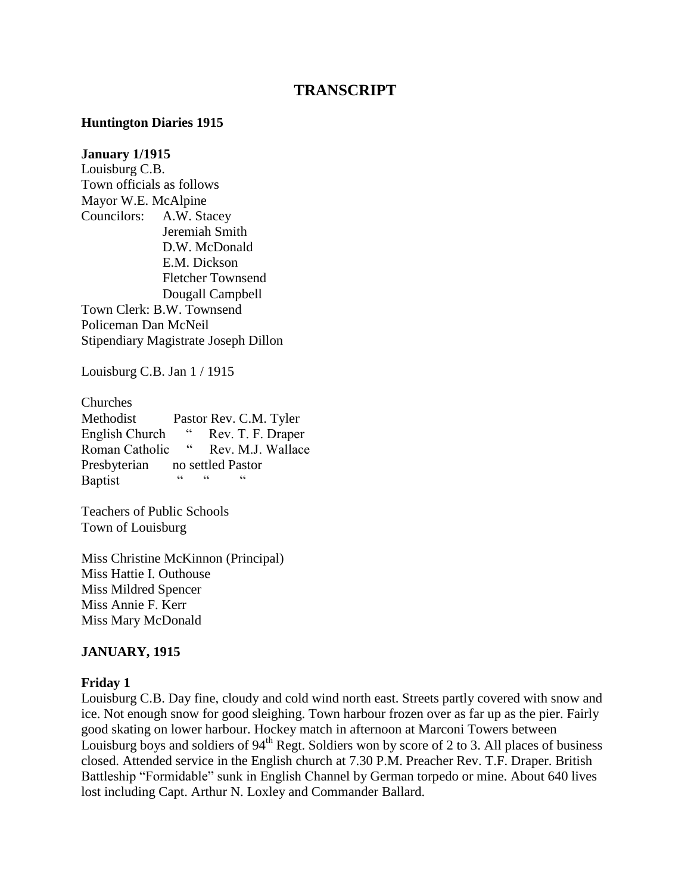# TRANSCRIPT

**Huntington Diaries 1915**

**January 1/1915**
Louisburg C.B.
Town officials as follows
Mayor W.E. McAlpine
Councilors: A.W. Stacey
Jeremiah Smith
D.W. McDonald
E.M. Dickson
Fletcher Townsend
Dougall Campbell
Town Clerk: B.W. Townsend
Policeman Dan McNeil
Stipendiary Magistrate Joseph Dillon

Louisburg C.B. Jan 1 / 1915

Churches

| | |
|---|---|
| Methodist | Pastor Rev. C.M. Tyler |
| English Church | " Rev. T. F. Draper |
| Roman Catholic | " Rev. M.J. Wallace |
| Presbyterian | no settled Pastor |
| Baptist | " " " |

Teachers of Public Schools
Town of Louisburg

Miss Christine McKinnon (Principal)
Miss Hattie I. Outhouse
Miss Mildred Spencer
Miss Annie F. Kerr
Miss Mary McDonald

## JANUARY, 1915

**Friday 1**
Louisburg C.B. Day fine, cloudy and cold wind north east. Streets partly covered with snow and ice. Not enough snow for good sleighing. Town harbour frozen over as far up as the pier. Fairly good skating on lower harbour. Hockey match in afternoon at Marconi Towers between Louisburg boys and soldiers of 94th Regt. Soldiers won by score of 2 to 3. All places of business closed. Attended service in the English church at 7.30 P.M. Preacher Rev. T.F. Draper. British Battleship "Formidable" sunk in English Channel by German torpedo or mine. About 640 lives lost including Capt. Arthur N. Loxley and Commander Ballard.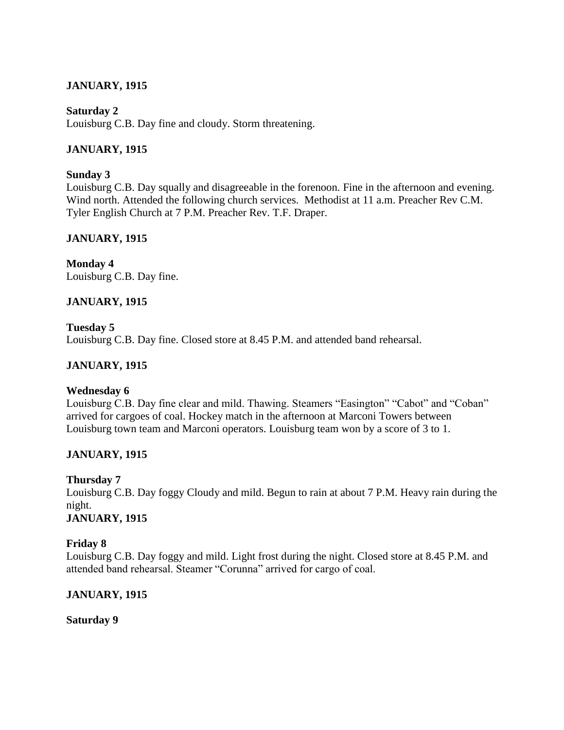**JANUARY, 1915**

**Saturday 2**
Louisburg C.B. Day fine and cloudy. Storm threatening.

**JANUARY, 1915**

**Sunday 3**
Louisburg C.B. Day squally and disagreeable in the forenoon. Fine in the afternoon and evening. Wind north. Attended the following church services. Methodist at 11 a.m. Preacher Rev C.M. Tyler English Church at 7 P.M. Preacher Rev. T.F. Draper.

**JANUARY, 1915**

**Monday 4**
Louisburg C.B. Day fine.

**JANUARY, 1915**

**Tuesday 5**
Louisburg C.B. Day fine. Closed store at 8.45 P.M. and attended band rehearsal.

**JANUARY, 1915**

**Wednesday 6**
Louisburg C.B. Day fine clear and mild. Thawing. Steamers "Easington" "Cabot" and "Coban" arrived for cargoes of coal. Hockey match in the afternoon at Marconi Towers between Louisburg town team and Marconi operators. Louisburg team won by a score of 3 to 1.

**JANUARY, 1915**

**Thursday 7**
Louisburg C.B. Day foggy Cloudy and mild. Begun to rain at about 7 P.M. Heavy rain during the night.

**JANUARY, 1915**

**Friday 8**
Louisburg C.B. Day foggy and mild. Light frost during the night. Closed store at 8.45 P.M. and attended band rehearsal. Steamer "Corunna" arrived for cargo of coal.

**JANUARY, 1915**

**Saturday 9**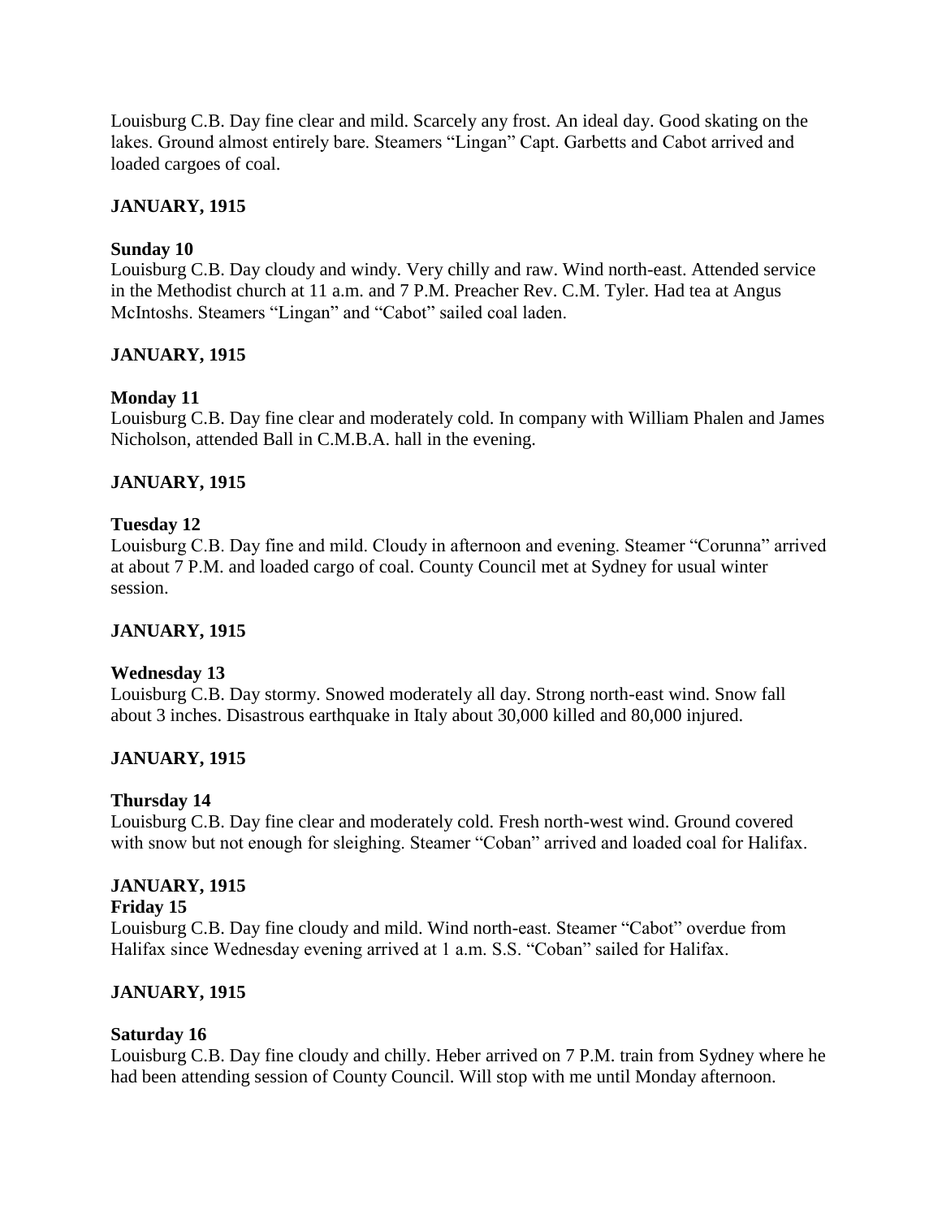Louisburg C.B. Day fine clear and mild. Scarcely any frost. An ideal day. Good skating on the lakes. Ground almost entirely bare. Steamers "Lingan" Capt. Garbetts and Cabot arrived and loaded cargoes of coal.

**JANUARY, 1915**

**Sunday 10**

Louisburg C.B. Day cloudy and windy. Very chilly and raw. Wind north-east. Attended service in the Methodist church at 11 a.m. and 7 P.M. Preacher Rev. C.M. Tyler. Had tea at Angus McIntoshs. Steamers "Lingan" and "Cabot" sailed coal laden.

**JANUARY, 1915**

**Monday 11**

Louisburg C.B. Day fine clear and moderately cold. In company with William Phalen and James Nicholson, attended Ball in C.M.B.A. hall in the evening.

**JANUARY, 1915**

**Tuesday 12**

Louisburg C.B. Day fine and mild. Cloudy in afternoon and evening. Steamer "Corunna" arrived at about 7 P.M. and loaded cargo of coal. County Council met at Sydney for usual winter session.

**JANUARY, 1915**

**Wednesday 13**

Louisburg C.B. Day stormy. Snowed moderately all day. Strong north-east wind. Snow fall about 3 inches. Disastrous earthquake in Italy about 30,000 killed and 80,000 injured.

**JANUARY, 1915**

**Thursday 14**

Louisburg C.B. Day fine clear and moderately cold. Fresh north-west wind. Ground covered with snow but not enough for sleighing. Steamer "Coban" arrived and loaded coal for Halifax.

**JANUARY, 1915**

**Friday 15**

Louisburg C.B. Day fine cloudy and mild. Wind north-east. Steamer "Cabot" overdue from Halifax since Wednesday evening arrived at 1 a.m. S.S. "Coban" sailed for Halifax.

**JANUARY, 1915**

**Saturday 16**

Louisburg C.B. Day fine cloudy and chilly. Heber arrived on 7 P.M. train from Sydney where he had been attending session of County Council. Will stop with me until Monday afternoon.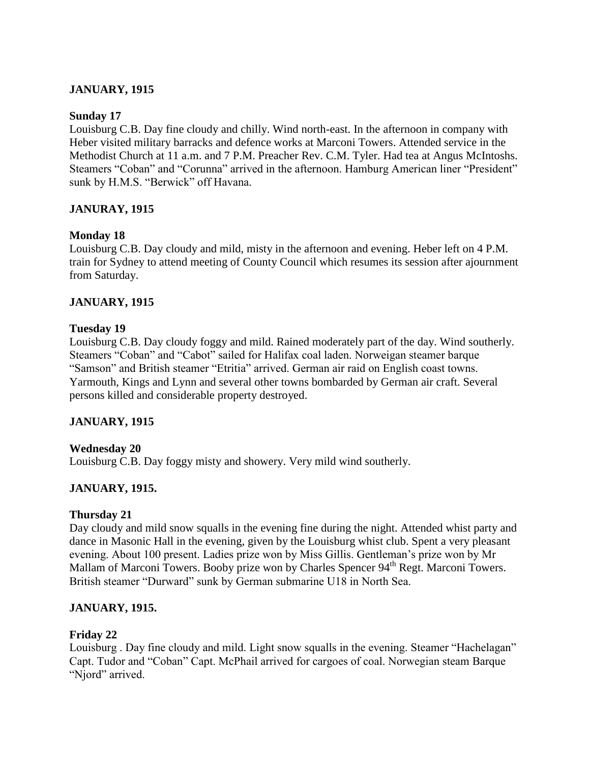**JANUARY, 1915**

**Sunday 17**

Louisburg C.B. Day fine cloudy and chilly. Wind north-east. In the afternoon in company with Heber visited military barracks and defence works at Marconi Towers. Attended service in the Methodist Church at 11 a.m. and 7 P.M. Preacher Rev. C.M. Tyler. Had tea at Angus McIntoshs. Steamers "Coban" and "Corunna" arrived in the afternoon. Hamburg American liner "President" sunk by H.M.S. "Berwick" off Havana.

**JANURAY, 1915**

**Monday 18**

Louisburg C.B. Day cloudy and mild, misty in the afternoon and evening. Heber left on 4 P.M. train for Sydney to attend meeting of County Council which resumes its session after ajournment from Saturday.

**JANUARY, 1915**

**Tuesday 19**

Louisburg C.B. Day cloudy foggy and mild. Rained moderately part of the day. Wind southerly. Steamers "Coban" and "Cabot" sailed for Halifax coal laden. Norweigan steamer barque "Samson" and British steamer "Etritia" arrived. German air raid on English coast towns. Yarmouth, Kings and Lynn and several other towns bombarded by German air craft. Several persons killed and considerable property destroyed.

**JANUARY, 1915**

**Wednesday 20**

Louisburg C.B. Day foggy misty and showery. Very mild wind southerly.

**JANUARY, 1915.**

**Thursday 21**

Day cloudy and mild snow squalls in the evening fine during the night. Attended whist party and dance in Masonic Hall in the evening, given by the Louisburg whist club. Spent a very pleasant evening. About 100 present. Ladies prize won by Miss Gillis. Gentleman's prize won by Mr Mallam of Marconi Towers. Booby prize won by Charles Spencer 94th Regt. Marconi Towers. British steamer "Durward" sunk by German submarine U18 in North Sea.

**JANUARY, 1915.**

**Friday 22**

Louisburg . Day fine cloudy and mild. Light snow squalls in the evening. Steamer "Hachelagan" Capt. Tudor and "Coban" Capt. McPhail arrived for cargoes of coal. Norwegian steam Barque "Njord" arrived.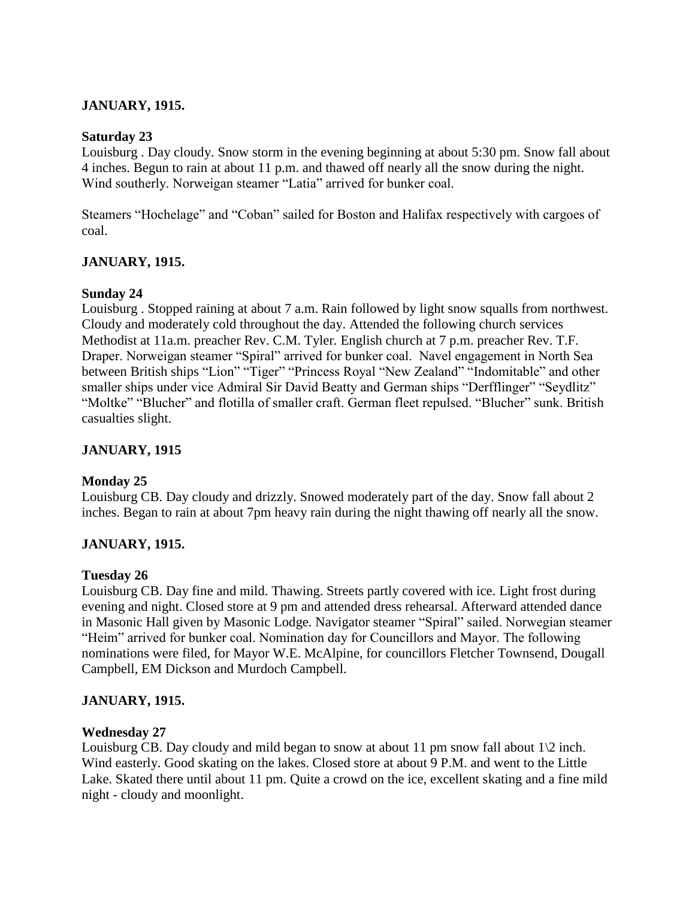**JANUARY, 1915.**

**Saturday 23**

Louisburg . Day cloudy. Snow storm in the evening beginning at about 5:30 pm. Snow fall about 4 inches. Begun to rain at about 11 p.m. and thawed off nearly all the snow during the night. Wind southerly. Norweigan steamer "Latia" arrived for bunker coal.

Steamers "Hochelage" and "Coban" sailed for Boston and Halifax respectively with cargoes of coal.

**JANUARY, 1915.**

**Sunday 24**

Louisburg . Stopped raining at about 7 a.m. Rain followed by light snow squalls from northwest. Cloudy and moderately cold throughout the day. Attended the following church services Methodist at 11a.m. preacher Rev. C.M. Tyler. English church at 7 p.m. preacher Rev. T.F. Draper. Norweigan steamer "Spiral" arrived for bunker coal. Navel engagement in North Sea between British ships "Lion" "Tiger" "Princess Royal "New Zealand" "Indomitable" and other smaller ships under vice Admiral Sir David Beatty and German ships "Derfflinger" "Seydlitz" "Moltke" "Blucher" and flotilla of smaller craft. German fleet repulsed. "Blucher" sunk. British casualties slight.

**JANUARY, 1915**

**Monday 25**

Louisburg CB. Day cloudy and drizzly. Snowed moderately part of the day. Snow fall about 2 inches. Began to rain at about 7pm heavy rain during the night thawing off nearly all the snow.

**JANUARY, 1915.**

**Tuesday 26**

Louisburg CB. Day fine and mild. Thawing. Streets partly covered with ice. Light frost during evening and night. Closed store at 9 pm and attended dress rehearsal. Afterward attended dance in Masonic Hall given by Masonic Lodge. Navigator steamer "Spiral" sailed. Norwegian steamer "Heim" arrived for bunker coal. Nomination day for Councillors and Mayor. The following nominations were filed, for Mayor W.E. McAlpine, for councillors Fletcher Townsend, Dougall Campbell, EM Dickson and Murdoch Campbell.

**JANUARY, 1915.**

**Wednesday 27**

Louisburg CB. Day cloudy and mild began to snow at about 11 pm snow fall about 1\2 inch. Wind easterly. Good skating on the lakes. Closed store at about 9 P.M. and went to the Little Lake. Skated there until about 11 pm. Quite a crowd on the ice, excellent skating and a fine mild night - cloudy and moonlight.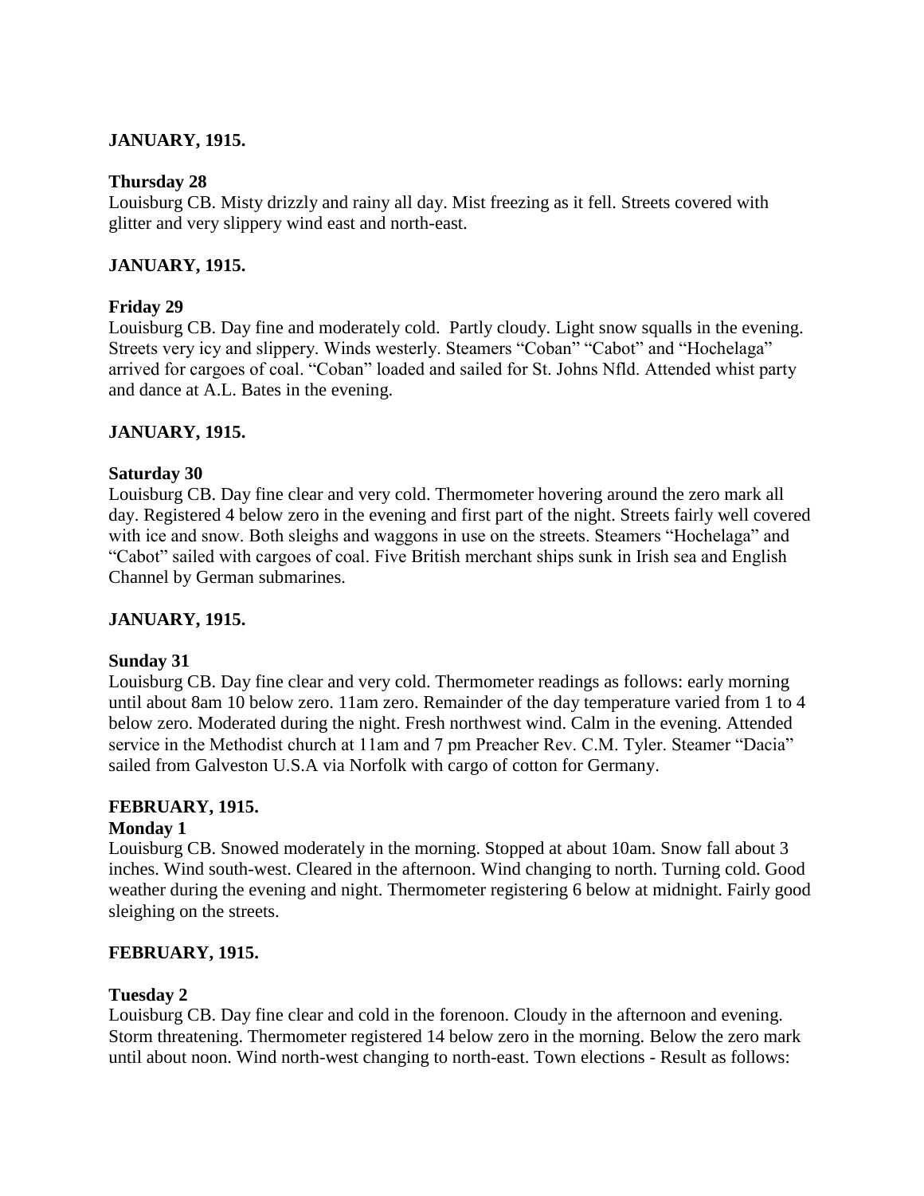**JANUARY, 1915.**

**Thursday 28**
Louisburg CB. Misty drizzly and rainy all day. Mist freezing as it fell. Streets covered with glitter and very slippery wind east and north-east.

**JANUARY, 1915.**

**Friday 29**
Louisburg CB. Day fine and moderately cold. Partly cloudy. Light snow squalls in the evening. Streets very icy and slippery. Winds westerly. Steamers "Coban" "Cabot" and "Hochelaga" arrived for cargoes of coal. "Coban" loaded and sailed for St. Johns Nfld. Attended whist party and dance at A.L. Bates in the evening.

**JANUARY, 1915.**

**Saturday 30**
Louisburg CB. Day fine clear and very cold. Thermometer hovering around the zero mark all day. Registered 4 below zero in the evening and first part of the night. Streets fairly well covered with ice and snow. Both sleighs and waggons in use on the streets. Steamers "Hochelaga" and "Cabot" sailed with cargoes of coal. Five British merchant ships sunk in Irish sea and English Channel by German submarines.

**JANUARY, 1915.**

**Sunday 31**
Louisburg CB. Day fine clear and very cold. Thermometer readings as follows: early morning until about 8am 10 below zero. 11am zero. Remainder of the day temperature varied from 1 to 4 below zero. Moderated during the night. Fresh northwest wind. Calm in the evening. Attended service in the Methodist church at 11am and 7 pm Preacher Rev. C.M. Tyler. Steamer "Dacia" sailed from Galveston U.S.A via Norfolk with cargo of cotton for Germany.

**FEBRUARY, 1915.**

**Monday 1**
Louisburg CB. Snowed moderately in the morning. Stopped at about 10am. Snow fall about 3 inches. Wind south-west. Cleared in the afternoon. Wind changing to north. Turning cold. Good weather during the evening and night. Thermometer registering 6 below at midnight. Fairly good sleighing on the streets.

**FEBRUARY, 1915.**

**Tuesday 2**
Louisburg CB. Day fine clear and cold in the forenoon. Cloudy in the afternoon and evening. Storm threatening. Thermometer registered 14 below zero in the morning. Below the zero mark until about noon. Wind north-west changing to north-east. Town elections - Result as follows: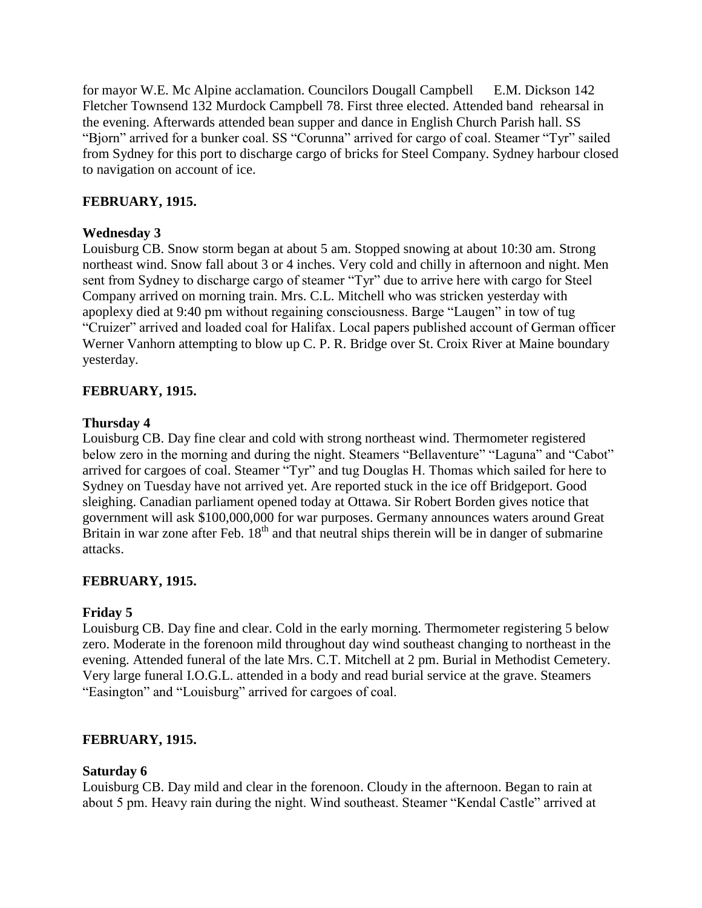for mayor W.E. Mc Alpine acclamation. Councilors Dougall Campbell   E.M. Dickson 142 Fletcher Townsend 132 Murdock Campbell 78. First three elected. Attended band  rehearsal in the evening. Afterwards attended bean supper and dance in English Church Parish hall. SS "Bjorn" arrived for a bunker coal. SS "Corunna" arrived for cargo of coal. Steamer "Tyr" sailed from Sydney for this port to discharge cargo of bricks for Steel Company. Sydney harbour closed to navigation on account of ice.

**FEBRUARY, 1915.**

**Wednesday 3**

Louisburg CB. Snow storm began at about 5 am. Stopped snowing at about 10:30 am. Strong northeast wind. Snow fall about 3 or 4 inches. Very cold and chilly in afternoon and night. Men sent from Sydney to discharge cargo of steamer "Tyr" due to arrive here with cargo for Steel Company arrived on morning train. Mrs. C.L. Mitchell who was stricken yesterday with apoplexy died at 9:40 pm without regaining consciousness. Barge "Laugen" in tow of tug "Cruizer" arrived and loaded coal for Halifax. Local papers published account of German officer Werner Vanhorn attempting to blow up C. P. R. Bridge over St. Croix River at Maine boundary yesterday.

**FEBRUARY, 1915.**

**Thursday 4**

Louisburg CB. Day fine clear and cold with strong northeast wind. Thermometer registered below zero in the morning and during the night. Steamers "Bellaventure" "Laguna" and "Cabot" arrived for cargoes of coal. Steamer "Tyr" and tug Douglas H. Thomas which sailed for here to Sydney on Tuesday have not arrived yet. Are reported stuck in the ice off Bridgeport. Good sleighing. Canadian parliament opened today at Ottawa. Sir Robert Borden gives notice that government will ask $100,000,000 for war purposes. Germany announces waters around Great Britain in war zone after Feb. 18th and that neutral ships therein will be in danger of submarine attacks.

**FEBRUARY, 1915.**

**Friday 5**

Louisburg CB. Day fine and clear. Cold in the early morning. Thermometer registering 5 below zero. Moderate in the forenoon mild throughout day wind southeast changing to northeast in the evening. Attended funeral of the late Mrs. C.T. Mitchell at 2 pm. Burial in Methodist Cemetery. Very large funeral I.O.G.L. attended in a body and read burial service at the grave. Steamers "Easington" and "Louisburg" arrived for cargoes of coal.

**FEBRUARY, 1915.**

**Saturday 6**

Louisburg CB. Day mild and clear in the forenoon. Cloudy in the afternoon. Began to rain at about 5 pm. Heavy rain during the night. Wind southeast. Steamer "Kendal Castle" arrived at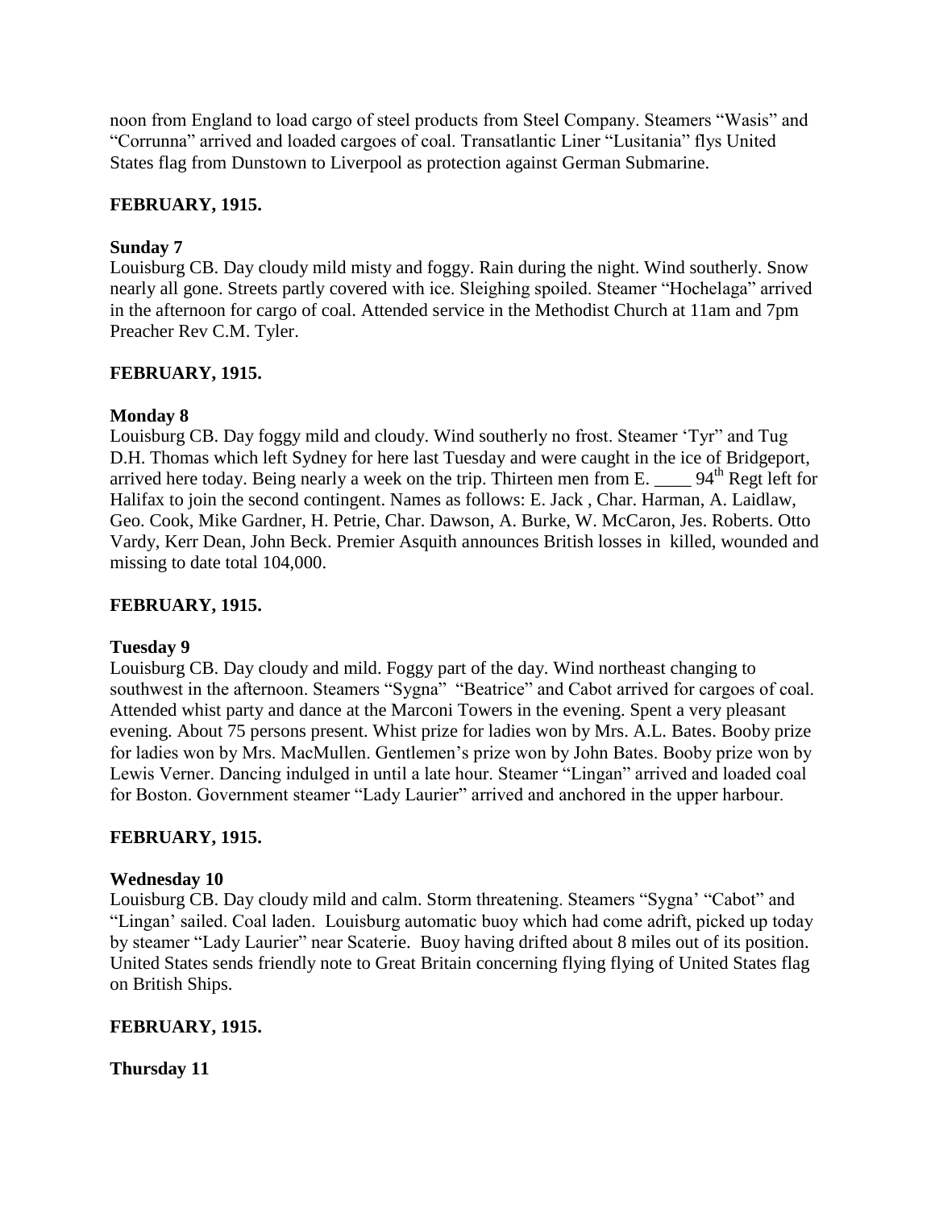noon from England to load cargo of steel products from Steel Company. Steamers "Wasis" and "Corrunna" arrived and loaded cargoes of coal. Transatlantic Liner "Lusitania" flys United States flag from Dunstown to Liverpool as protection against German Submarine.

**FEBRUARY, 1915.**

**Sunday 7**

Louisburg CB. Day cloudy mild misty and foggy. Rain during the night. Wind southerly. Snow nearly all gone. Streets partly covered with ice. Sleighing spoiled. Steamer "Hochelaga" arrived in the afternoon for cargo of coal. Attended service in the Methodist Church at 11am and 7pm Preacher Rev C.M. Tyler.

**FEBRUARY, 1915.**

**Monday 8**

Louisburg CB. Day foggy mild and cloudy. Wind southerly no frost. Steamer 'Tyr" and Tug D.H. Thomas which left Sydney for here last Tuesday and were caught in the ice of Bridgeport, arrived here today. Being nearly a week on the trip. Thirteen men from E. ____ 94th Regt left for Halifax to join the second contingent. Names as follows: E. Jack , Char. Harman, A. Laidlaw, Geo. Cook, Mike Gardner, H. Petrie, Char. Dawson, A. Burke, W. McCaron, Jes. Roberts. Otto Vardy, Kerr Dean, John Beck. Premier Asquith announces British losses in killed, wounded and missing to date total 104,000.

**FEBRUARY, 1915.**

**Tuesday 9**

Louisburg CB. Day cloudy and mild. Foggy part of the day. Wind northeast changing to southwest in the afternoon. Steamers "Sygna" "Beatrice" and Cabot arrived for cargoes of coal. Attended whist party and dance at the Marconi Towers in the evening. Spent a very pleasant evening. About 75 persons present. Whist prize for ladies won by Mrs. A.L. Bates. Booby prize for ladies won by Mrs. MacMullen. Gentlemen's prize won by John Bates. Booby prize won by Lewis Verner. Dancing indulged in until a late hour. Steamer "Lingan" arrived and loaded coal for Boston. Government steamer "Lady Laurier" arrived and anchored in the upper harbour.

**FEBRUARY, 1915.**

**Wednesday 10**

Louisburg CB. Day cloudy mild and calm. Storm threatening. Steamers "Sygna' "Cabot" and "Lingan' sailed. Coal laden. Louisburg automatic buoy which had come adrift, picked up today by steamer "Lady Laurier" near Scaterie. Buoy having drifted about 8 miles out of its position. United States sends friendly note to Great Britain concerning flying flying of United States flag on British Ships.

**FEBRUARY, 1915.**

**Thursday 11**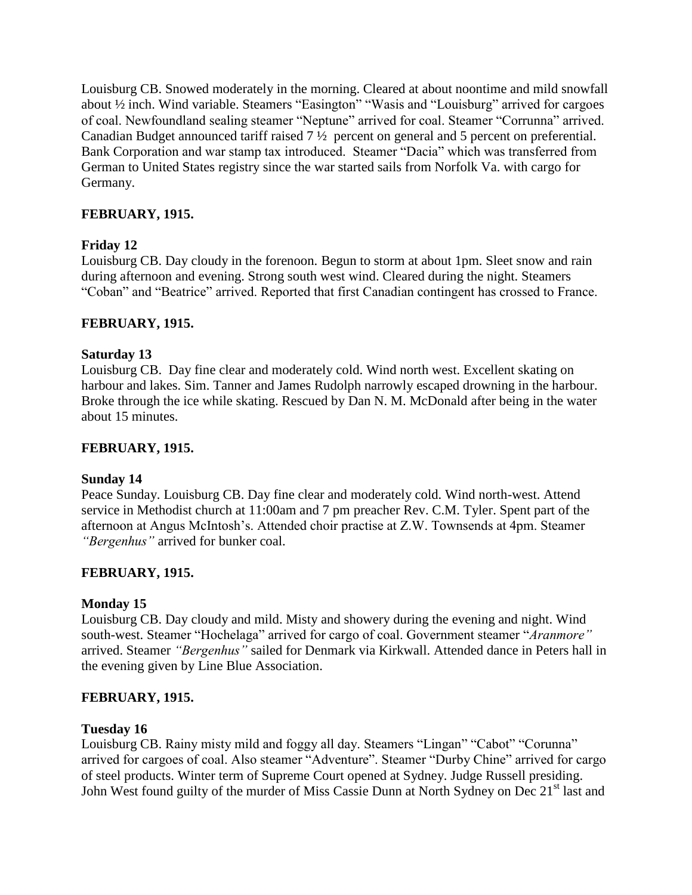Louisburg CB. Snowed moderately in the morning. Cleared at about noontime and mild snowfall about ½ inch. Wind variable. Steamers "Easington" "Wasis and "Louisburg" arrived for cargoes of coal. Newfoundland sealing steamer "Neptune" arrived for coal. Steamer "Corrunna" arrived. Canadian Budget announced tariff raised 7 ½ percent on general and 5 percent on preferential. Bank Corporation and war stamp tax introduced. Steamer "Dacia" which was transferred from German to United States registry since the war started sails from Norfolk Va. with cargo for Germany.

**FEBRUARY, 1915.**

**Friday 12**

Louisburg CB. Day cloudy in the forenoon. Begun to storm at about 1pm. Sleet snow and rain during afternoon and evening. Strong south west wind. Cleared during the night. Steamers "Coban" and "Beatrice" arrived. Reported that first Canadian contingent has crossed to France.

**FEBRUARY, 1915.**

**Saturday 13**

Louisburg CB. Day fine clear and moderately cold. Wind north west. Excellent skating on harbour and lakes. Sim. Tanner and James Rudolph narrowly escaped drowning in the harbour. Broke through the ice while skating. Rescued by Dan N. M. McDonald after being in the water about 15 minutes.

**FEBRUARY, 1915.**

**Sunday 14**

Peace Sunday. Louisburg CB. Day fine clear and moderately cold. Wind north-west. Attend service in Methodist church at 11:00am and 7 pm preacher Rev. C.M. Tyler. Spent part of the afternoon at Angus McIntosh's. Attended choir practise at Z.W. Townsends at 4pm. Steamer *"Bergenhus"* arrived for bunker coal.

**FEBRUARY, 1915.**

**Monday 15**

Louisburg CB. Day cloudy and mild. Misty and showery during the evening and night. Wind south-west. Steamer "Hochelaga" arrived for cargo of coal. Government steamer "*Aranmore"* arrived. Steamer *"Bergenhus"* sailed for Denmark via Kirkwall. Attended dance in Peters hall in the evening given by Line Blue Association.

**FEBRUARY, 1915.**

**Tuesday 16**

Louisburg CB. Rainy misty mild and foggy all day. Steamers "Lingan" "Cabot" "Corunna" arrived for cargoes of coal. Also steamer "Adventure". Steamer "Durby Chine" arrived for cargo of steel products. Winter term of Supreme Court opened at Sydney. Judge Russell presiding. John West found guilty of the murder of Miss Cassie Dunn at North Sydney on Dec 21st last and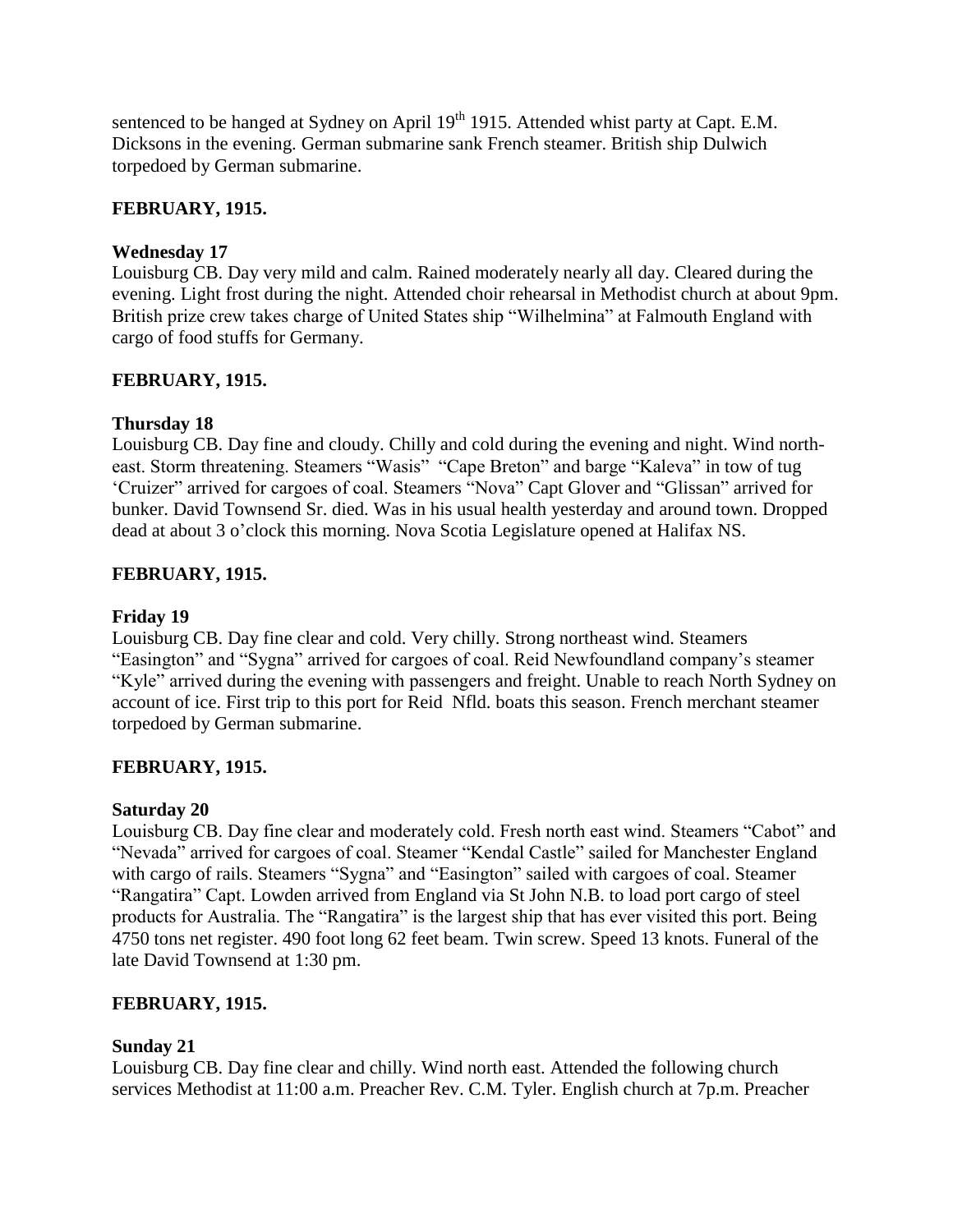sentenced to be hanged at Sydney on April 19th 1915. Attended whist party at Capt. E.M. Dicksons in the evening. German submarine sank French steamer. British ship Dulwich torpedoed by German submarine.

## FEBRUARY, 1915.

### Wednesday 17

Louisburg CB. Day very mild and calm. Rained moderately nearly all day. Cleared during the evening. Light frost during the night. Attended choir rehearsal in Methodist church at about 9pm. British prize crew takes charge of United States ship "Wilhelmina" at Falmouth England with cargo of food stuffs for Germany.

## FEBRUARY, 1915.

### Thursday 18

Louisburg CB. Day fine and cloudy. Chilly and cold during the evening and night. Wind north-east. Storm threatening. Steamers "Wasis" "Cape Breton" and barge "Kaleva" in tow of tug 'Cruizer" arrived for cargoes of coal. Steamers "Nova" Capt Glover and "Glissan" arrived for bunker. David Townsend Sr. died. Was in his usual health yesterday and around town. Dropped dead at about 3 o'clock this morning. Nova Scotia Legislature opened at Halifax NS.

## FEBRUARY, 1915.

### Friday 19

Louisburg CB. Day fine clear and cold. Very chilly. Strong northeast wind. Steamers "Easington" and "Sygna" arrived for cargoes of coal. Reid Newfoundland company's steamer "Kyle" arrived during the evening with passengers and freight. Unable to reach North Sydney on account of ice. First trip to this port for Reid Nfld. boats this season. French merchant steamer torpedoed by German submarine.

## FEBRUARY, 1915.

### Saturday 20

Louisburg CB. Day fine clear and moderately cold. Fresh north east wind. Steamers "Cabot" and "Nevada" arrived for cargoes of coal. Steamer "Kendal Castle" sailed for Manchester England with cargo of rails. Steamers "Sygna" and "Easington" sailed with cargoes of coal. Steamer "Rangatira" Capt. Lowden arrived from England via St John N.B. to load port cargo of steel products for Australia. The "Rangatira" is the largest ship that has ever visited this port. Being 4750 tons net register. 490 foot long 62 feet beam. Twin screw. Speed 13 knots. Funeral of the late David Townsend at 1:30 pm.

## FEBRUARY, 1915.

### Sunday 21

Louisburg CB. Day fine clear and chilly. Wind north east. Attended the following church services Methodist at 11:00 a.m. Preacher Rev. C.M. Tyler. English church at 7p.m. Preacher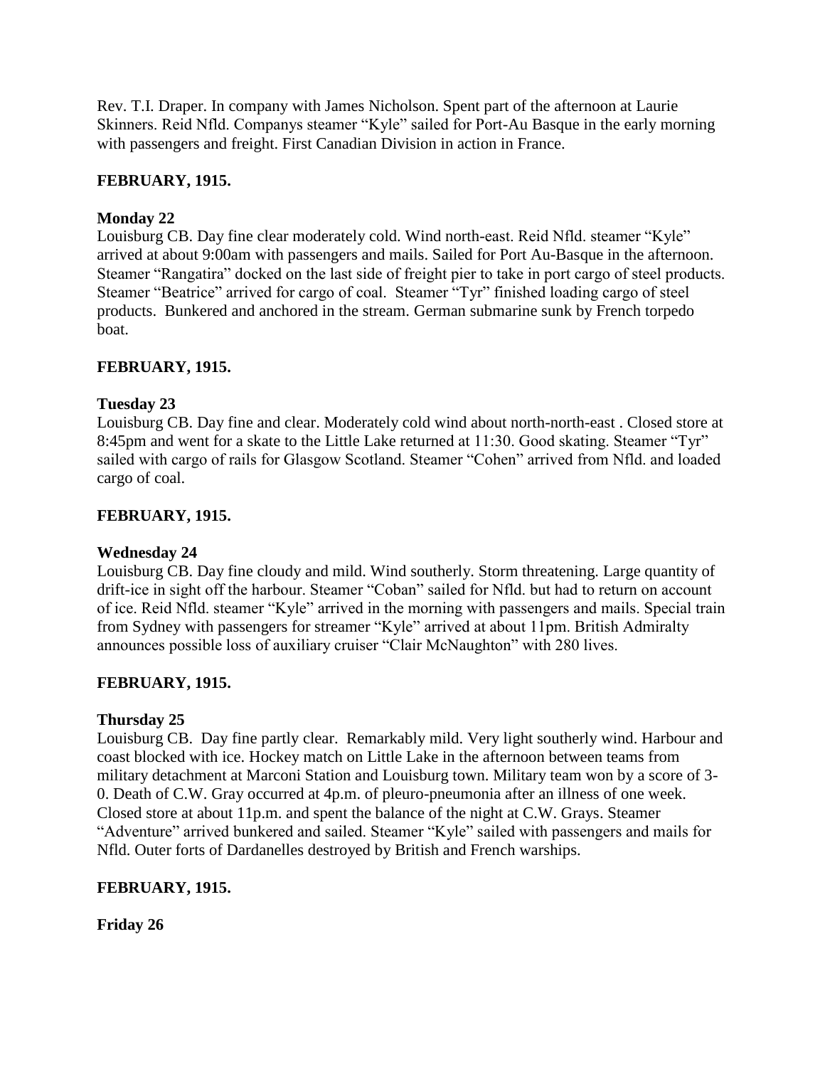Rev. T.I. Draper. In company with James Nicholson. Spent part of the afternoon at Laurie Skinners. Reid Nfld. Companys steamer "Kyle" sailed for Port-Au Basque in the early morning with passengers and freight. First Canadian Division in action in France.

**FEBRUARY, 1915.**

**Monday 22**

Louisburg CB. Day fine clear moderately cold. Wind north-east. Reid Nfld. steamer "Kyle" arrived at about 9:00am with passengers and mails. Sailed for Port Au-Basque in the afternoon. Steamer "Rangatira" docked on the last side of freight pier to take in port cargo of steel products. Steamer "Beatrice" arrived for cargo of coal. Steamer "Tyr" finished loading cargo of steel products. Bunkered and anchored in the stream. German submarine sunk by French torpedo boat.

**FEBRUARY, 1915.**

**Tuesday 23**

Louisburg CB. Day fine and clear. Moderately cold wind about north-north-east . Closed store at 8:45pm and went for a skate to the Little Lake returned at 11:30. Good skating. Steamer "Tyr" sailed with cargo of rails for Glasgow Scotland. Steamer "Cohen" arrived from Nfld. and loaded cargo of coal.

**FEBRUARY, 1915.**

**Wednesday 24**

Louisburg CB. Day fine cloudy and mild. Wind southerly. Storm threatening. Large quantity of drift-ice in sight off the harbour. Steamer "Coban" sailed for Nfld. but had to return on account of ice. Reid Nfld. steamer "Kyle" arrived in the morning with passengers and mails. Special train from Sydney with passengers for streamer "Kyle" arrived at about 11pm. British Admiralty announces possible loss of auxiliary cruiser "Clair McNaughton" with 280 lives.

**FEBRUARY, 1915.**

**Thursday 25**

Louisburg CB. Day fine partly clear. Remarkably mild. Very light southerly wind. Harbour and coast blocked with ice. Hockey match on Little Lake in the afternoon between teams from military detachment at Marconi Station and Louisburg town. Military team won by a score of 3-0. Death of C.W. Gray occurred at 4p.m. of pleuro-pneumonia after an illness of one week. Closed store at about 11p.m. and spent the balance of the night at C.W. Grays. Steamer "Adventure" arrived bunkered and sailed. Steamer "Kyle" sailed with passengers and mails for Nfld. Outer forts of Dardanelles destroyed by British and French warships.

**FEBRUARY, 1915.**

**Friday 26**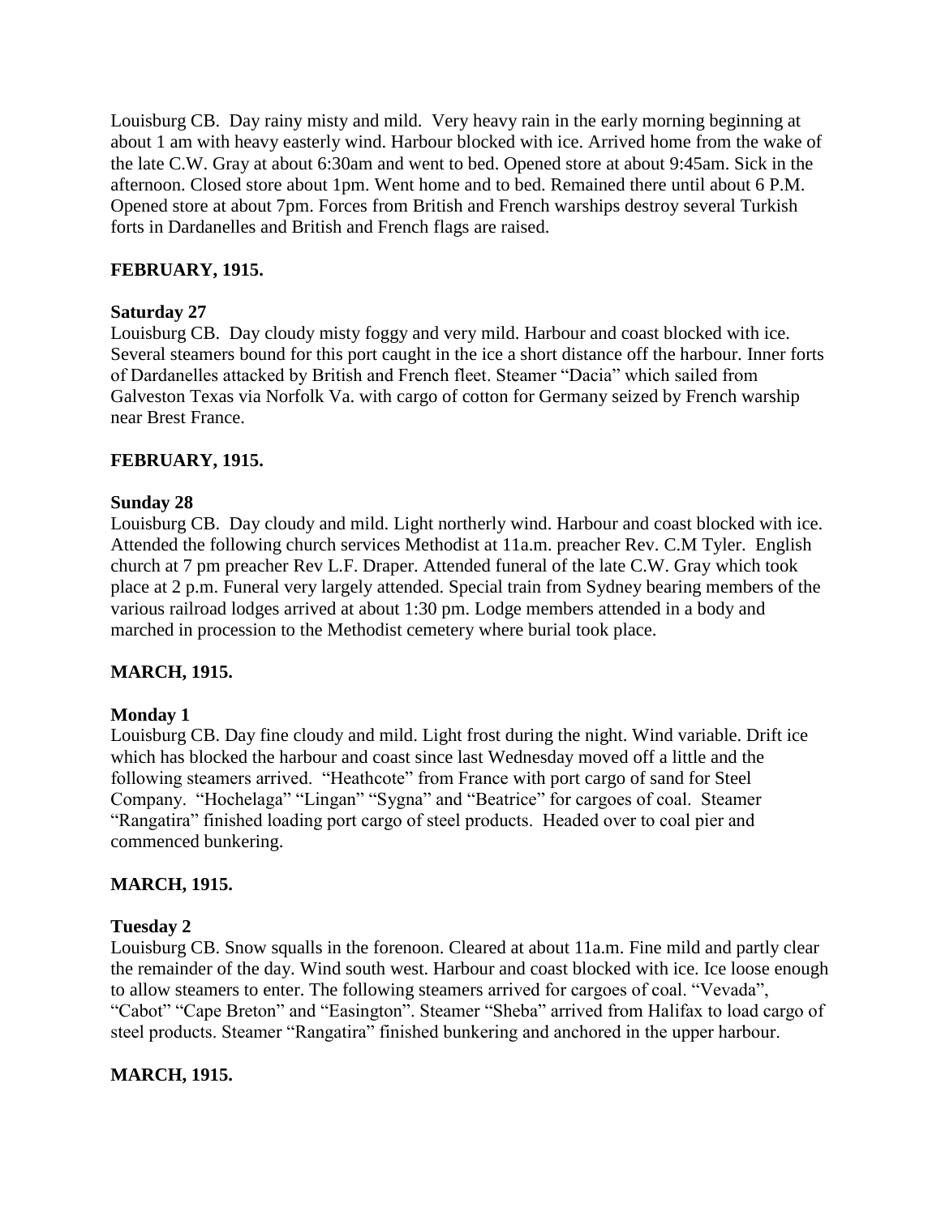Louisburg CB. Day rainy misty and mild. Very heavy rain in the early morning beginning at about 1 am with heavy easterly wind. Harbour blocked with ice. Arrived home from the wake of the late C.W. Gray at about 6:30am and went to bed. Opened store at about 9:45am. Sick in the afternoon. Closed store about 1pm. Went home and to bed. Remained there until about 6 P.M. Opened store at about 7pm. Forces from British and French warships destroy several Turkish forts in Dardanelles and British and French flags are raised.

**FEBRUARY, 1915.**

**Saturday 27**

Louisburg CB. Day cloudy misty foggy and very mild. Harbour and coast blocked with ice. Several steamers bound for this port caught in the ice a short distance off the harbour. Inner forts of Dardanelles attacked by British and French fleet. Steamer "Dacia" which sailed from Galveston Texas via Norfolk Va. with cargo of cotton for Germany seized by French warship near Brest France.

**FEBRUARY, 1915.**

**Sunday 28**

Louisburg CB. Day cloudy and mild. Light northerly wind. Harbour and coast blocked with ice. Attended the following church services Methodist at 11a.m. preacher Rev. C.M Tyler. English church at 7 pm preacher Rev L.F. Draper. Attended funeral of the late C.W. Gray which took place at 2 p.m. Funeral very largely attended. Special train from Sydney bearing members of the various railroad lodges arrived at about 1:30 pm. Lodge members attended in a body and marched in procession to the Methodist cemetery where burial took place.

**MARCH, 1915.**

**Monday 1**

Louisburg CB. Day fine cloudy and mild. Light frost during the night. Wind variable. Drift ice which has blocked the harbour and coast since last Wednesday moved off a little and the following steamers arrived. "Heathcote" from France with port cargo of sand for Steel Company. "Hochelaga" "Lingan" "Sygna" and "Beatrice" for cargoes of coal. Steamer "Rangatira" finished loading port cargo of steel products. Headed over to coal pier and commenced bunkering.

**MARCH, 1915.**

**Tuesday 2**

Louisburg CB. Snow squalls in the forenoon. Cleared at about 11a.m. Fine mild and partly clear the remainder of the day. Wind south west. Harbour and coast blocked with ice. Ice loose enough to allow steamers to enter. The following steamers arrived for cargoes of coal. "Vevada", "Cabot" "Cape Breton" and "Easington". Steamer "Sheba" arrived from Halifax to load cargo of steel products. Steamer "Rangatira" finished bunkering and anchored in the upper harbour.

**MARCH, 1915.**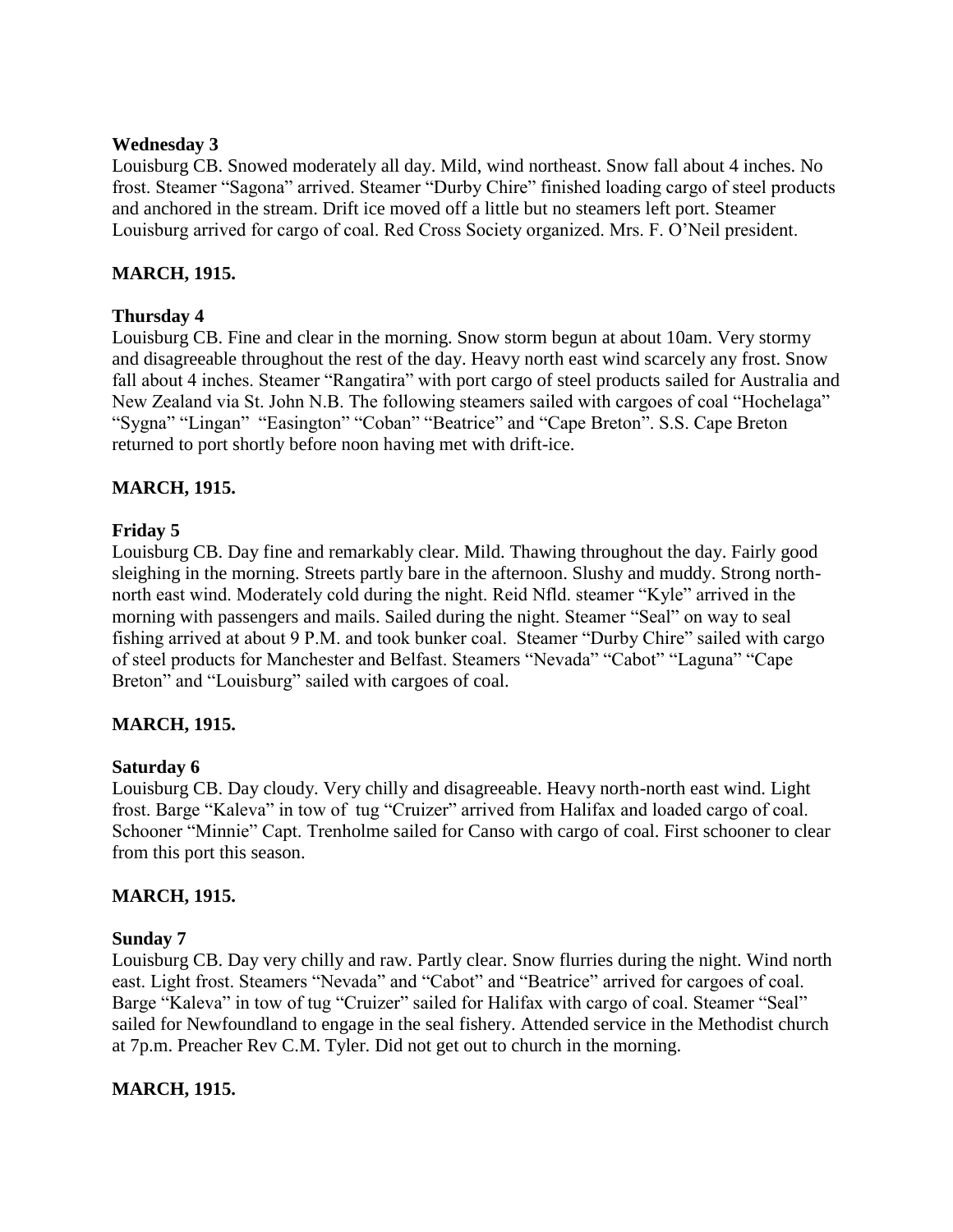**Wednesday 3**

Louisburg CB. Snowed moderately all day. Mild, wind northeast. Snow fall about 4 inches. No frost. Steamer "Sagona" arrived. Steamer "Durby Chire" finished loading cargo of steel products and anchored in the stream. Drift ice moved off a little but no steamers left port. Steamer Louisburg arrived for cargo of coal. Red Cross Society organized. Mrs. F. O'Neil president.

**MARCH, 1915.**

**Thursday 4**

Louisburg CB. Fine and clear in the morning. Snow storm begun at about 10am. Very stormy and disagreeable throughout the rest of the day. Heavy north east wind scarcely any frost. Snow fall about 4 inches. Steamer "Rangatira" with port cargo of steel products sailed for Australia and New Zealand via St. John N.B. The following steamers sailed with cargoes of coal "Hochelaga" "Sygna" "Lingan" "Easington" "Coban" "Beatrice" and "Cape Breton". S.S. Cape Breton returned to port shortly before noon having met with drift-ice.

**MARCH, 1915.**

**Friday 5**

Louisburg CB. Day fine and remarkably clear. Mild. Thawing throughout the day. Fairly good sleighing in the morning. Streets partly bare in the afternoon. Slushy and muddy. Strong north-north east wind. Moderately cold during the night. Reid Nfld. steamer "Kyle" arrived in the morning with passengers and mails. Sailed during the night. Steamer "Seal" on way to seal fishing arrived at about 9 P.M. and took bunker coal. Steamer "Durby Chire" sailed with cargo of steel products for Manchester and Belfast. Steamers "Nevada" "Cabot" "Laguna" "Cape Breton" and "Louisburg" sailed with cargoes of coal.

**MARCH, 1915.**

**Saturday 6**

Louisburg CB. Day cloudy. Very chilly and disagreeable. Heavy north-north east wind. Light frost. Barge "Kaleva" in tow of tug "Cruizer" arrived from Halifax and loaded cargo of coal. Schooner "Minnie" Capt. Trenholme sailed for Canso with cargo of coal. First schooner to clear from this port this season.

**MARCH, 1915.**

**Sunday 7**

Louisburg CB. Day very chilly and raw. Partly clear. Snow flurries during the night. Wind north east. Light frost. Steamers "Nevada" and "Cabot" and "Beatrice" arrived for cargoes of coal. Barge "Kaleva" in tow of tug "Cruizer" sailed for Halifax with cargo of coal. Steamer "Seal" sailed for Newfoundland to engage in the seal fishery. Attended service in the Methodist church at 7p.m. Preacher Rev C.M. Tyler. Did not get out to church in the morning.

**MARCH, 1915.**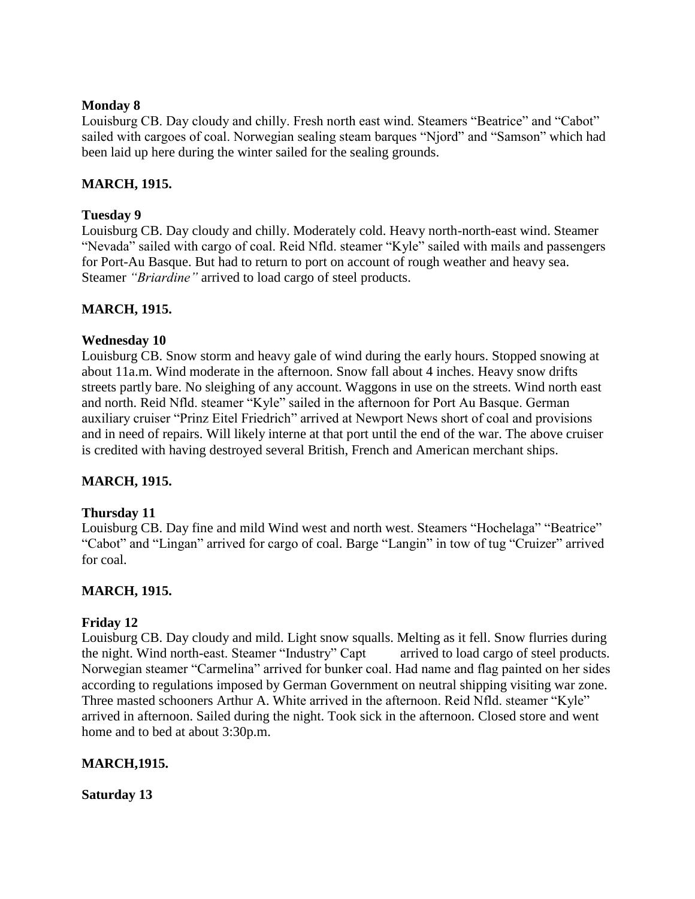**Monday 8**

Louisburg CB. Day cloudy and chilly. Fresh north east wind. Steamers "Beatrice" and "Cabot" sailed with cargoes of coal. Norwegian sealing steam barques "Njord" and "Samson" which had been laid up here during the winter sailed for the sealing grounds.

**MARCH, 1915.**

**Tuesday 9**

Louisburg CB. Day cloudy and chilly. Moderately cold. Heavy north-north-east wind. Steamer "Nevada" sailed with cargo of coal. Reid Nfld. steamer "Kyle" sailed with mails and passengers for Port-Au Basque. But had to return to port on account of rough weather and heavy sea. Steamer *"Briardine"* arrived to load cargo of steel products.

**MARCH, 1915.**

**Wednesday 10**

Louisburg CB. Snow storm and heavy gale of wind during the early hours. Stopped snowing at about 11a.m. Wind moderate in the afternoon. Snow fall about 4 inches. Heavy snow drifts streets partly bare. No sleighing of any account. Waggons in use on the streets. Wind north east and north. Reid Nfld. steamer "Kyle" sailed in the afternoon for Port Au Basque. German auxiliary cruiser "Prinz Eitel Friedrich" arrived at Newport News short of coal and provisions and in need of repairs. Will likely interne at that port until the end of the war. The above cruiser is credited with having destroyed several British, French and American merchant ships.

**MARCH, 1915.**

**Thursday 11**

Louisburg CB. Day fine and mild Wind west and north west. Steamers "Hochelaga" "Beatrice" "Cabot" and "Lingan" arrived for cargo of coal. Barge "Langin" in tow of tug "Cruizer" arrived for coal.

**MARCH, 1915.**

**Friday 12**

Louisburg CB. Day cloudy and mild. Light snow squalls. Melting as it fell. Snow flurries during the night. Wind north-east. Steamer "Industry" Capt arrived to load cargo of steel products. Norwegian steamer "Carmelina" arrived for bunker coal. Had name and flag painted on her sides according to regulations imposed by German Government on neutral shipping visiting war zone. Three masted schooners Arthur A. White arrived in the afternoon. Reid Nfld. steamer "Kyle" arrived in afternoon. Sailed during the night. Took sick in the afternoon. Closed store and went home and to bed at about 3:30p.m.

**MARCH,1915.**

**Saturday 13**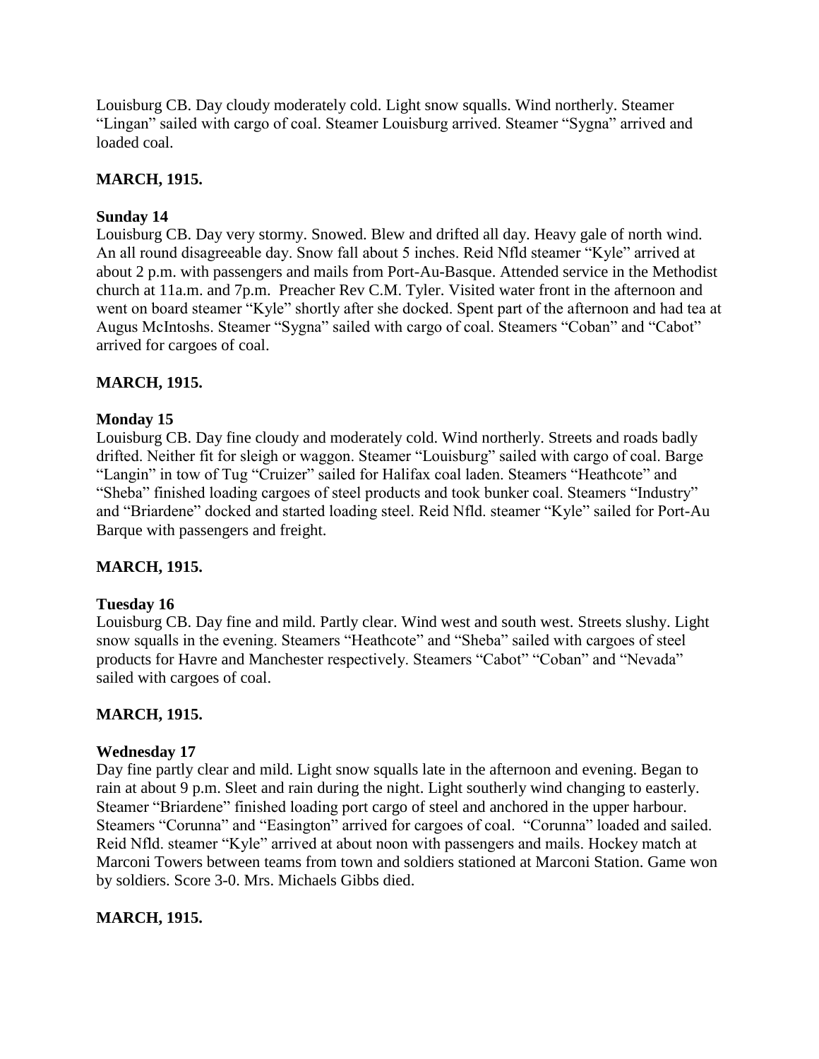Louisburg CB. Day cloudy moderately cold. Light snow squalls. Wind northerly. Steamer "Lingan" sailed with cargo of coal. Steamer Louisburg arrived. Steamer "Sygna" arrived and loaded coal.

**MARCH, 1915.**

**Sunday 14**

Louisburg CB. Day very stormy. Snowed. Blew and drifted all day. Heavy gale of north wind. An all round disagreeable day. Snow fall about 5 inches. Reid Nfld steamer "Kyle" arrived at about 2 p.m. with passengers and mails from Port-Au-Basque. Attended service in the Methodist church at 11a.m. and 7p.m. Preacher Rev C.M. Tyler. Visited water front in the afternoon and went on board steamer "Kyle" shortly after she docked. Spent part of the afternoon and had tea at Augus McIntoshs. Steamer "Sygna" sailed with cargo of coal. Steamers "Coban" and "Cabot" arrived for cargoes of coal.

**MARCH, 1915.**

**Monday 15**

Louisburg CB. Day fine cloudy and moderately cold. Wind northerly. Streets and roads badly drifted. Neither fit for sleigh or waggon. Steamer "Louisburg" sailed with cargo of coal. Barge "Langin" in tow of Tug "Cruizer" sailed for Halifax coal laden. Steamers "Heathcote" and "Sheba" finished loading cargoes of steel products and took bunker coal. Steamers "Industry" and "Briardene" docked and started loading steel. Reid Nfld. steamer "Kyle" sailed for Port-Au Barque with passengers and freight.

**MARCH, 1915.**

**Tuesday 16**

Louisburg CB. Day fine and mild. Partly clear. Wind west and south west. Streets slushy. Light snow squalls in the evening. Steamers "Heathcote" and "Sheba" sailed with cargoes of steel products for Havre and Manchester respectively. Steamers "Cabot" "Coban" and "Nevada" sailed with cargoes of coal.

**MARCH, 1915.**

**Wednesday 17**

Day fine partly clear and mild. Light snow squalls late in the afternoon and evening. Began to rain at about 9 p.m. Sleet and rain during the night. Light southerly wind changing to easterly. Steamer "Briardene" finished loading port cargo of steel and anchored in the upper harbour. Steamers "Corunna" and "Easington" arrived for cargoes of coal. "Corunna" loaded and sailed. Reid Nfld. steamer "Kyle" arrived at about noon with passengers and mails. Hockey match at Marconi Towers between teams from town and soldiers stationed at Marconi Station. Game won by soldiers. Score 3-0. Mrs. Michaels Gibbs died.

**MARCH, 1915.**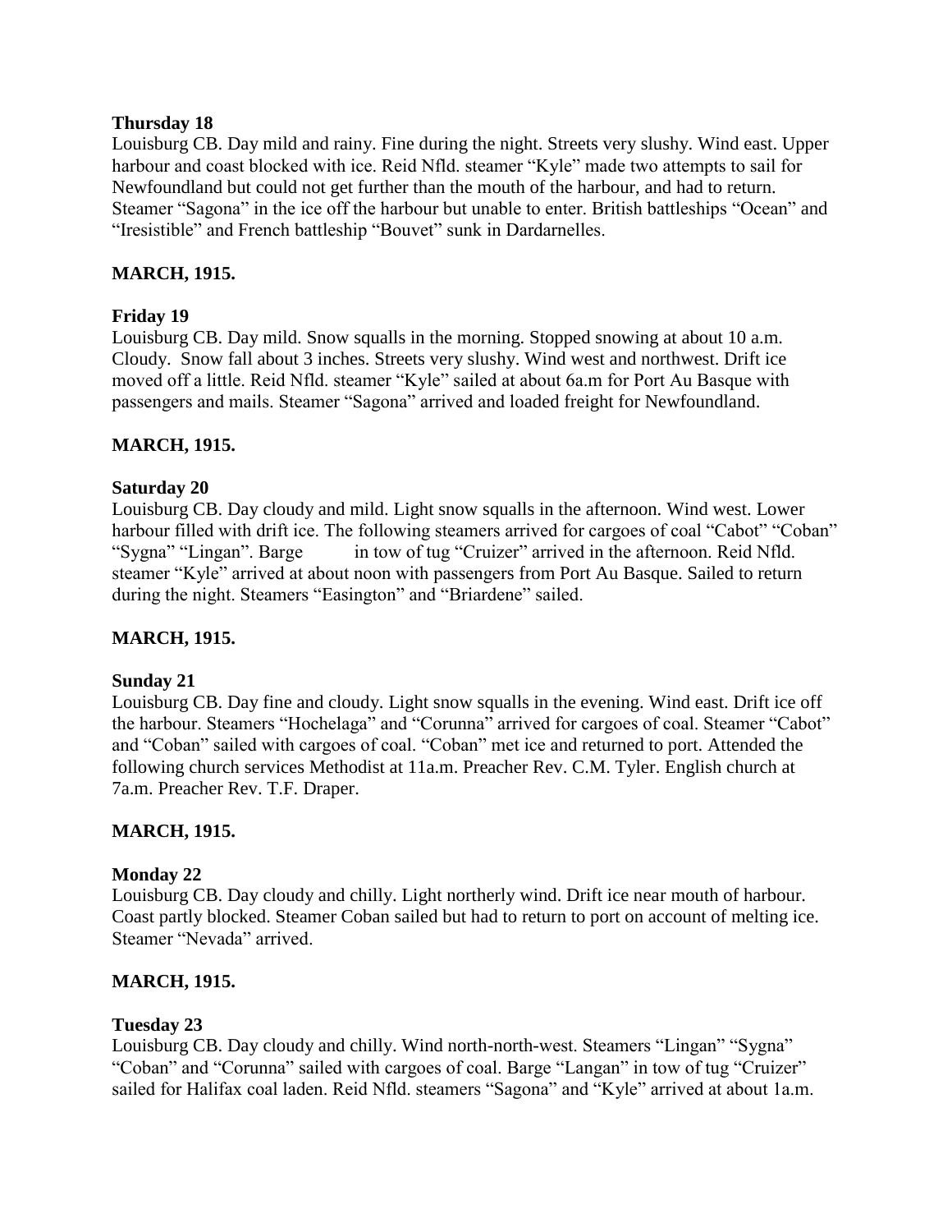**Thursday 18**

Louisburg CB. Day mild and rainy. Fine during the night. Streets very slushy. Wind east. Upper harbour and coast blocked with ice. Reid Nfld. steamer "Kyle" made two attempts to sail for Newfoundland but could not get further than the mouth of the harbour, and had to return. Steamer "Sagona" in the ice off the harbour but unable to enter. British battleships "Ocean" and "Iresistible" and French battleship "Bouvet" sunk in Dardarnelles.

**MARCH, 1915.**

**Friday 19**

Louisburg CB. Day mild. Snow squalls in the morning. Stopped snowing at about 10 a.m. Cloudy. Snow fall about 3 inches. Streets very slushy. Wind west and northwest. Drift ice moved off a little. Reid Nfld. steamer "Kyle" sailed at about 6a.m for Port Au Basque with passengers and mails. Steamer "Sagona" arrived and loaded freight for Newfoundland.

**MARCH, 1915.**

**Saturday 20**

Louisburg CB. Day cloudy and mild. Light snow squalls in the afternoon. Wind west. Lower harbour filled with drift ice. The following steamers arrived for cargoes of coal "Cabot" "Coban" "Sygna" "Lingan". Barge          in tow of tug "Cruizer" arrived in the afternoon. Reid Nfld. steamer "Kyle" arrived at about noon with passengers from Port Au Basque. Sailed to return during the night. Steamers "Easington" and "Briardene" sailed.

**MARCH, 1915.**

**Sunday 21**

Louisburg CB. Day fine and cloudy. Light snow squalls in the evening. Wind east. Drift ice off the harbour. Steamers "Hochelaga" and "Corunna" arrived for cargoes of coal. Steamer "Cabot" and "Coban" sailed with cargoes of coal. "Coban" met ice and returned to port. Attended the following church services Methodist at 11a.m. Preacher Rev. C.M. Tyler. English church at 7a.m. Preacher Rev. T.F. Draper.

**MARCH, 1915.**

**Monday 22**

Louisburg CB. Day cloudy and chilly. Light northerly wind. Drift ice near mouth of harbour. Coast partly blocked. Steamer Coban sailed but had to return to port on account of melting ice. Steamer "Nevada" arrived.

**MARCH, 1915.**

**Tuesday 23**

Louisburg CB. Day cloudy and chilly. Wind north-north-west. Steamers "Lingan" "Sygna" "Coban" and "Corunna" sailed with cargoes of coal. Barge "Langan" in tow of tug "Cruizer" sailed for Halifax coal laden. Reid Nfld. steamers "Sagona" and "Kyle" arrived at about 1a.m.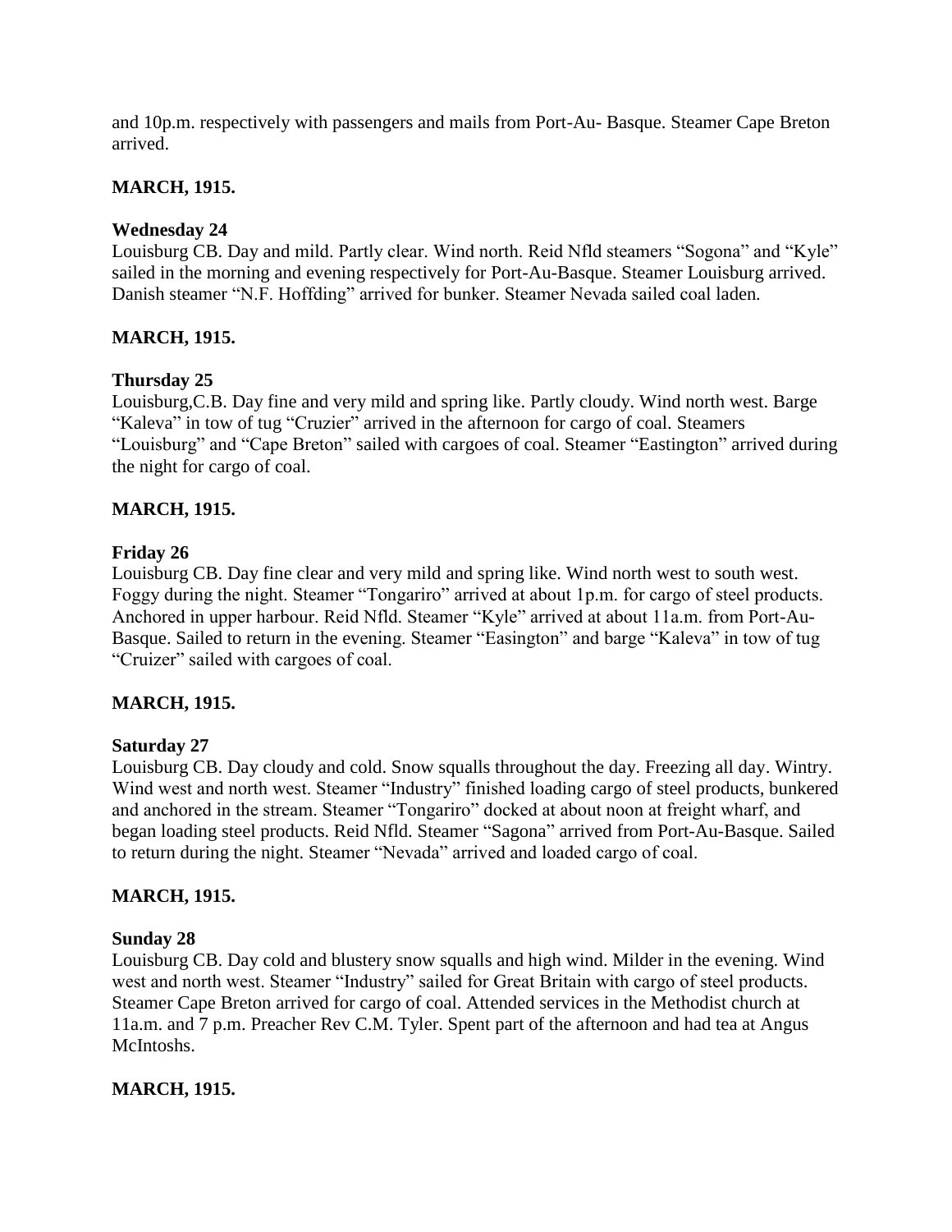and 10p.m. respectively with passengers and mails from Port-Au- Basque. Steamer Cape Breton arrived.

**MARCH, 1915.**

**Wednesday 24**
Louisburg CB. Day and mild. Partly clear. Wind north. Reid Nfld steamers "Sogona" and "Kyle" sailed in the morning and evening respectively for Port-Au-Basque. Steamer Louisburg arrived. Danish steamer "N.F. Hoffding" arrived for bunker. Steamer Nevada sailed coal laden.

**MARCH, 1915.**

**Thursday 25**
Louisburg,C.B. Day fine and very mild and spring like. Partly cloudy. Wind north west. Barge "Kaleva" in tow of tug "Cruzier" arrived in the afternoon for cargo of coal. Steamers "Louisburg" and "Cape Breton" sailed with cargoes of coal. Steamer "Eastington" arrived during the night for cargo of coal.

**MARCH, 1915.**

**Friday 26**
Louisburg CB. Day fine clear and very mild and spring like. Wind north west to south west. Foggy during the night. Steamer "Tongariro" arrived at about 1p.m. for cargo of steel products. Anchored in upper harbour. Reid Nfld. Steamer "Kyle" arrived at about 11a.m. from Port-Au-Basque. Sailed to return in the evening. Steamer "Easington" and barge "Kaleva" in tow of tug "Cruizer" sailed with cargoes of coal.

**MARCH, 1915.**

**Saturday 27**
Louisburg CB. Day cloudy and cold. Snow squalls throughout the day. Freezing all day. Wintry. Wind west and north west. Steamer "Industry" finished loading cargo of steel products, bunkered and anchored in the stream. Steamer "Tongariro" docked at about noon at freight wharf, and began loading steel products. Reid Nfld. Steamer "Sagona" arrived from Port-Au-Basque. Sailed to return during the night. Steamer "Nevada" arrived and loaded cargo of coal.

**MARCH, 1915.**

**Sunday 28**
Louisburg CB. Day cold and blustery snow squalls and high wind. Milder in the evening. Wind west and north west. Steamer "Industry" sailed for Great Britain with cargo of steel products. Steamer Cape Breton arrived for cargo of coal. Attended services in the Methodist church at 11a.m. and 7 p.m. Preacher Rev C.M. Tyler. Spent part of the afternoon and had tea at Angus McIntoshs.

**MARCH, 1915.**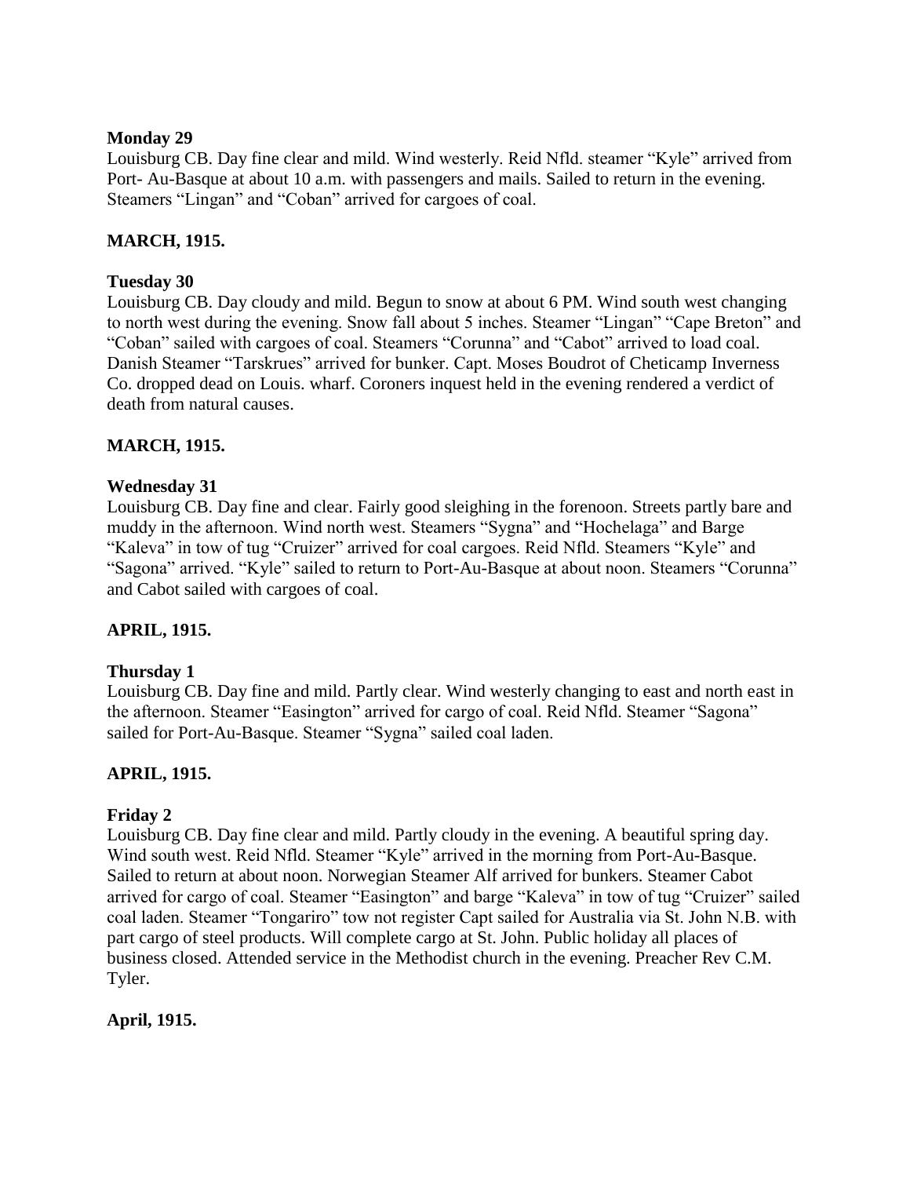**Monday 29**

Louisburg CB. Day fine clear and mild. Wind westerly. Reid Nfld. steamer "Kyle" arrived from Port- Au-Basque at about 10 a.m. with passengers and mails. Sailed to return in the evening. Steamers "Lingan" and "Coban" arrived for cargoes of coal.

**MARCH, 1915.**

**Tuesday 30**

Louisburg CB. Day cloudy and mild. Begun to snow at about 6 PM. Wind south west changing to north west during the evening. Snow fall about 5 inches. Steamer "Lingan" "Cape Breton" and "Coban" sailed with cargoes of coal. Steamers "Corunna" and "Cabot" arrived to load coal. Danish Steamer "Tarskrues" arrived for bunker. Capt. Moses Boudrot of Cheticamp Inverness Co. dropped dead on Louis. wharf. Coroners inquest held in the evening rendered a verdict of death from natural causes.

**MARCH, 1915.**

**Wednesday 31**

Louisburg CB. Day fine and clear. Fairly good sleighing in the forenoon. Streets partly bare and muddy in the afternoon. Wind north west. Steamers "Sygna" and "Hochelaga" and Barge "Kaleva" in tow of tug "Cruizer" arrived for coal cargoes. Reid Nfld. Steamers "Kyle" and "Sagona" arrived. "Kyle" sailed to return to Port-Au-Basque at about noon. Steamers "Corunna" and Cabot sailed with cargoes of coal.

**APRIL, 1915.**

**Thursday 1**

Louisburg CB. Day fine and mild. Partly clear. Wind westerly changing to east and north east in the afternoon. Steamer "Easington" arrived for cargo of coal. Reid Nfld. Steamer "Sagona" sailed for Port-Au-Basque. Steamer "Sygna" sailed coal laden.

**APRIL, 1915.**

**Friday 2**

Louisburg CB. Day fine clear and mild. Partly cloudy in the evening. A beautiful spring day. Wind south west. Reid Nfld. Steamer "Kyle" arrived in the morning from Port-Au-Basque. Sailed to return at about noon. Norwegian Steamer Alf arrived for bunkers. Steamer Cabot arrived for cargo of coal. Steamer "Easington" and barge "Kaleva" in tow of tug "Cruizer" sailed coal laden. Steamer "Tongariro" tow not register Capt sailed for Australia via St. John N.B. with part cargo of steel products. Will complete cargo at St. John. Public holiday all places of business closed. Attended service in the Methodist church in the evening. Preacher Rev C.M. Tyler.

**April, 1915.**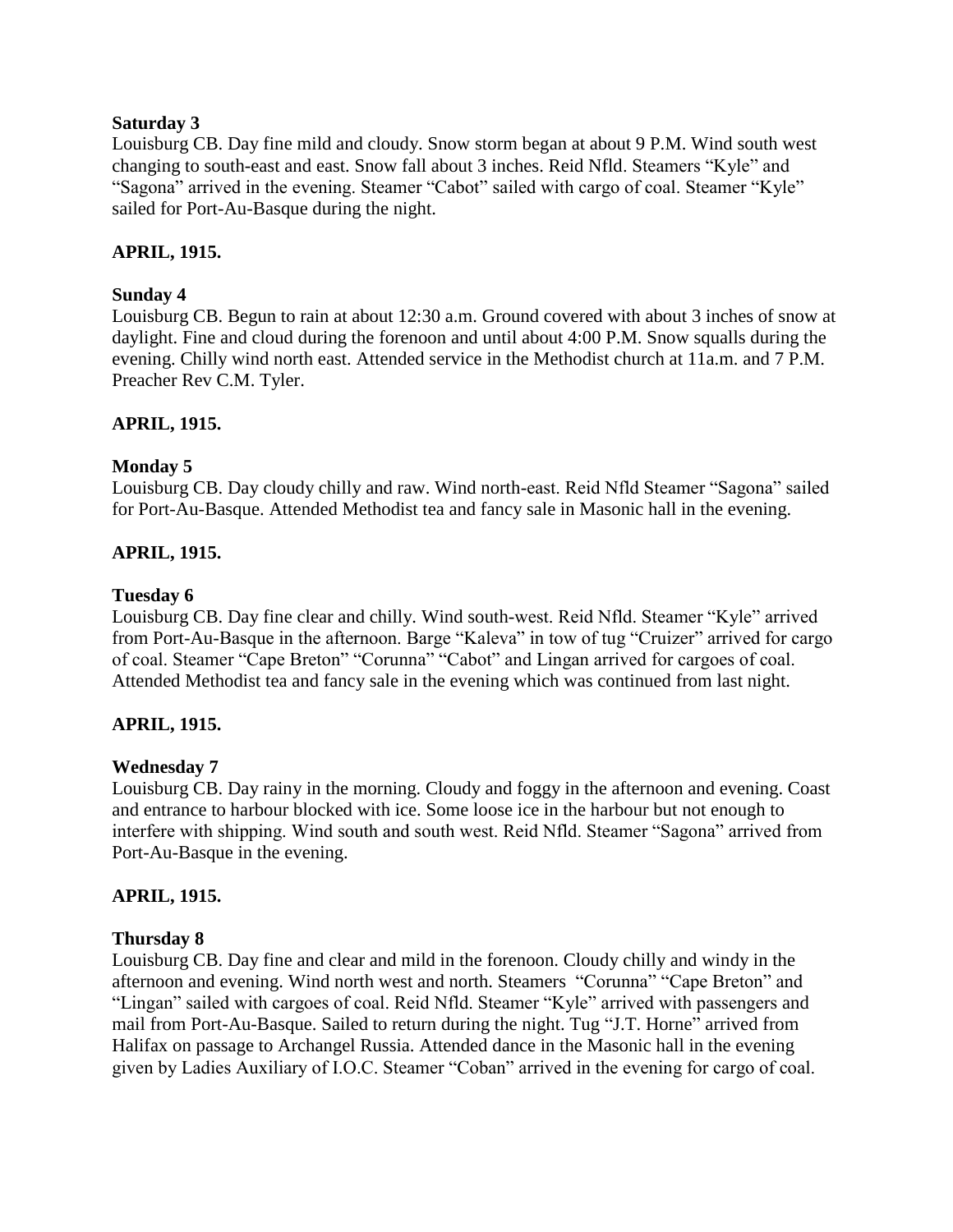**Saturday 3**

Louisburg CB. Day fine mild and cloudy. Snow storm began at about 9 P.M. Wind south west changing to south-east and east. Snow fall about 3 inches. Reid Nfld. Steamers "Kyle" and "Sagona" arrived in the evening. Steamer "Cabot" sailed with cargo of coal. Steamer "Kyle" sailed for Port-Au-Basque during the night.

**APRIL, 1915.**

**Sunday 4**

Louisburg CB. Begun to rain at about 12:30 a.m. Ground covered with about 3 inches of snow at daylight. Fine and cloud during the forenoon and until about 4:00 P.M. Snow squalls during the evening. Chilly wind north east. Attended service in the Methodist church at 11a.m. and 7 P.M. Preacher Rev C.M. Tyler.

**APRIL, 1915.**

**Monday 5**

Louisburg CB. Day cloudy chilly and raw. Wind north-east. Reid Nfld Steamer "Sagona" sailed for Port-Au-Basque. Attended Methodist tea and fancy sale in Masonic hall in the evening.

**APRIL, 1915.**

**Tuesday 6**

Louisburg CB. Day fine clear and chilly. Wind south-west. Reid Nfld. Steamer "Kyle" arrived from Port-Au-Basque in the afternoon. Barge "Kaleva" in tow of tug "Cruizer" arrived for cargo of coal. Steamer "Cape Breton" "Corunna" "Cabot" and Lingan arrived for cargoes of coal. Attended Methodist tea and fancy sale in the evening which was continued from last night.

**APRIL, 1915.**

**Wednesday 7**

Louisburg CB. Day rainy in the morning. Cloudy and foggy in the afternoon and evening. Coast and entrance to harbour blocked with ice. Some loose ice in the harbour but not enough to interfere with shipping. Wind south and south west. Reid Nfld. Steamer "Sagona" arrived from Port-Au-Basque in the evening.

**APRIL, 1915.**

**Thursday 8**

Louisburg CB. Day fine and clear and mild in the forenoon. Cloudy chilly and windy in the afternoon and evening. Wind north west and north. Steamers "Corunna" "Cape Breton" and "Lingan" sailed with cargoes of coal. Reid Nfld. Steamer "Kyle" arrived with passengers and mail from Port-Au-Basque. Sailed to return during the night. Tug "J.T. Horne" arrived from Halifax on passage to Archangel Russia. Attended dance in the Masonic hall in the evening given by Ladies Auxiliary of I.O.C. Steamer "Coban" arrived in the evening for cargo of coal.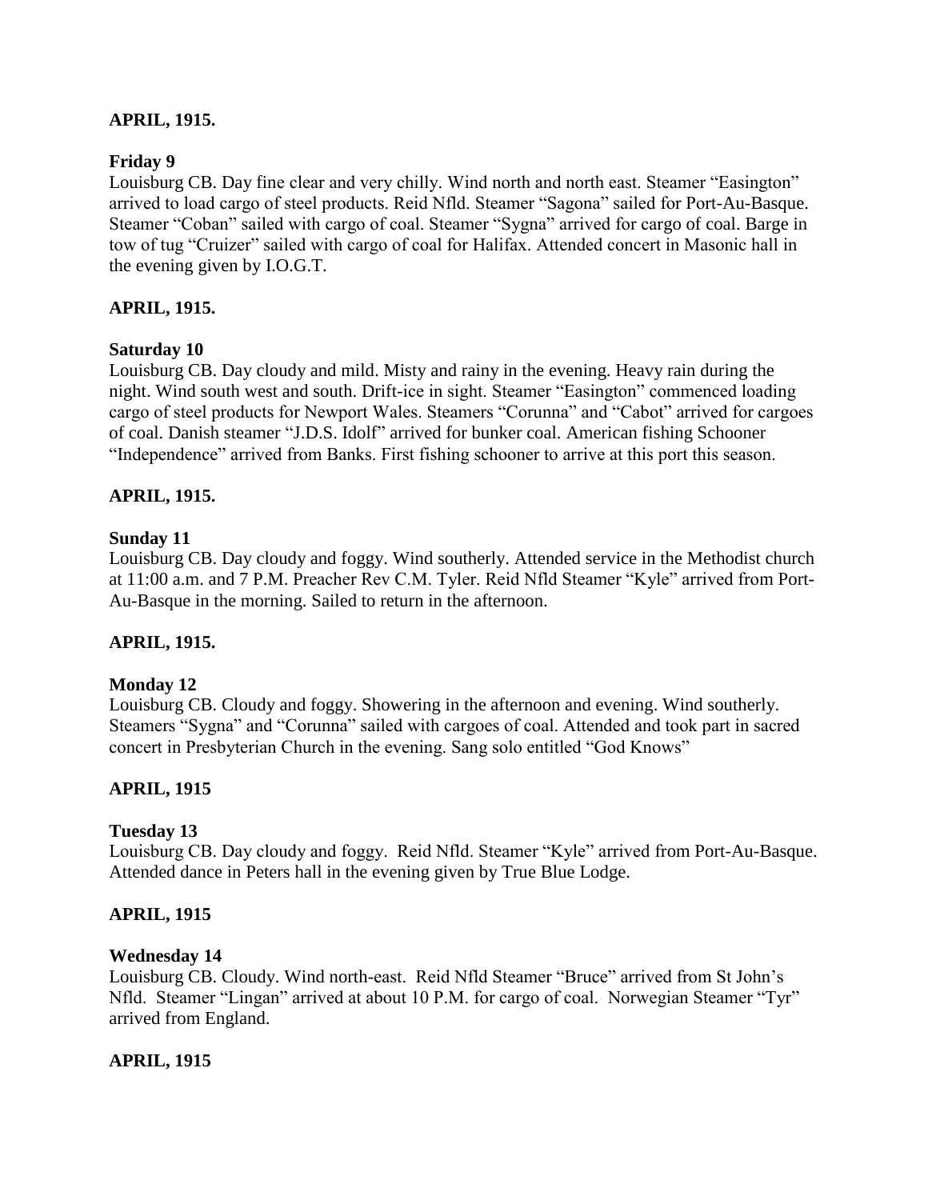**APRIL, 1915.**

**Friday 9**
Louisburg CB. Day fine clear and very chilly. Wind north and north east. Steamer "Easington" arrived to load cargo of steel products. Reid Nfld. Steamer "Sagona" sailed for Port-Au-Basque. Steamer "Coban" sailed with cargo of coal. Steamer "Sygna" arrived for cargo of coal. Barge in tow of tug "Cruizer" sailed with cargo of coal for Halifax. Attended concert in Masonic hall in the evening given by I.O.G.T.

**APRIL, 1915.**

**Saturday 10**
Louisburg CB. Day cloudy and mild. Misty and rainy in the evening. Heavy rain during the night. Wind south west and south. Drift-ice in sight. Steamer "Easington" commenced loading cargo of steel products for Newport Wales. Steamers "Corunna" and "Cabot" arrived for cargoes of coal. Danish steamer "J.D.S. Idolf" arrived for bunker coal. American fishing Schooner "Independence" arrived from Banks. First fishing schooner to arrive at this port this season.

**APRIL, 1915.**

**Sunday 11**
Louisburg CB. Day cloudy and foggy. Wind southerly. Attended service in the Methodist church at 11:00 a.m. and 7 P.M. Preacher Rev C.M. Tyler. Reid Nfld Steamer "Kyle" arrived from Port-Au-Basque in the morning. Sailed to return in the afternoon.

**APRIL, 1915.**

**Monday 12**
Louisburg CB. Cloudy and foggy. Showering in the afternoon and evening. Wind southerly. Steamers "Sygna" and "Corunna" sailed with cargoes of coal. Attended and took part in sacred concert in Presbyterian Church in the evening. Sang solo entitled "God Knows"

**APRIL, 1915**

**Tuesday 13**
Louisburg CB. Day cloudy and foggy. Reid Nfld. Steamer "Kyle" arrived from Port-Au-Basque. Attended dance in Peters hall in the evening given by True Blue Lodge.

**APRIL, 1915**

**Wednesday 14**
Louisburg CB. Cloudy. Wind north-east. Reid Nfld Steamer "Bruce" arrived from St John's Nfld. Steamer "Lingan" arrived at about 10 P.M. for cargo of coal. Norwegian Steamer "Tyr" arrived from England.

**APRIL, 1915**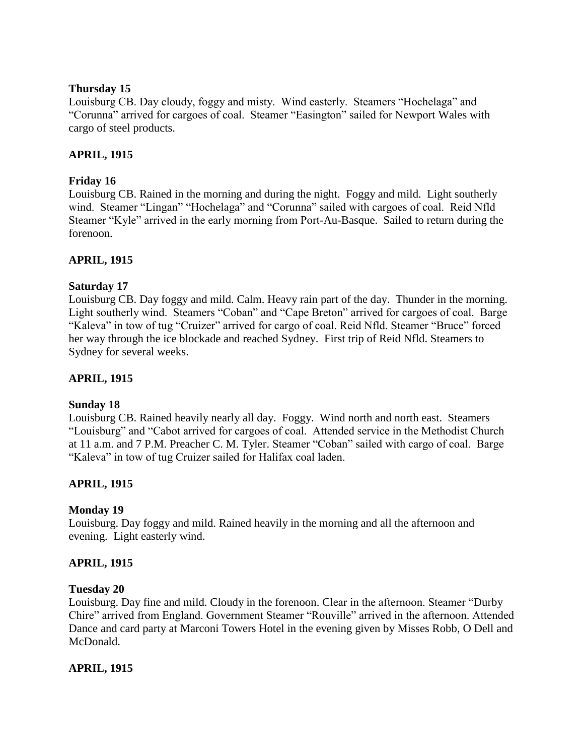**Thursday 15**

Louisburg CB. Day cloudy, foggy and misty. Wind easterly. Steamers "Hochelaga" and "Corunna" arrived for cargoes of coal. Steamer "Easington" sailed for Newport Wales with cargo of steel products.

**APRIL, 1915**

**Friday 16**

Louisburg CB. Rained in the morning and during the night. Foggy and mild. Light southerly wind. Steamer "Lingan" "Hochelaga" and "Corunna" sailed with cargoes of coal. Reid Nfld Steamer "Kyle" arrived in the early morning from Port-Au-Basque. Sailed to return during the forenoon.

**APRIL, 1915**

**Saturday 17**

Louisburg CB. Day foggy and mild. Calm. Heavy rain part of the day. Thunder in the morning. Light southerly wind. Steamers "Coban" and "Cape Breton" arrived for cargoes of coal. Barge "Kaleva" in tow of tug "Cruizer" arrived for cargo of coal. Reid Nfld. Steamer "Bruce" forced her way through the ice blockade and reached Sydney. First trip of Reid Nfld. Steamers to Sydney for several weeks.

**APRIL, 1915**

**Sunday 18**

Louisburg CB. Rained heavily nearly all day. Foggy. Wind north and north east. Steamers "Louisburg" and "Cabot arrived for cargoes of coal. Attended service in the Methodist Church at 11 a.m. and 7 P.M. Preacher C. M. Tyler. Steamer "Coban" sailed with cargo of coal. Barge "Kaleva" in tow of tug Cruizer sailed for Halifax coal laden.

**APRIL, 1915**

**Monday 19**

Louisburg. Day foggy and mild. Rained heavily in the morning and all the afternoon and evening. Light easterly wind.

**APRIL, 1915**

**Tuesday 20**

Louisburg. Day fine and mild. Cloudy in the forenoon. Clear in the afternoon. Steamer "Durby Chire" arrived from England. Government Steamer "Rouville" arrived in the afternoon. Attended Dance and card party at Marconi Towers Hotel in the evening given by Misses Robb, O Dell and McDonald.

**APRIL, 1915**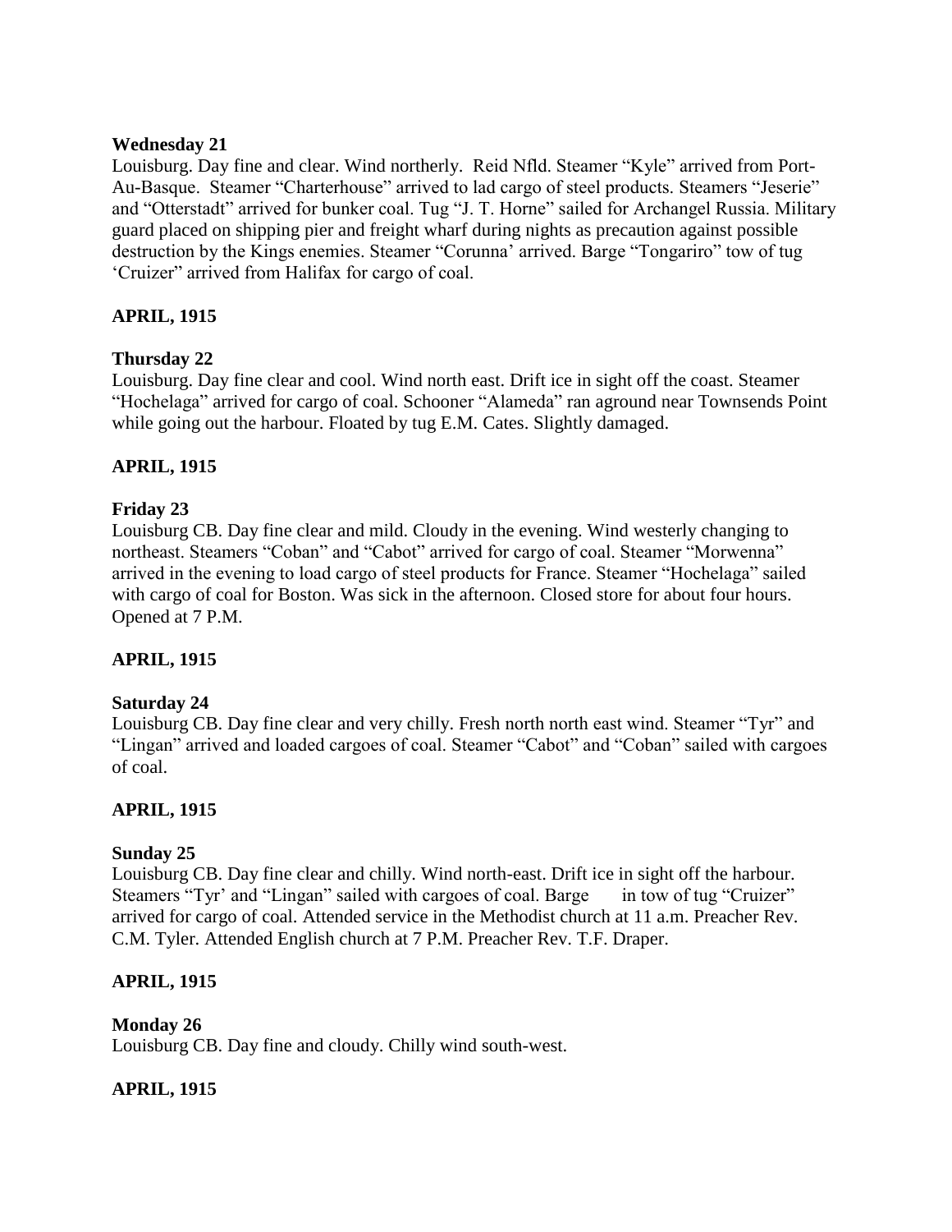**Wednesday 21**

Louisburg. Day fine and clear. Wind northerly. Reid Nfld. Steamer "Kyle" arrived from Port-Au-Basque. Steamer "Charterhouse" arrived to lad cargo of steel products. Steamers "Jeserie" and "Otterstadt" arrived for bunker coal. Tug "J. T. Horne" sailed for Archangel Russia. Military guard placed on shipping pier and freight wharf during nights as precaution against possible destruction by the Kings enemies. Steamer "Corunna' arrived. Barge "Tongariro" tow of tug 'Cruizer" arrived from Halifax for cargo of coal.

**APRIL, 1915**

**Thursday 22**

Louisburg. Day fine clear and cool. Wind north east. Drift ice in sight off the coast. Steamer "Hochelaga" arrived for cargo of coal. Schooner "Alameda" ran aground near Townsends Point while going out the harbour. Floated by tug E.M. Cates. Slightly damaged.

**APRIL, 1915**

**Friday 23**

Louisburg CB. Day fine clear and mild. Cloudy in the evening. Wind westerly changing to northeast. Steamers "Coban" and "Cabot" arrived for cargo of coal. Steamer "Morwenna" arrived in the evening to load cargo of steel products for France. Steamer "Hochelaga" sailed with cargo of coal for Boston. Was sick in the afternoon. Closed store for about four hours. Opened at 7 P.M.

**APRIL, 1915**

**Saturday 24**

Louisburg CB. Day fine clear and very chilly. Fresh north north east wind. Steamer "Tyr" and "Lingan" arrived and loaded cargoes of coal. Steamer "Cabot" and "Coban" sailed with cargoes of coal.

**APRIL, 1915**

**Sunday 25**

Louisburg CB. Day fine clear and chilly. Wind north-east. Drift ice in sight off the harbour. Steamers "Tyr' and "Lingan" sailed with cargoes of coal. Barge in tow of tug "Cruizer" arrived for cargo of coal. Attended service in the Methodist church at 11 a.m. Preacher Rev. C.M. Tyler. Attended English church at 7 P.M. Preacher Rev. T.F. Draper.

**APRIL, 1915**

**Monday 26**

Louisburg CB. Day fine and cloudy. Chilly wind south-west.

**APRIL, 1915**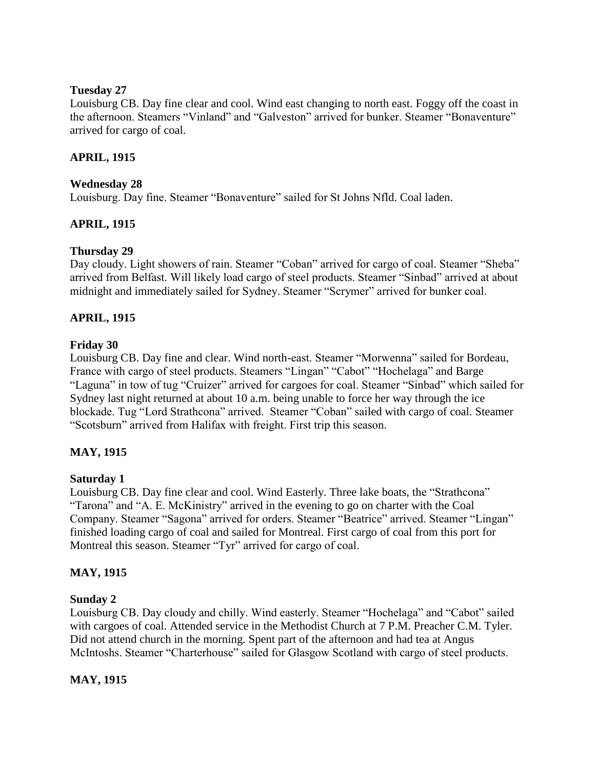**Tuesday 27**

Louisburg CB. Day fine clear and cool. Wind east changing to north east. Foggy off the coast in the afternoon. Steamers "Vinland" and "Galveston" arrived for bunker. Steamer "Bonaventure" arrived for cargo of coal.

**APRIL, 1915**

**Wednesday 28**

Louisburg. Day fine. Steamer "Bonaventure" sailed for St Johns Nfld. Coal laden.

**APRIL, 1915**

**Thursday 29**

Day cloudy. Light showers of rain. Steamer "Coban" arrived for cargo of coal. Steamer "Sheba" arrived from Belfast. Will likely load cargo of steel products. Steamer "Sinbad" arrived at about midnight and immediately sailed for Sydney. Steamer "Scrymer" arrived for bunker coal.

**APRIL, 1915**

**Friday 30**

Louisburg CB. Day fine and clear. Wind north-east. Steamer "Morwenna" sailed for Bordeau, France with cargo of steel products. Steamers "Lingan" "Cabot" "Hochelaga" and Barge "Laguna" in tow of tug "Cruizer" arrived for cargoes for coal. Steamer "Sinbad" which sailed for Sydney last night returned at about 10 a.m. being unable to force her way through the ice blockade. Tug "Lord Strathcona" arrived. Steamer "Coban" sailed with cargo of coal. Steamer "Scotsburn" arrived from Halifax with freight. First trip this season.

**MAY, 1915**

**Saturday 1**

Louisburg CB. Day fine clear and cool. Wind Easterly. Three lake boats, the "Strathcona" "Tarona" and "A. E. McKinistry" arrived in the evening to go on charter with the Coal Company. Steamer "Sagona" arrived for orders. Steamer "Beatrice" arrived. Steamer "Lingan" finished loading cargo of coal and sailed for Montreal. First cargo of coal from this port for Montreal this season. Steamer "Tyr" arrived for cargo of coal.

**MAY, 1915**

**Sunday 2**

Louisburg CB. Day cloudy and chilly. Wind easterly. Steamer "Hochelaga" and "Cabot" sailed with cargoes of coal. Attended service in the Methodist Church at 7 P.M. Preacher C.M. Tyler. Did not attend church in the morning. Spent part of the afternoon and had tea at Angus McIntoshs. Steamer "Charterhouse" sailed for Glasgow Scotland with cargo of steel products.

**MAY, 1915**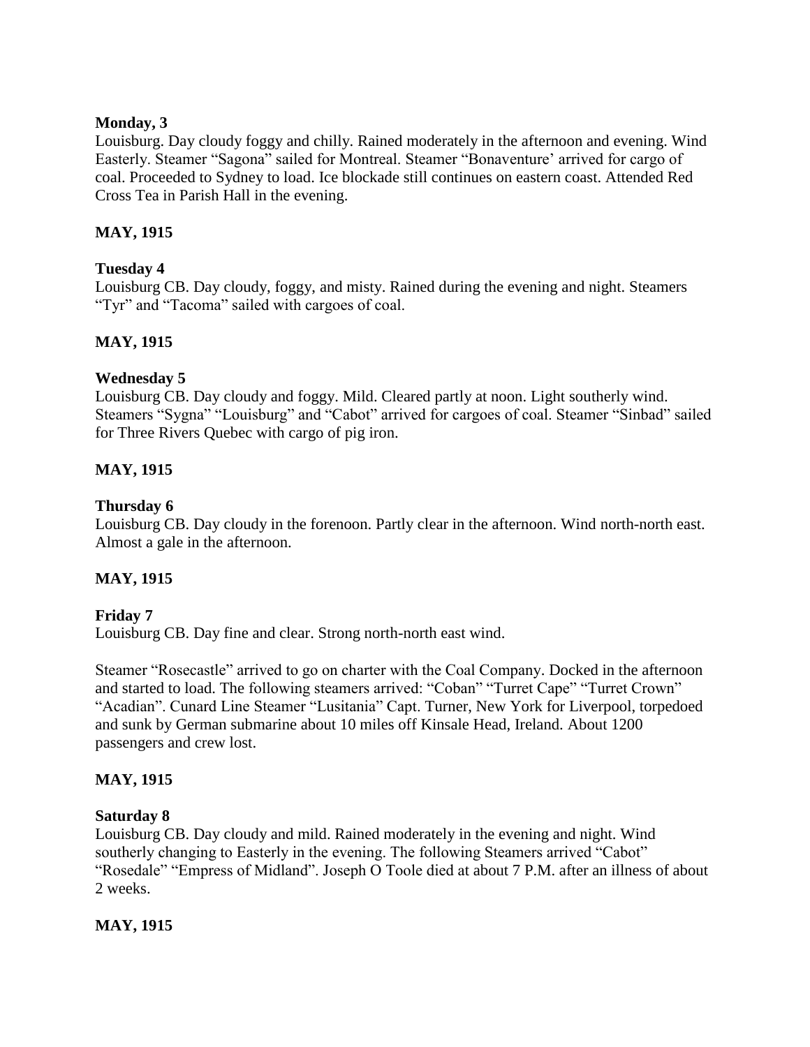**Monday, 3**
Louisburg. Day cloudy foggy and chilly. Rained moderately in the afternoon and evening. Wind Easterly. Steamer "Sagona" sailed for Montreal. Steamer "Bonaventure' arrived for cargo of coal. Proceeded to Sydney to load. Ice blockade still continues on eastern coast. Attended Red Cross Tea in Parish Hall in the evening.

**MAY, 1915**

**Tuesday 4**
Louisburg CB. Day cloudy, foggy, and misty. Rained during the evening and night. Steamers "Tyr" and "Tacoma" sailed with cargoes of coal.

**MAY, 1915**

**Wednesday 5**
Louisburg CB. Day cloudy and foggy. Mild. Cleared partly at noon. Light southerly wind. Steamers "Sygna" "Louisburg" and "Cabot" arrived for cargoes of coal. Steamer "Sinbad" sailed for Three Rivers Quebec with cargo of pig iron.

**MAY, 1915**

**Thursday 6**
Louisburg CB. Day cloudy in the forenoon. Partly clear in the afternoon. Wind north-north east. Almost a gale in the afternoon.

**MAY, 1915**

**Friday 7**
Louisburg CB. Day fine and clear. Strong north-north east wind.

Steamer "Rosecastle" arrived to go on charter with the Coal Company. Docked in the afternoon and started to load. The following steamers arrived: "Coban" "Turret Cape" "Turret Crown" "Acadian". Cunard Line Steamer "Lusitania" Capt. Turner, New York for Liverpool, torpedoed and sunk by German submarine about 10 miles off Kinsale Head, Ireland. About 1200 passengers and crew lost.

**MAY, 1915**

**Saturday 8**
Louisburg CB. Day cloudy and mild. Rained moderately in the evening and night. Wind southerly changing to Easterly in the evening. The following Steamers arrived "Cabot" "Rosedale" "Empress of Midland". Joseph O Toole died at about 7 P.M. after an illness of about 2 weeks.

**MAY, 1915**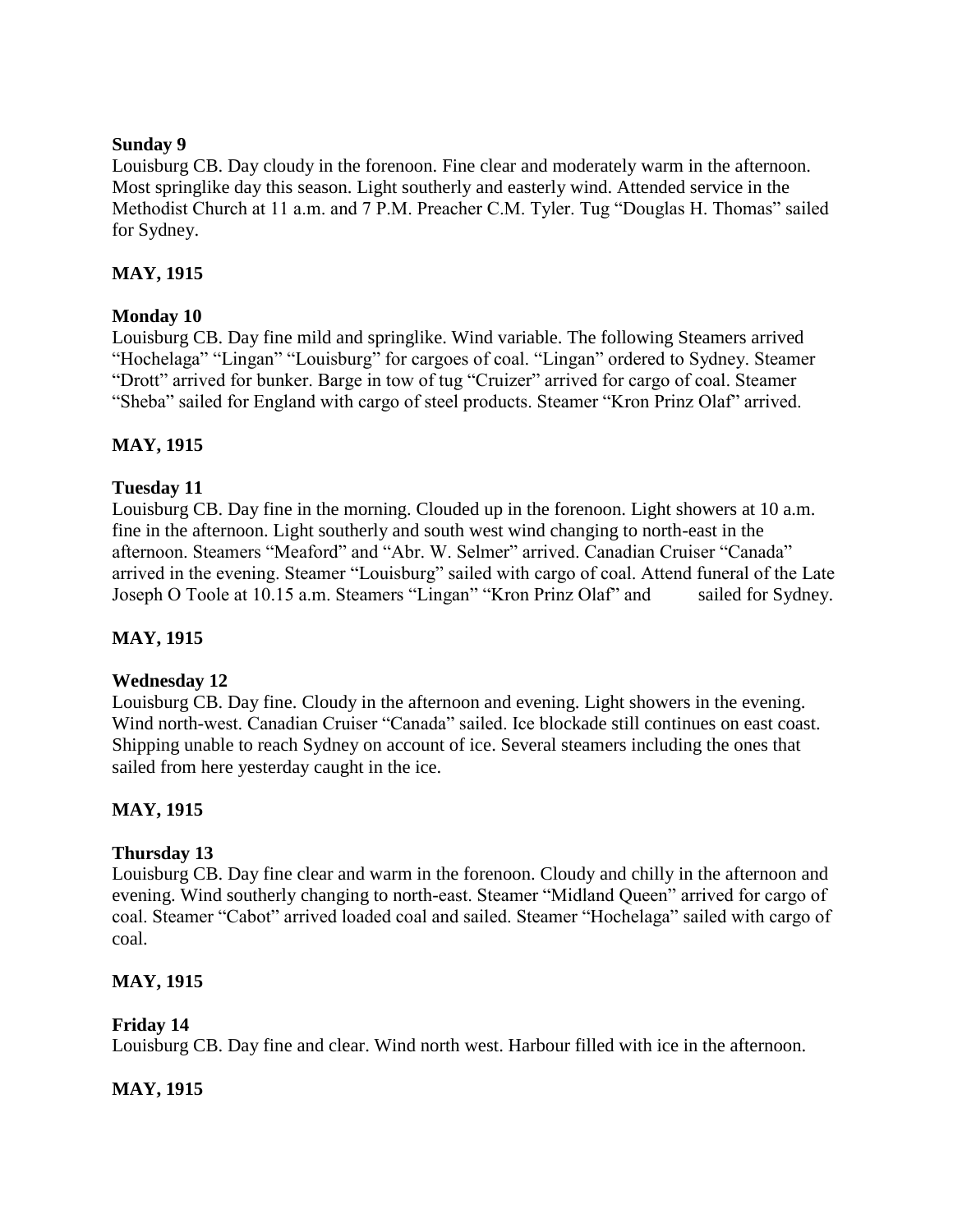**Sunday 9**

Louisburg CB. Day cloudy in the forenoon. Fine clear and moderately warm in the afternoon. Most springlike day this season. Light southerly and easterly wind. Attended service in the Methodist Church at 11 a.m. and 7 P.M. Preacher C.M. Tyler. Tug "Douglas H. Thomas" sailed for Sydney.

**MAY, 1915**

**Monday 10**

Louisburg CB. Day fine mild and springlike. Wind variable. The following Steamers arrived "Hochelaga" "Lingan" "Louisburg" for cargoes of coal. "Lingan" ordered to Sydney. Steamer "Drott" arrived for bunker. Barge in tow of tug "Cruizer" arrived for cargo of coal. Steamer "Sheba" sailed for England with cargo of steel products. Steamer "Kron Prinz Olaf" arrived.

**MAY, 1915**

**Tuesday 11**

Louisburg CB. Day fine in the morning. Clouded up in the forenoon. Light showers at 10 a.m. fine in the afternoon. Light southerly and south west wind changing to north-east in the afternoon. Steamers "Meaford" and "Abr. W. Selmer" arrived. Canadian Cruiser "Canada" arrived in the evening. Steamer "Louisburg" sailed with cargo of coal. Attend funeral of the Late Joseph O Toole at 10.15 a.m. Steamers "Lingan" "Kron Prinz Olaf" and sailed for Sydney.

**MAY, 1915**

**Wednesday 12**

Louisburg CB. Day fine. Cloudy in the afternoon and evening. Light showers in the evening. Wind north-west. Canadian Cruiser "Canada" sailed. Ice blockade still continues on east coast. Shipping unable to reach Sydney on account of ice. Several steamers including the ones that sailed from here yesterday caught in the ice.

**MAY, 1915**

**Thursday 13**

Louisburg CB. Day fine clear and warm in the forenoon. Cloudy and chilly in the afternoon and evening. Wind southerly changing to north-east. Steamer "Midland Queen" arrived for cargo of coal. Steamer "Cabot" arrived loaded coal and sailed. Steamer "Hochelaga" sailed with cargo of coal.

**MAY, 1915**

**Friday 14**

Louisburg CB. Day fine and clear. Wind north west. Harbour filled with ice in the afternoon.

**MAY, 1915**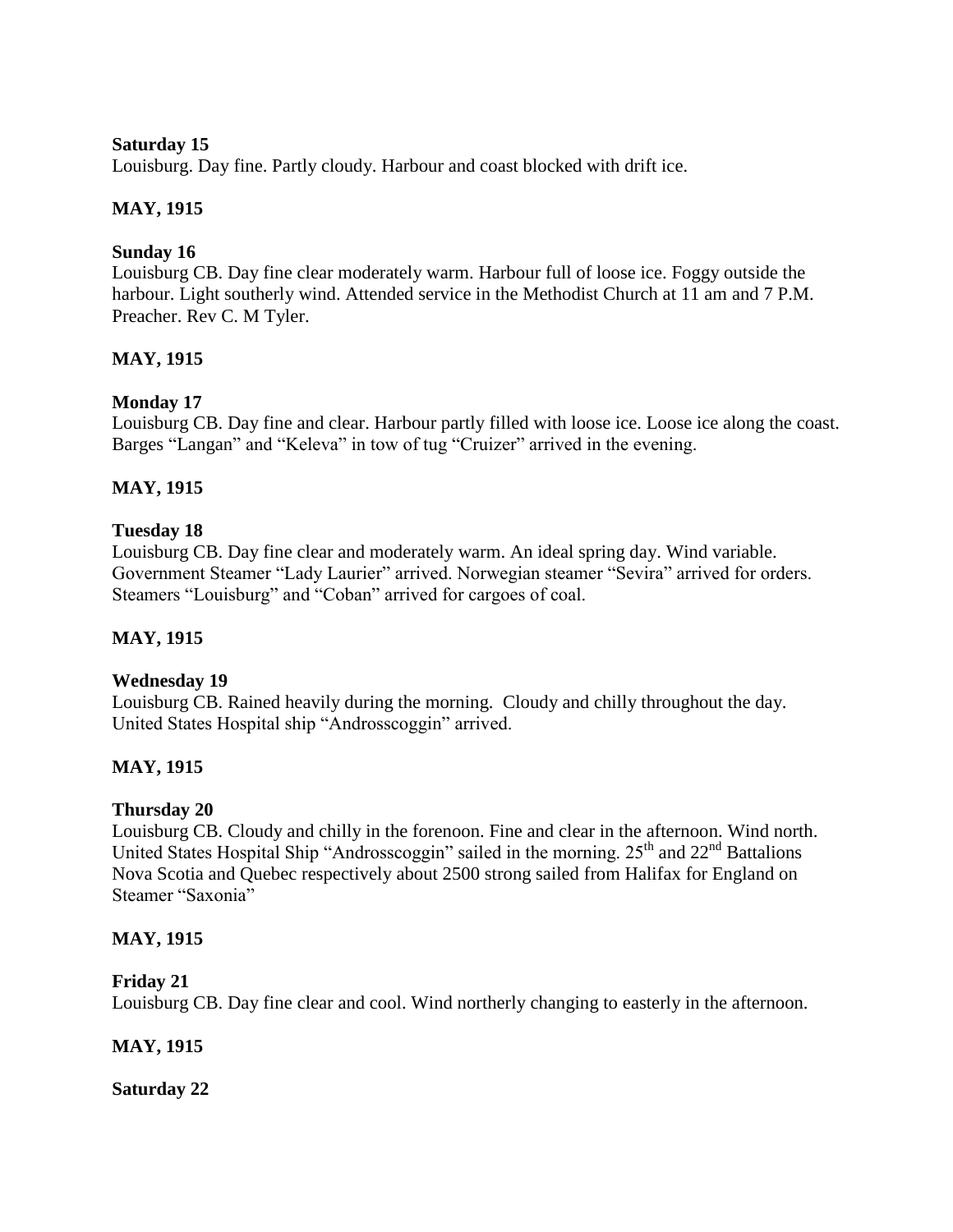**Saturday 15**

Louisburg. Day fine. Partly cloudy. Harbour and coast blocked with drift ice.

**MAY, 1915**

**Sunday 16**

Louisburg CB. Day fine clear moderately warm. Harbour full of loose ice. Foggy outside the harbour. Light southerly wind. Attended service in the Methodist Church at 11 am and 7 P.M. Preacher. Rev C. M Tyler.

**MAY, 1915**

**Monday 17**

Louisburg CB. Day fine and clear. Harbour partly filled with loose ice. Loose ice along the coast. Barges "Langan" and "Keleva" in tow of tug "Cruizer" arrived in the evening.

**MAY, 1915**

**Tuesday 18**

Louisburg CB. Day fine clear and moderately warm. An ideal spring day. Wind variable. Government Steamer "Lady Laurier" arrived. Norwegian steamer "Sevira" arrived for orders. Steamers "Louisburg" and "Coban" arrived for cargoes of coal.

**MAY, 1915**

**Wednesday 19**

Louisburg CB. Rained heavily during the morning. Cloudy and chilly throughout the day. United States Hospital ship "Androsscoggin" arrived.

**MAY, 1915**

**Thursday 20**

Louisburg CB. Cloudy and chilly in the forenoon. Fine and clear in the afternoon. Wind north. United States Hospital Ship "Androsscoggin" sailed in the morning. 25th and 22nd Battalions Nova Scotia and Quebec respectively about 2500 strong sailed from Halifax for England on Steamer "Saxonia"

**MAY, 1915**

**Friday 21**

Louisburg CB. Day fine clear and cool. Wind northerly changing to easterly in the afternoon.

**MAY, 1915**

**Saturday 22**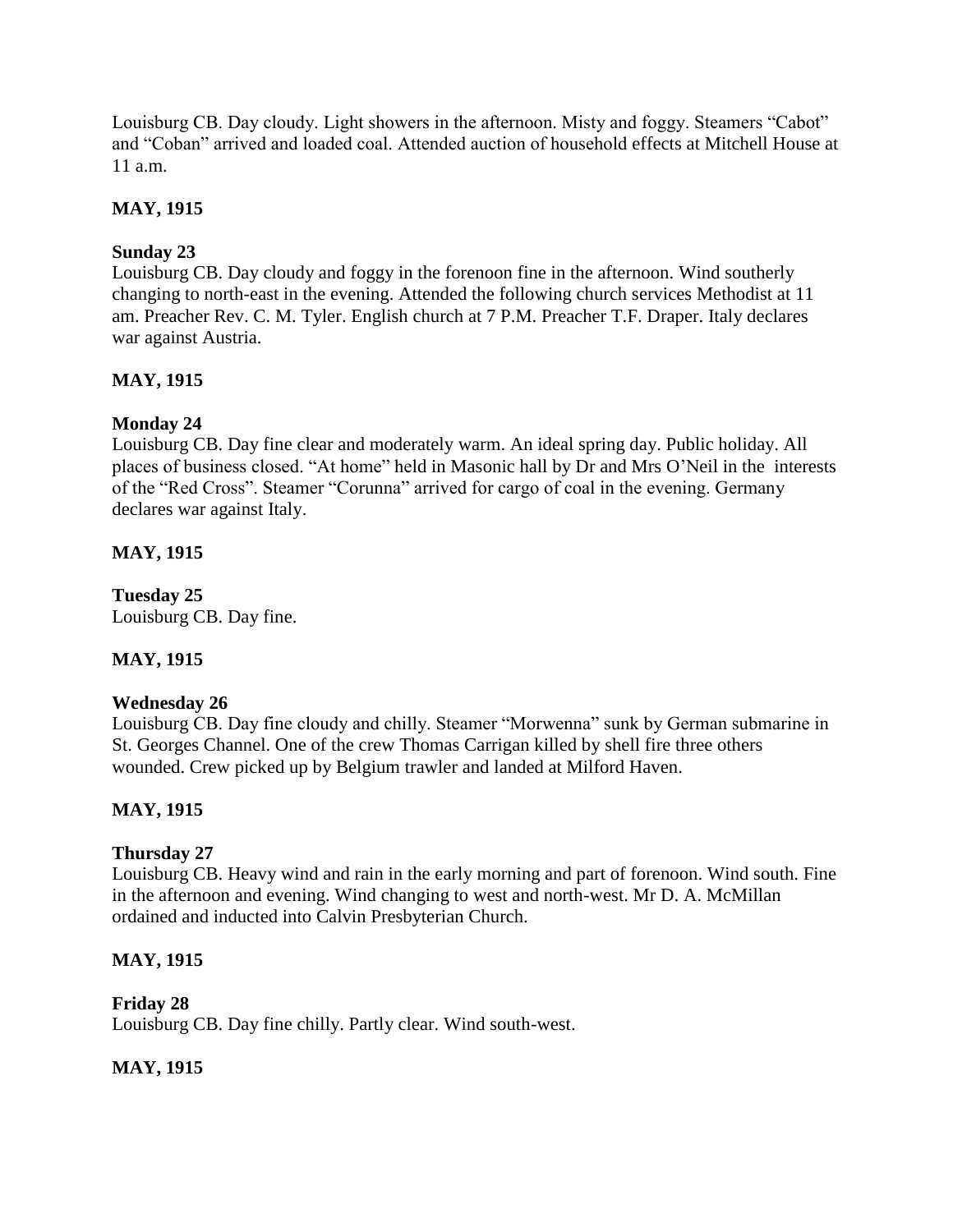Louisburg CB. Day cloudy. Light showers in the afternoon. Misty and foggy. Steamers "Cabot" and "Coban" arrived and loaded coal. Attended auction of household effects at Mitchell House at 11 a.m.

**MAY, 1915**

**Sunday 23**
Louisburg CB. Day cloudy and foggy in the forenoon fine in the afternoon. Wind southerly changing to north-east in the evening. Attended the following church services Methodist at 11 am. Preacher Rev. C. M. Tyler. English church at 7 P.M. Preacher T.F. Draper. Italy declares war against Austria.

**MAY, 1915**

**Monday 24**
Louisburg CB. Day fine clear and moderately warm. An ideal spring day. Public holiday. All places of business closed. "At home" held in Masonic hall by Dr and Mrs O'Neil in the interests of the "Red Cross". Steamer "Corunna" arrived for cargo of coal in the evening. Germany declares war against Italy.

**MAY, 1915**

**Tuesday 25**
Louisburg CB. Day fine.

**MAY, 1915**

**Wednesday 26**
Louisburg CB. Day fine cloudy and chilly. Steamer "Morwenna" sunk by German submarine in St. Georges Channel. One of the crew Thomas Carrigan killed by shell fire three others wounded. Crew picked up by Belgium trawler and landed at Milford Haven.

**MAY, 1915**

**Thursday 27**
Louisburg CB. Heavy wind and rain in the early morning and part of forenoon. Wind south. Fine in the afternoon and evening. Wind changing to west and north-west. Mr D. A. McMillan ordained and inducted into Calvin Presbyterian Church.

**MAY, 1915**

**Friday 28**
Louisburg CB. Day fine chilly. Partly clear. Wind south-west.

**MAY, 1915**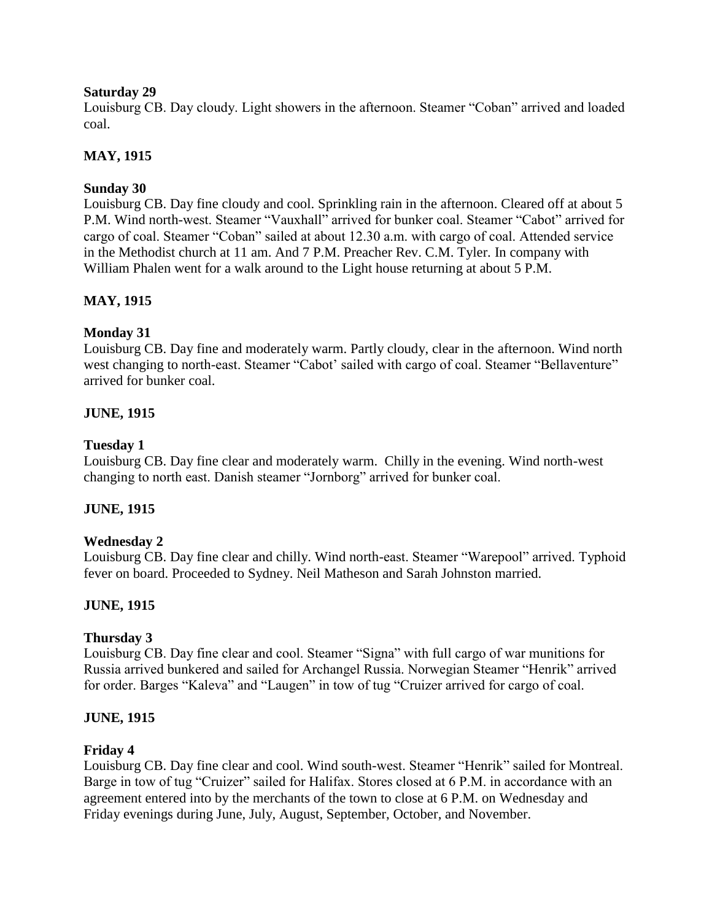**Saturday 29**

Louisburg CB. Day cloudy. Light showers in the afternoon. Steamer "Coban" arrived and loaded coal.

**MAY, 1915**

**Sunday 30**

Louisburg CB. Day fine cloudy and cool. Sprinkling rain in the afternoon. Cleared off at about 5 P.M. Wind north-west. Steamer "Vauxhall" arrived for bunker coal. Steamer "Cabot" arrived for cargo of coal. Steamer "Coban" sailed at about 12.30 a.m. with cargo of coal. Attended service in the Methodist church at 11 am. And 7 P.M. Preacher Rev. C.M. Tyler. In company with William Phalen went for a walk around to the Light house returning at about 5 P.M.

**MAY, 1915**

**Monday 31**

Louisburg CB. Day fine and moderately warm. Partly cloudy, clear in the afternoon. Wind north west changing to north-east. Steamer "Cabot' sailed with cargo of coal. Steamer "Bellaventure" arrived for bunker coal.

**JUNE, 1915**

**Tuesday 1**

Louisburg CB. Day fine clear and moderately warm. Chilly in the evening. Wind north-west changing to north east. Danish steamer "Jornborg" arrived for bunker coal.

**JUNE, 1915**

**Wednesday 2**

Louisburg CB. Day fine clear and chilly. Wind north-east. Steamer "Warepool" arrived. Typhoid fever on board. Proceeded to Sydney. Neil Matheson and Sarah Johnston married.

**JUNE, 1915**

**Thursday 3**

Louisburg CB. Day fine clear and cool. Steamer "Signa" with full cargo of war munitions for Russia arrived bunkered and sailed for Archangel Russia. Norwegian Steamer "Henrik" arrived for order. Barges "Kaleva" and "Laugen" in tow of tug "Cruizer arrived for cargo of coal.

**JUNE, 1915**

**Friday 4**

Louisburg CB. Day fine clear and cool. Wind south-west. Steamer "Henrik" sailed for Montreal. Barge in tow of tug "Cruizer" sailed for Halifax. Stores closed at 6 P.M. in accordance with an agreement entered into by the merchants of the town to close at 6 P.M. on Wednesday and Friday evenings during June, July, August, September, October, and November.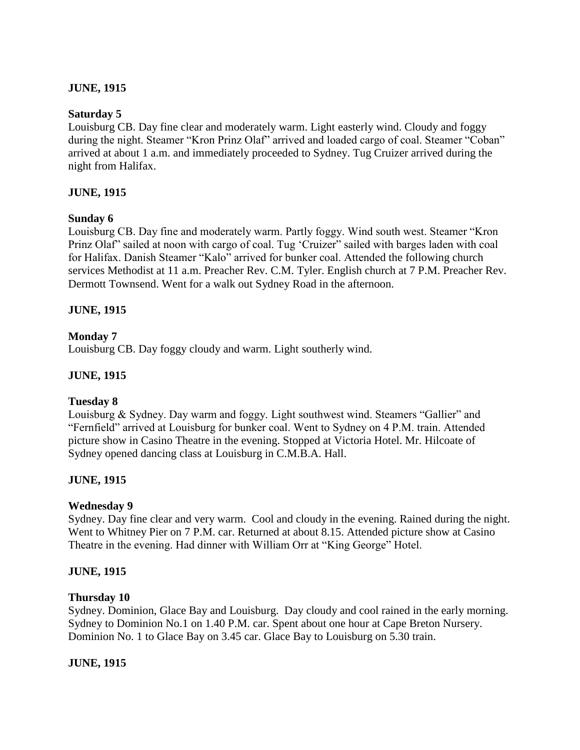**JUNE, 1915**

**Saturday 5**

Louisburg CB. Day fine clear and moderately warm. Light easterly wind. Cloudy and foggy during the night. Steamer "Kron Prinz Olaf" arrived and loaded cargo of coal. Steamer "Coban" arrived at about 1 a.m. and immediately proceeded to Sydney. Tug Cruizer arrived during the night from Halifax.

**JUNE, 1915**

**Sunday 6**

Louisburg CB. Day fine and moderately warm. Partly foggy. Wind south west. Steamer "Kron Prinz Olaf" sailed at noon with cargo of coal. Tug 'Cruizer" sailed with barges laden with coal for Halifax. Danish Steamer "Kalo" arrived for bunker coal. Attended the following church services Methodist at 11 a.m. Preacher Rev. C.M. Tyler. English church at 7 P.M. Preacher Rev. Dermott Townsend. Went for a walk out Sydney Road in the afternoon.

**JUNE, 1915**

**Monday 7**

Louisburg CB. Day foggy cloudy and warm. Light southerly wind.

**JUNE, 1915**

**Tuesday 8**

Louisburg & Sydney. Day warm and foggy. Light southwest wind. Steamers "Gallier" and "Fernfield" arrived at Louisburg for bunker coal. Went to Sydney on 4 P.M. train. Attended picture show in Casino Theatre in the evening. Stopped at Victoria Hotel. Mr. Hilcoate of Sydney opened dancing class at Louisburg in C.M.B.A. Hall.

**JUNE, 1915**

**Wednesday 9**

Sydney. Day fine clear and very warm. Cool and cloudy in the evening. Rained during the night. Went to Whitney Pier on 7 P.M. car. Returned at about 8.15. Attended picture show at Casino Theatre in the evening. Had dinner with William Orr at "King George" Hotel.

**JUNE, 1915**

**Thursday 10**

Sydney. Dominion, Glace Bay and Louisburg. Day cloudy and cool rained in the early morning. Sydney to Dominion No.1 on 1.40 P.M. car. Spent about one hour at Cape Breton Nursery. Dominion No. 1 to Glace Bay on 3.45 car. Glace Bay to Louisburg on 5.30 train.

**JUNE, 1915**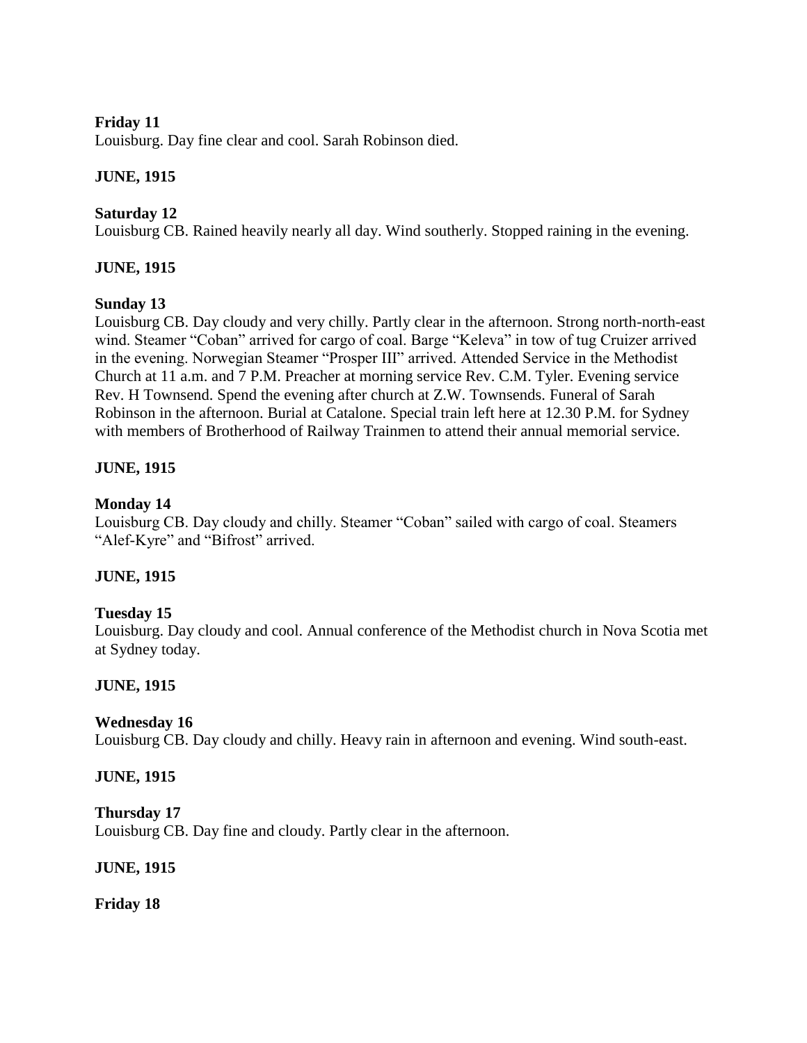**Friday 11**
Louisburg. Day fine clear and cool. Sarah Robinson died.

**JUNE, 1915**

**Saturday 12**
Louisburg CB. Rained heavily nearly all day. Wind southerly. Stopped raining in the evening.

**JUNE, 1915**

**Sunday 13**
Louisburg CB. Day cloudy and very chilly. Partly clear in the afternoon. Strong north-north-east wind. Steamer "Coban" arrived for cargo of coal. Barge "Keleva" in tow of tug Cruizer arrived in the evening. Norwegian Steamer "Prosper III" arrived. Attended Service in the Methodist Church at 11 a.m. and 7 P.M. Preacher at morning service Rev. C.M. Tyler. Evening service Rev. H Townsend. Spend the evening after church at Z.W. Townsends. Funeral of Sarah Robinson in the afternoon. Burial at Catalone. Special train left here at 12.30 P.M. for Sydney with members of Brotherhood of Railway Trainmen to attend their annual memorial service.

**JUNE, 1915**

**Monday 14**
Louisburg CB. Day cloudy and chilly. Steamer "Coban" sailed with cargo of coal. Steamers "Alef-Kyre" and "Bifrost" arrived.

**JUNE, 1915**

**Tuesday 15**
Louisburg. Day cloudy and cool. Annual conference of the Methodist church in Nova Scotia met at Sydney today.

**JUNE, 1915**

**Wednesday 16**
Louisburg CB. Day cloudy and chilly. Heavy rain in afternoon and evening. Wind south-east.

**JUNE, 1915**

**Thursday 17**
Louisburg CB. Day fine and cloudy. Partly clear in the afternoon.

**JUNE, 1915**

**Friday 18**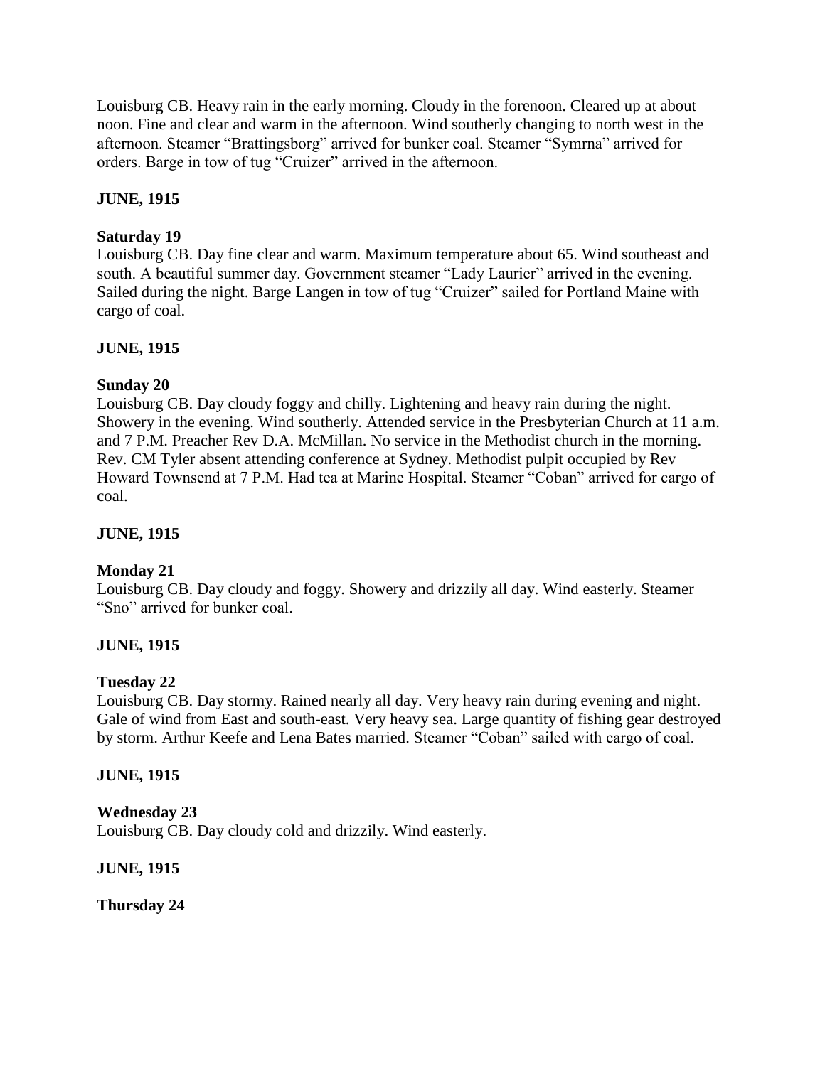Louisburg CB. Heavy rain in the early morning. Cloudy in the forenoon. Cleared up at about noon. Fine and clear and warm in the afternoon. Wind southerly changing to north west in the afternoon. Steamer "Brattingsborg" arrived for bunker coal. Steamer "Symrna" arrived for orders. Barge in tow of tug "Cruizer" arrived in the afternoon.

**JUNE, 1915**

**Saturday 19**
Louisburg CB. Day fine clear and warm. Maximum temperature about 65. Wind southeast and south. A beautiful summer day. Government steamer "Lady Laurier" arrived in the evening. Sailed during the night. Barge Langen in tow of tug "Cruizer" sailed for Portland Maine with cargo of coal.

**JUNE, 1915**

**Sunday 20**
Louisburg CB. Day cloudy foggy and chilly. Lightening and heavy rain during the night. Showery in the evening. Wind southerly. Attended service in the Presbyterian Church at 11 a.m. and 7 P.M. Preacher Rev D.A. McMillan. No service in the Methodist church in the morning. Rev. CM Tyler absent attending conference at Sydney. Methodist pulpit occupied by Rev Howard Townsend at 7 P.M. Had tea at Marine Hospital. Steamer "Coban" arrived for cargo of coal.

**JUNE, 1915**

**Monday 21**
Louisburg CB. Day cloudy and foggy. Showery and drizzily all day. Wind easterly. Steamer "Sno" arrived for bunker coal.

**JUNE, 1915**

**Tuesday 22**
Louisburg CB. Day stormy. Rained nearly all day. Very heavy rain during evening and night. Gale of wind from East and south-east. Very heavy sea. Large quantity of fishing gear destroyed by storm. Arthur Keefe and Lena Bates married. Steamer "Coban" sailed with cargo of coal.

**JUNE, 1915**

**Wednesday 23**
Louisburg CB. Day cloudy cold and drizzily. Wind easterly.

**JUNE, 1915**

**Thursday 24**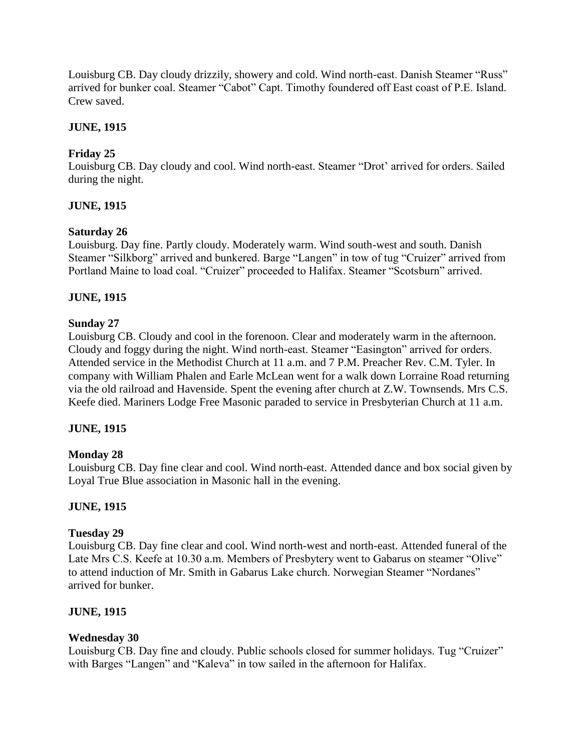Louisburg CB. Day cloudy drizzily, showery and cold. Wind north-east. Danish Steamer "Russ" arrived for bunker coal. Steamer "Cabot" Capt. Timothy foundered off East coast of P.E. Island. Crew saved.

**JUNE, 1915**

**Friday 25**

Louisburg CB. Day cloudy and cool. Wind north-east. Steamer "Drot' arrived for orders. Sailed during the night.

**JUNE, 1915**

**Saturday 26**

Louisburg. Day fine. Partly cloudy. Moderately warm. Wind south-west and south. Danish Steamer "Silkborg" arrived and bunkered. Barge "Langen" in tow of tug "Cruizer" arrived from Portland Maine to load coal. "Cruizer" proceeded to Halifax. Steamer "Scotsburn" arrived.

**JUNE, 1915**

**Sunday 27**

Louisburg CB. Cloudy and cool in the forenoon. Clear and moderately warm in the afternoon. Cloudy and foggy during the night. Wind north-east. Steamer "Easington" arrived for orders. Attended service in the Methodist Church at 11 a.m. and 7 P.M. Preacher Rev. C.M. Tyler. In company with William Phalen and Earle McLean went for a walk down Lorraine Road returning via the old railroad and Havenside. Spent the evening after church at Z.W. Townsends. Mrs C.S. Keefe died. Mariners Lodge Free Masonic paraded to service in Presbyterian Church at 11 a.m.

**JUNE, 1915**

**Monday 28**

Louisburg CB. Day fine clear and cool. Wind north-east. Attended dance and box social given by Loyal True Blue association in Masonic hall in the evening.

**JUNE, 1915**

**Tuesday 29**

Louisburg CB. Day fine clear and cool. Wind north-west and north-east. Attended funeral of the Late Mrs C.S. Keefe at 10.30 a.m. Members of Presbytery went to Gabarus on steamer "Olive" to attend induction of Mr. Smith in Gabarus Lake church. Norwegian Steamer "Nordanes" arrived for bunker.

**JUNE, 1915**

**Wednesday 30**

Louisburg CB. Day fine and cloudy. Public schools closed for summer holidays. Tug "Cruizer" with Barges "Langen" and "Kaleva" in tow sailed in the afternoon for Halifax.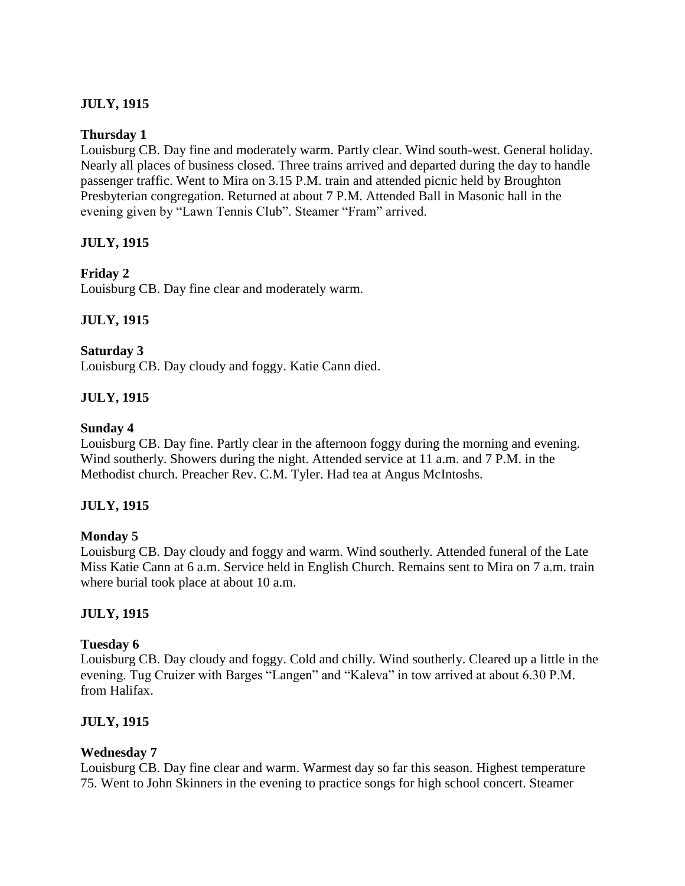**JULY, 1915**

**Thursday 1**
Louisburg CB. Day fine and moderately warm. Partly clear. Wind south-west. General holiday. Nearly all places of business closed. Three trains arrived and departed during the day to handle passenger traffic. Went to Mira on 3.15 P.M. train and attended picnic held by Broughton Presbyterian congregation. Returned at about 7 P.M. Attended Ball in Masonic hall in the evening given by "Lawn Tennis Club". Steamer "Fram" arrived.

**JULY, 1915**

**Friday 2**
Louisburg CB. Day fine clear and moderately warm.

**JULY, 1915**

**Saturday 3**
Louisburg CB. Day cloudy and foggy. Katie Cann died.

**JULY, 1915**

**Sunday 4**
Louisburg CB. Day fine. Partly clear in the afternoon foggy during the morning and evening. Wind southerly. Showers during the night. Attended service at 11 a.m. and 7 P.M. in the Methodist church. Preacher Rev. C.M. Tyler. Had tea at Angus McIntoshs.

**JULY, 1915**

**Monday 5**
Louisburg CB. Day cloudy and foggy and warm. Wind southerly. Attended funeral of the Late Miss Katie Cann at 6 a.m. Service held in English Church. Remains sent to Mira on 7 a.m. train where burial took place at about 10 a.m.

**JULY, 1915**

**Tuesday 6**
Louisburg CB. Day cloudy and foggy. Cold and chilly. Wind southerly. Cleared up a little in the evening. Tug Cruizer with Barges "Langen" and "Kaleva" in tow arrived at about 6.30 P.M. from Halifax.

**JULY, 1915**

**Wednesday 7**
Louisburg CB. Day fine clear and warm. Warmest day so far this season. Highest temperature 75. Went to John Skinners in the evening to practice songs for high school concert. Steamer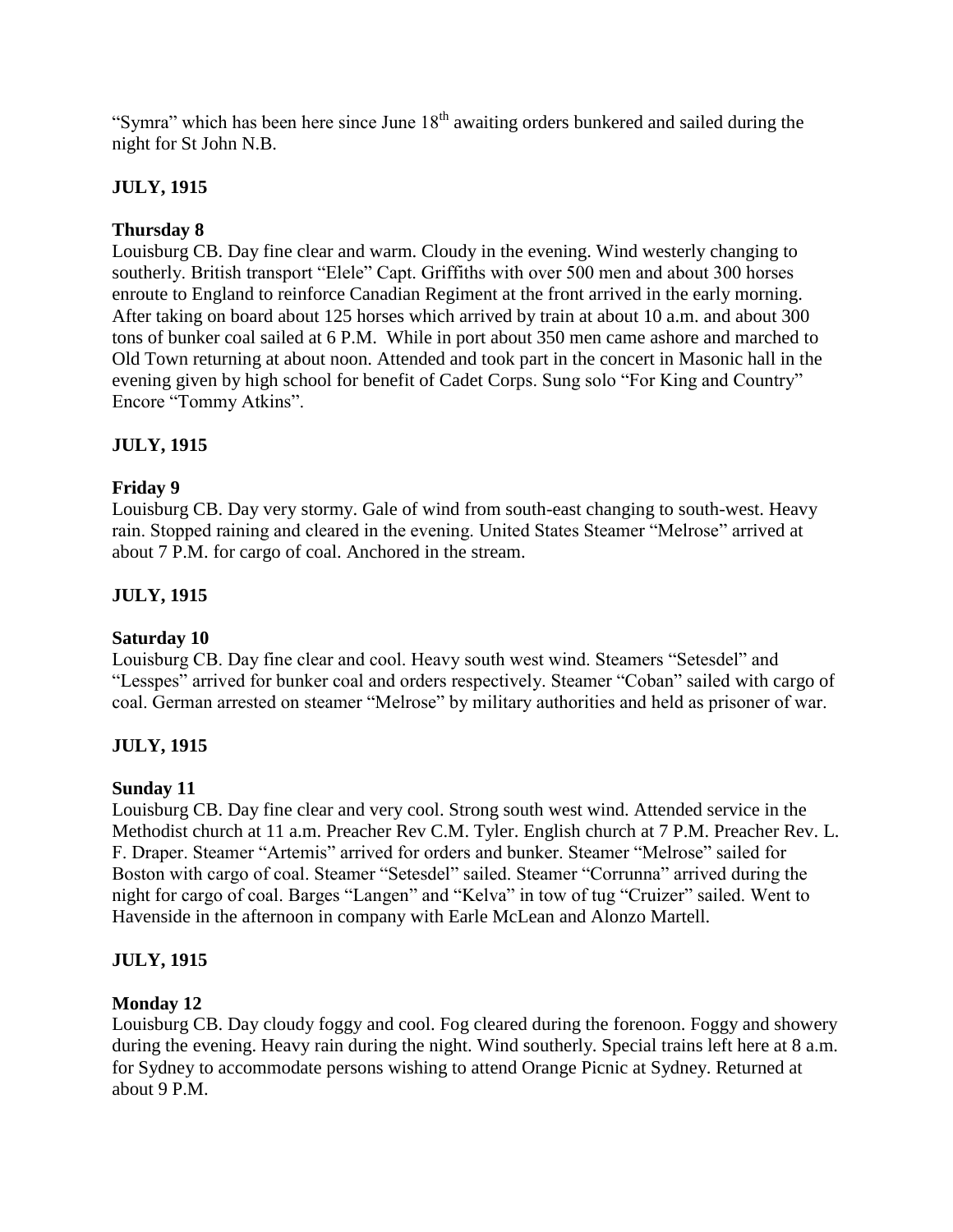"Symra" which has been here since June 18th awaiting orders bunkered and sailed during the night for St John N.B.

**JULY, 1915**

**Thursday 8**

Louisburg CB. Day fine clear and warm. Cloudy in the evening. Wind westerly changing to southerly. British transport "Elele" Capt. Griffiths with over 500 men and about 300 horses enroute to England to reinforce Canadian Regiment at the front arrived in the early morning. After taking on board about 125 horses which arrived by train at about 10 a.m. and about 300 tons of bunker coal sailed at 6 P.M. While in port about 350 men came ashore and marched to Old Town returning at about noon. Attended and took part in the concert in Masonic hall in the evening given by high school for benefit of Cadet Corps. Sung solo "For King and Country" Encore "Tommy Atkins".

**JULY, 1915**

**Friday 9**

Louisburg CB. Day very stormy. Gale of wind from south-east changing to south-west. Heavy rain. Stopped raining and cleared in the evening. United States Steamer "Melrose" arrived at about 7 P.M. for cargo of coal. Anchored in the stream.

**JULY, 1915**

**Saturday 10**

Louisburg CB. Day fine clear and cool. Heavy south west wind. Steamers "Setesdel" and "Lesspes" arrived for bunker coal and orders respectively. Steamer "Coban" sailed with cargo of coal. German arrested on steamer "Melrose" by military authorities and held as prisoner of war.

**JULY, 1915**

**Sunday 11**

Louisburg CB. Day fine clear and very cool. Strong south west wind. Attended service in the Methodist church at 11 a.m. Preacher Rev C.M. Tyler. English church at 7 P.M. Preacher Rev. L. F. Draper. Steamer "Artemis" arrived for orders and bunker. Steamer "Melrose" sailed for Boston with cargo of coal. Steamer "Setesdel" sailed. Steamer "Corrunna" arrived during the night for cargo of coal. Barges "Langen" and "Kelva" in tow of tug "Cruizer" sailed. Went to Havenside in the afternoon in company with Earle McLean and Alonzo Martell.

**JULY, 1915**

**Monday 12**

Louisburg CB. Day cloudy foggy and cool. Fog cleared during the forenoon. Foggy and showery during the evening. Heavy rain during the night. Wind southerly. Special trains left here at 8 a.m. for Sydney to accommodate persons wishing to attend Orange Picnic at Sydney. Returned at about 9 P.M.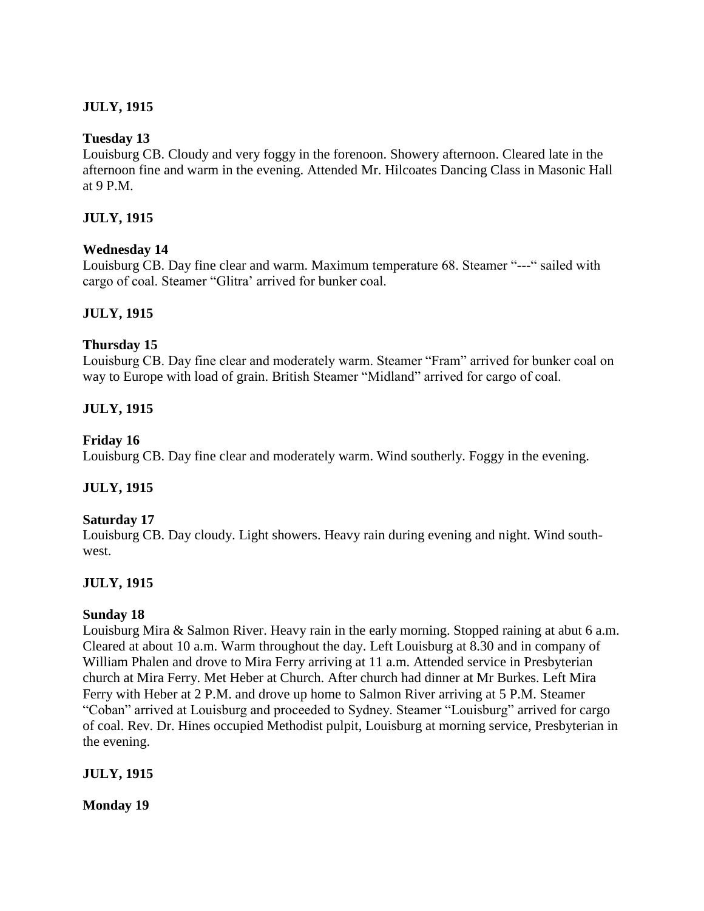**JULY, 1915**

**Tuesday 13**

Louisburg CB. Cloudy and very foggy in the forenoon. Showery afternoon. Cleared late in the afternoon fine and warm in the evening. Attended Mr. Hilcoates Dancing Class in Masonic Hall at 9 P.M.

**JULY, 1915**

**Wednesday 14**

Louisburg CB. Day fine clear and warm. Maximum temperature 68. Steamer "---" sailed with cargo of coal. Steamer "Glitra' arrived for bunker coal.

**JULY, 1915**

**Thursday 15**

Louisburg CB. Day fine clear and moderately warm. Steamer "Fram" arrived for bunker coal on way to Europe with load of grain. British Steamer "Midland" arrived for cargo of coal.

**JULY, 1915**

**Friday 16**

Louisburg CB. Day fine clear and moderately warm. Wind southerly. Foggy in the evening.

**JULY, 1915**

**Saturday 17**

Louisburg CB. Day cloudy. Light showers. Heavy rain during evening and night. Wind south-west.

**JULY, 1915**

**Sunday 18**

Louisburg Mira & Salmon River. Heavy rain in the early morning. Stopped raining at abut 6 a.m. Cleared at about 10 a.m. Warm throughout the day. Left Louisburg at 8.30 and in company of William Phalen and drove to Mira Ferry arriving at 11 a.m. Attended service in Presbyterian church at Mira Ferry. Met Heber at Church. After church had dinner at Mr Burkes. Left Mira Ferry with Heber at 2 P.M. and drove up home to Salmon River arriving at 5 P.M. Steamer "Coban" arrived at Louisburg and proceeded to Sydney. Steamer "Louisburg" arrived for cargo of coal. Rev. Dr. Hines occupied Methodist pulpit, Louisburg at morning service, Presbyterian in the evening.

**JULY, 1915**

**Monday 19**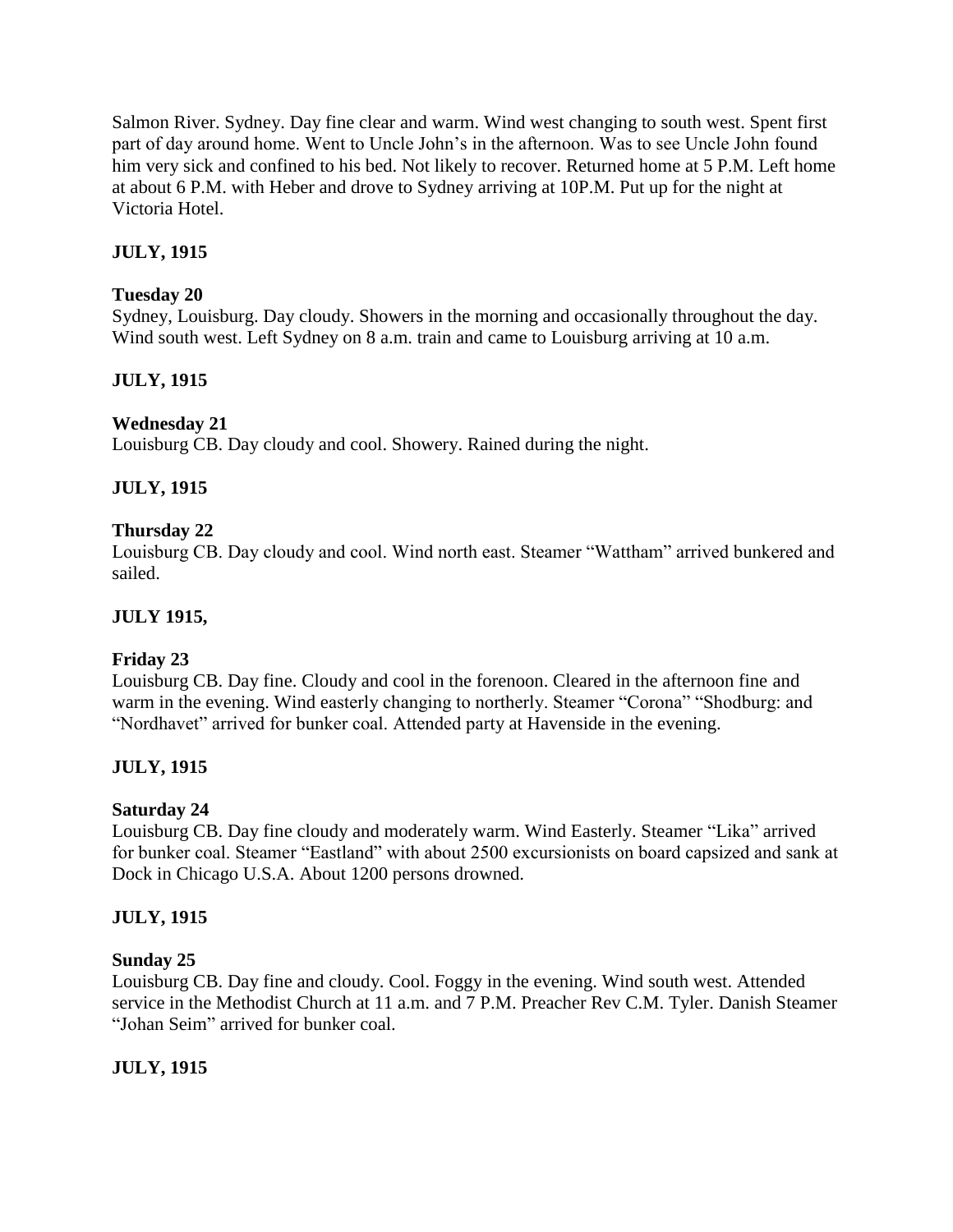Salmon River. Sydney. Day fine clear and warm. Wind west changing to south west. Spent first part of day around home. Went to Uncle John's in the afternoon. Was to see Uncle John found him very sick and confined to his bed. Not likely to recover. Returned home at 5 P.M. Left home at about 6 P.M. with Heber and drove to Sydney arriving at 10P.M. Put up for the night at Victoria Hotel.

**JULY, 1915**

**Tuesday 20**
Sydney, Louisburg. Day cloudy. Showers in the morning and occasionally throughout the day. Wind south west. Left Sydney on 8 a.m. train and came to Louisburg arriving at 10 a.m.

**JULY, 1915**

**Wednesday 21**
Louisburg CB. Day cloudy and cool. Showery. Rained during the night.

**JULY, 1915**

**Thursday 22**
Louisburg CB. Day cloudy and cool. Wind north east. Steamer "Wattham" arrived bunkered and sailed.

**JULY 1915,**

**Friday 23**
Louisburg CB. Day fine. Cloudy and cool in the forenoon. Cleared in the afternoon fine and warm in the evening. Wind easterly changing to northerly. Steamer "Corona" "Shodburg: and "Nordhavet" arrived for bunker coal. Attended party at Havenside in the evening.

**JULY, 1915**

**Saturday 24**
Louisburg CB. Day fine cloudy and moderately warm. Wind Easterly. Steamer "Lika" arrived for bunker coal. Steamer "Eastland" with about 2500 excursionists on board capsized and sank at Dock in Chicago U.S.A. About 1200 persons drowned.

**JULY, 1915**

**Sunday 25**
Louisburg CB. Day fine and cloudy. Cool. Foggy in the evening. Wind south west. Attended service in the Methodist Church at 11 a.m. and 7 P.M. Preacher Rev C.M. Tyler. Danish Steamer "Johan Seim" arrived for bunker coal.

**JULY, 1915**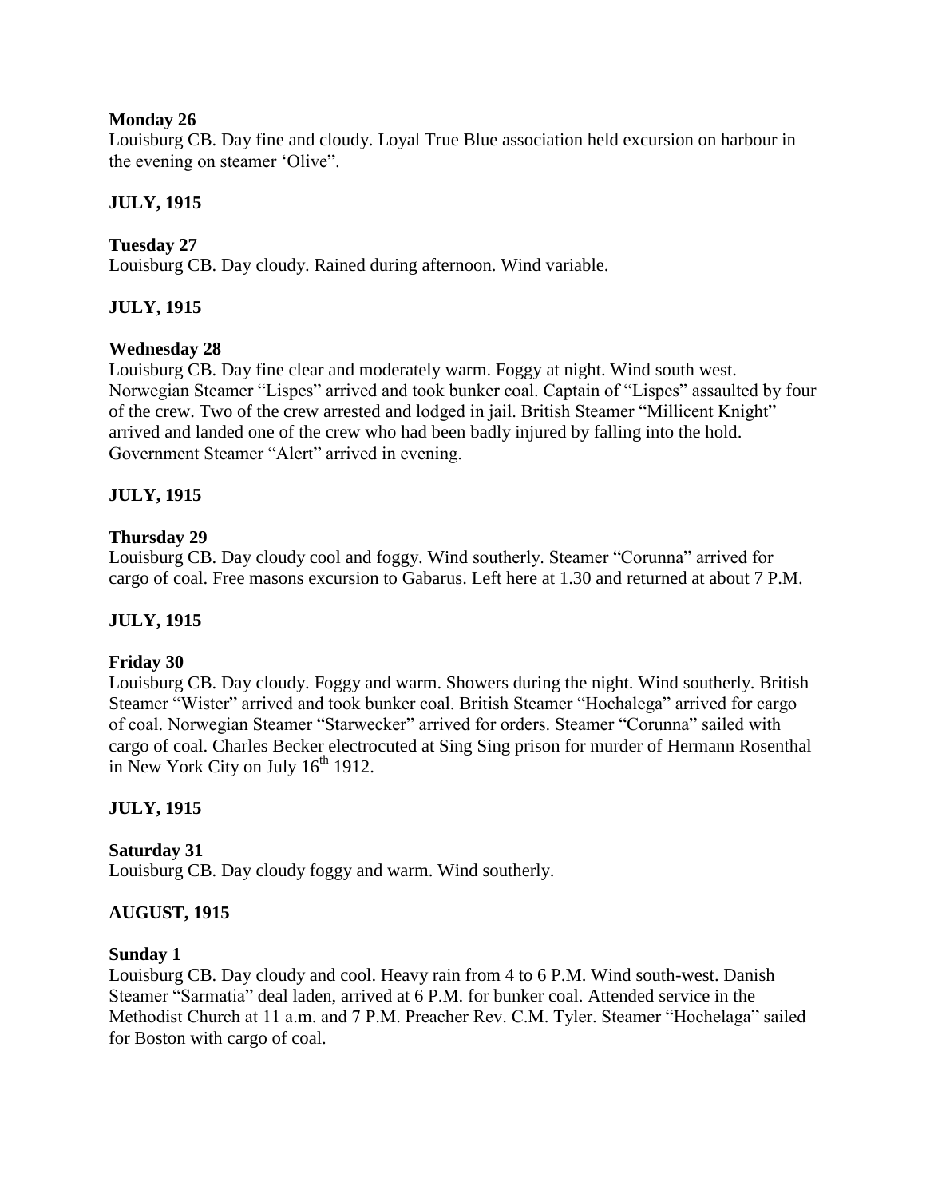**Monday 26**

Louisburg CB. Day fine and cloudy. Loyal True Blue association held excursion on harbour in the evening on steamer 'Olive".

**JULY, 1915**

**Tuesday 27**

Louisburg CB. Day cloudy. Rained during afternoon. Wind variable.

**JULY, 1915**

**Wednesday 28**

Louisburg CB. Day fine clear and moderately warm. Foggy at night. Wind south west. Norwegian Steamer "Lispes" arrived and took bunker coal. Captain of "Lispes" assaulted by four of the crew. Two of the crew arrested and lodged in jail. British Steamer "Millicent Knight" arrived and landed one of the crew who had been badly injured by falling into the hold. Government Steamer "Alert" arrived in evening.

**JULY, 1915**

**Thursday 29**

Louisburg CB. Day cloudy cool and foggy. Wind southerly. Steamer "Corunna" arrived for cargo of coal. Free masons excursion to Gabarus. Left here at 1.30 and returned at about 7 P.M.

**JULY, 1915**

**Friday 30**

Louisburg CB. Day cloudy. Foggy and warm. Showers during the night. Wind southerly. British Steamer "Wister" arrived and took bunker coal. British Steamer "Hochalega" arrived for cargo of coal. Norwegian Steamer "Starwecker" arrived for orders. Steamer "Corunna" sailed with cargo of coal. Charles Becker electrocuted at Sing Sing prison for murder of Hermann Rosenthal in New York City on July 16th 1912.

**JULY, 1915**

**Saturday 31**

Louisburg CB. Day cloudy foggy and warm. Wind southerly.

**AUGUST, 1915**

**Sunday 1**

Louisburg CB. Day cloudy and cool. Heavy rain from 4 to 6 P.M. Wind south-west. Danish Steamer "Sarmatia" deal laden, arrived at 6 P.M. for bunker coal. Attended service in the Methodist Church at 11 a.m. and 7 P.M. Preacher Rev. C.M. Tyler. Steamer "Hochelaga" sailed for Boston with cargo of coal.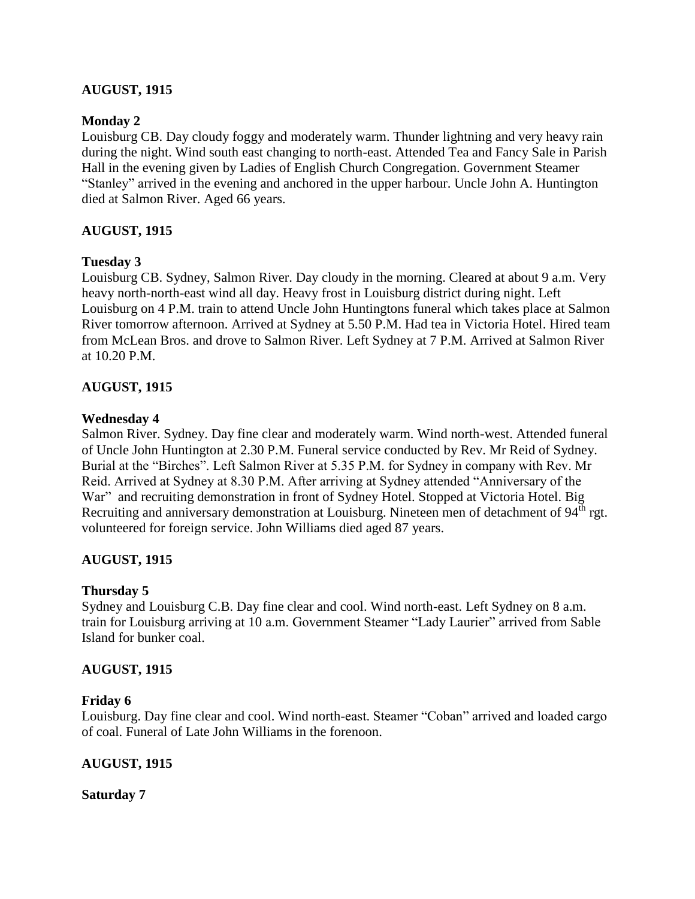**AUGUST, 1915**

**Monday 2**

Louisburg CB. Day cloudy foggy and moderately warm. Thunder lightning and very heavy rain during the night. Wind south east changing to north-east. Attended Tea and Fancy Sale in Parish Hall in the evening given by Ladies of English Church Congregation. Government Steamer "Stanley" arrived in the evening and anchored in the upper harbour. Uncle John A. Huntington died at Salmon River. Aged 66 years.

**AUGUST, 1915**

**Tuesday 3**

Louisburg CB. Sydney, Salmon River. Day cloudy in the morning. Cleared at about 9 a.m. Very heavy north-north-east wind all day. Heavy frost in Louisburg district during night. Left Louisburg on 4 P.M. train to attend Uncle John Huntingtons funeral which takes place at Salmon River tomorrow afternoon. Arrived at Sydney at 5.50 P.M. Had tea in Victoria Hotel. Hired team from McLean Bros. and drove to Salmon River. Left Sydney at 7 P.M. Arrived at Salmon River at 10.20 P.M.

**AUGUST, 1915**

**Wednesday 4**

Salmon River. Sydney. Day fine clear and moderately warm. Wind north-west. Attended funeral of Uncle John Huntington at 2.30 P.M. Funeral service conducted by Rev. Mr Reid of Sydney. Burial at the "Birches". Left Salmon River at 5.35 P.M. for Sydney in company with Rev. Mr Reid. Arrived at Sydney at 8.30 P.M. After arriving at Sydney attended "Anniversary of the War" and recruiting demonstration in front of Sydney Hotel. Stopped at Victoria Hotel. Big Recruiting and anniversary demonstration at Louisburg. Nineteen men of detachment of 94th rgt. volunteered for foreign service. John Williams died aged 87 years.

**AUGUST, 1915**

**Thursday 5**

Sydney and Louisburg C.B. Day fine clear and cool. Wind north-east. Left Sydney on 8 a.m. train for Louisburg arriving at 10 a.m. Government Steamer "Lady Laurier" arrived from Sable Island for bunker coal.

**AUGUST, 1915**

**Friday 6**

Louisburg. Day fine clear and cool. Wind north-east. Steamer "Coban" arrived and loaded cargo of coal. Funeral of Late John Williams in the forenoon.

**AUGUST, 1915**

**Saturday 7**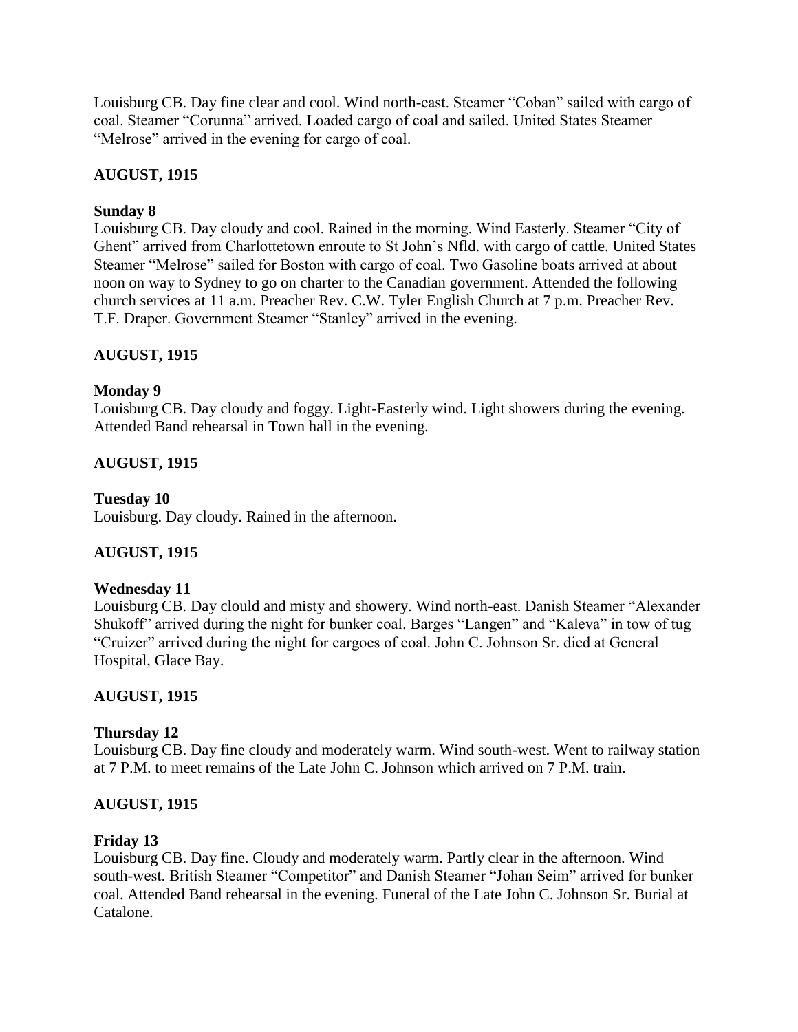Louisburg CB. Day fine clear and cool. Wind north-east. Steamer "Coban" sailed with cargo of coal. Steamer "Corunna" arrived. Loaded cargo of coal and sailed. United States Steamer "Melrose" arrived in the evening for cargo of coal.

**AUGUST, 1915**

**Sunday 8**
Louisburg CB. Day cloudy and cool. Rained in the morning. Wind Easterly. Steamer "City of Ghent" arrived from Charlottetown enroute to St John's Nfld. with cargo of cattle. United States Steamer "Melrose" sailed for Boston with cargo of coal. Two Gasoline boats arrived at about noon on way to Sydney to go on charter to the Canadian government. Attended the following church services at 11 a.m. Preacher Rev. C.W. Tyler English Church at 7 p.m. Preacher Rev. T.F. Draper. Government Steamer "Stanley" arrived in the evening.

**AUGUST, 1915**

**Monday 9**
Louisburg CB. Day cloudy and foggy. Light-Easterly wind. Light showers during the evening. Attended Band rehearsal in Town hall in the evening.

**AUGUST, 1915**

**Tuesday 10**
Louisburg. Day cloudy. Rained in the afternoon.

**AUGUST, 1915**

**Wednesday 11**
Louisburg CB. Day clould and misty and showery. Wind north-east. Danish Steamer "Alexander Shukoff" arrived during the night for bunker coal. Barges "Langen" and "Kaleva" in tow of tug "Cruizer" arrived during the night for cargoes of coal. John C. Johnson Sr. died at General Hospital, Glace Bay.

**AUGUST, 1915**

**Thursday 12**
Louisburg CB. Day fine cloudy and moderately warm. Wind south-west. Went to railway station at 7 P.M. to meet remains of the Late John C. Johnson which arrived on 7 P.M. train.

**AUGUST, 1915**

**Friday 13**
Louisburg CB. Day fine. Cloudy and moderately warm. Partly clear in the afternoon. Wind south-west. British Steamer "Competitor" and Danish Steamer "Johan Seim" arrived for bunker coal. Attended Band rehearsal in the evening. Funeral of the Late John C. Johnson Sr. Burial at Catalone.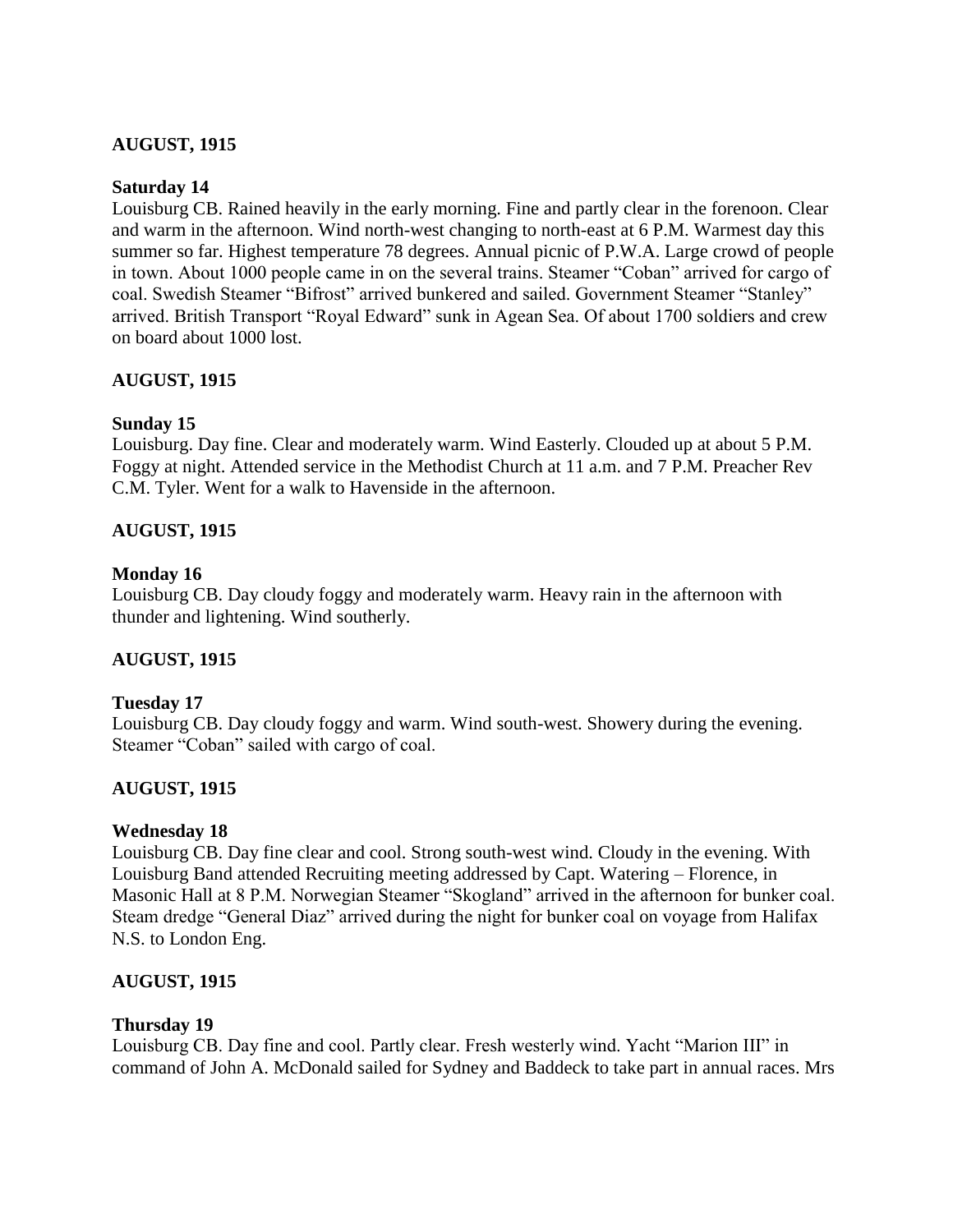**AUGUST, 1915**

**Saturday 14**

Louisburg CB. Rained heavily in the early morning. Fine and partly clear in the forenoon. Clear and warm in the afternoon. Wind north-west changing to north-east at 6 P.M. Warmest day this summer so far. Highest temperature 78 degrees. Annual picnic of P.W.A. Large crowd of people in town. About 1000 people came in on the several trains. Steamer "Coban" arrived for cargo of coal. Swedish Steamer "Bifrost" arrived bunkered and sailed. Government Steamer "Stanley" arrived. British Transport "Royal Edward" sunk in Agean Sea. Of about 1700 soldiers and crew on board about 1000 lost.

**AUGUST, 1915**

**Sunday 15**

Louisburg. Day fine. Clear and moderately warm. Wind Easterly. Clouded up at about 5 P.M. Foggy at night. Attended service in the Methodist Church at 11 a.m. and 7 P.M. Preacher Rev C.M. Tyler. Went for a walk to Havenside in the afternoon.

**AUGUST, 1915**

**Monday 16**

Louisburg CB. Day cloudy foggy and moderately warm. Heavy rain in the afternoon with thunder and lightening. Wind southerly.

**AUGUST, 1915**

**Tuesday 17**

Louisburg CB. Day cloudy foggy and warm. Wind south-west. Showery during the evening. Steamer "Coban" sailed with cargo of coal.

**AUGUST, 1915**

**Wednesday 18**

Louisburg CB. Day fine clear and cool. Strong south-west wind. Cloudy in the evening. With Louisburg Band attended Recruiting meeting addressed by Capt. Watering – Florence, in Masonic Hall at 8 P.M. Norwegian Steamer "Skogland" arrived in the afternoon for bunker coal. Steam dredge "General Diaz" arrived during the night for bunker coal on voyage from Halifax N.S. to London Eng.

**AUGUST, 1915**

**Thursday 19**

Louisburg CB. Day fine and cool. Partly clear. Fresh westerly wind. Yacht "Marion III" in command of John A. McDonald sailed for Sydney and Baddeck to take part in annual races. Mrs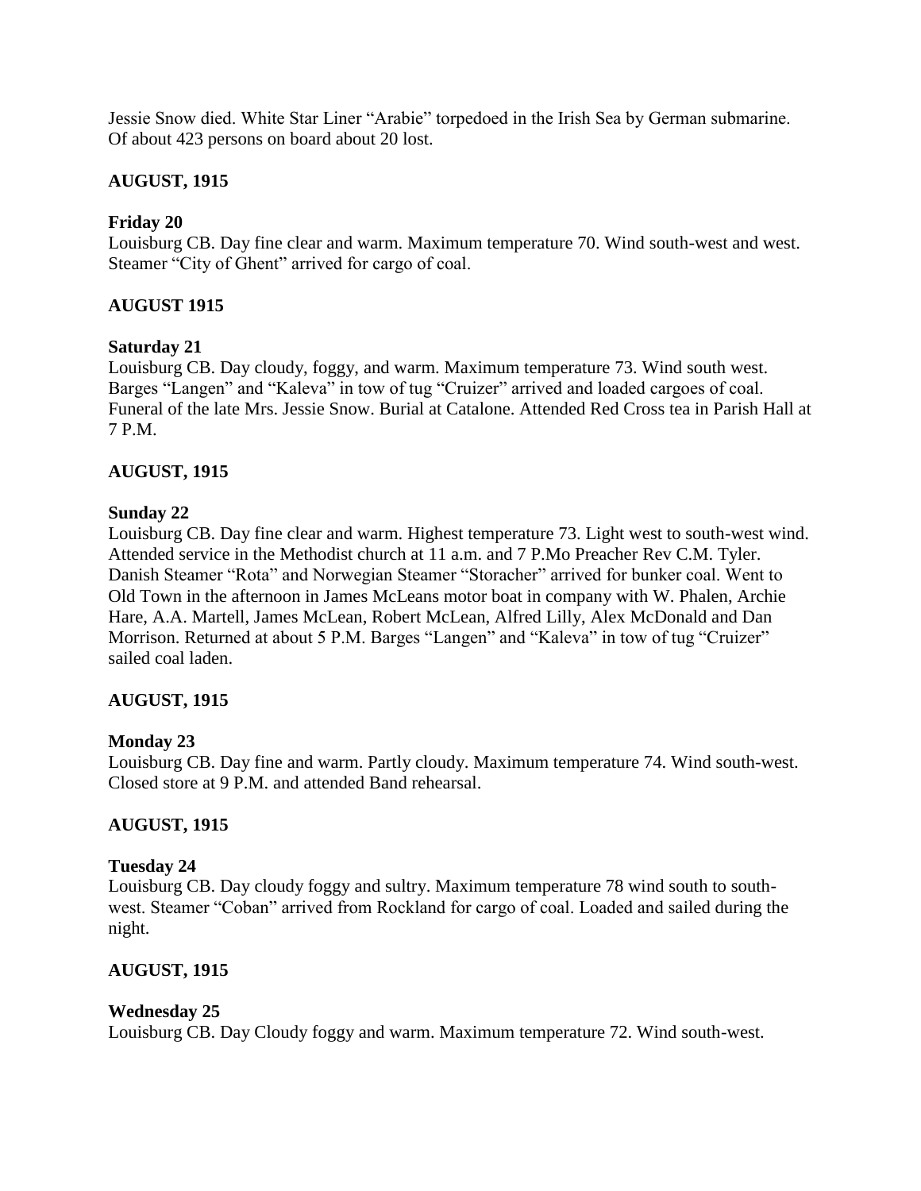Jessie Snow died. White Star Liner "Arabie" torpedoed in the Irish Sea by German submarine. Of about 423 persons on board about 20 lost.

**AUGUST, 1915**

**Friday 20**

Louisburg CB. Day fine clear and warm. Maximum temperature 70. Wind south-west and west. Steamer "City of Ghent" arrived for cargo of coal.

**AUGUST 1915**

**Saturday 21**

Louisburg CB. Day cloudy, foggy, and warm. Maximum temperature 73. Wind south west. Barges "Langen" and "Kaleva" in tow of tug "Cruizer" arrived and loaded cargoes of coal. Funeral of the late Mrs. Jessie Snow. Burial at Catalone. Attended Red Cross tea in Parish Hall at 7 P.M.

**AUGUST, 1915**

**Sunday 22**

Louisburg CB. Day fine clear and warm. Highest temperature 73. Light west to south-west wind. Attended service in the Methodist church at 11 a.m. and 7 P.Mo Preacher Rev C.M. Tyler. Danish Steamer "Rota" and Norwegian Steamer "Storacher" arrived for bunker coal. Went to Old Town in the afternoon in James McLeans motor boat in company with W. Phalen, Archie Hare, A.A. Martell, James McLean, Robert McLean, Alfred Lilly, Alex McDonald and Dan Morrison. Returned at about 5 P.M. Barges "Langen" and "Kaleva" in tow of tug "Cruizer" sailed coal laden.

**AUGUST, 1915**

**Monday 23**

Louisburg CB. Day fine and warm. Partly cloudy. Maximum temperature 74. Wind south-west. Closed store at 9 P.M. and attended Band rehearsal.

**AUGUST, 1915**

**Tuesday 24**

Louisburg CB. Day cloudy foggy and sultry. Maximum temperature 78 wind south to south-west. Steamer "Coban" arrived from Rockland for cargo of coal. Loaded and sailed during the night.

**AUGUST, 1915**

**Wednesday 25**

Louisburg CB. Day Cloudy foggy and warm. Maximum temperature 72. Wind south-west.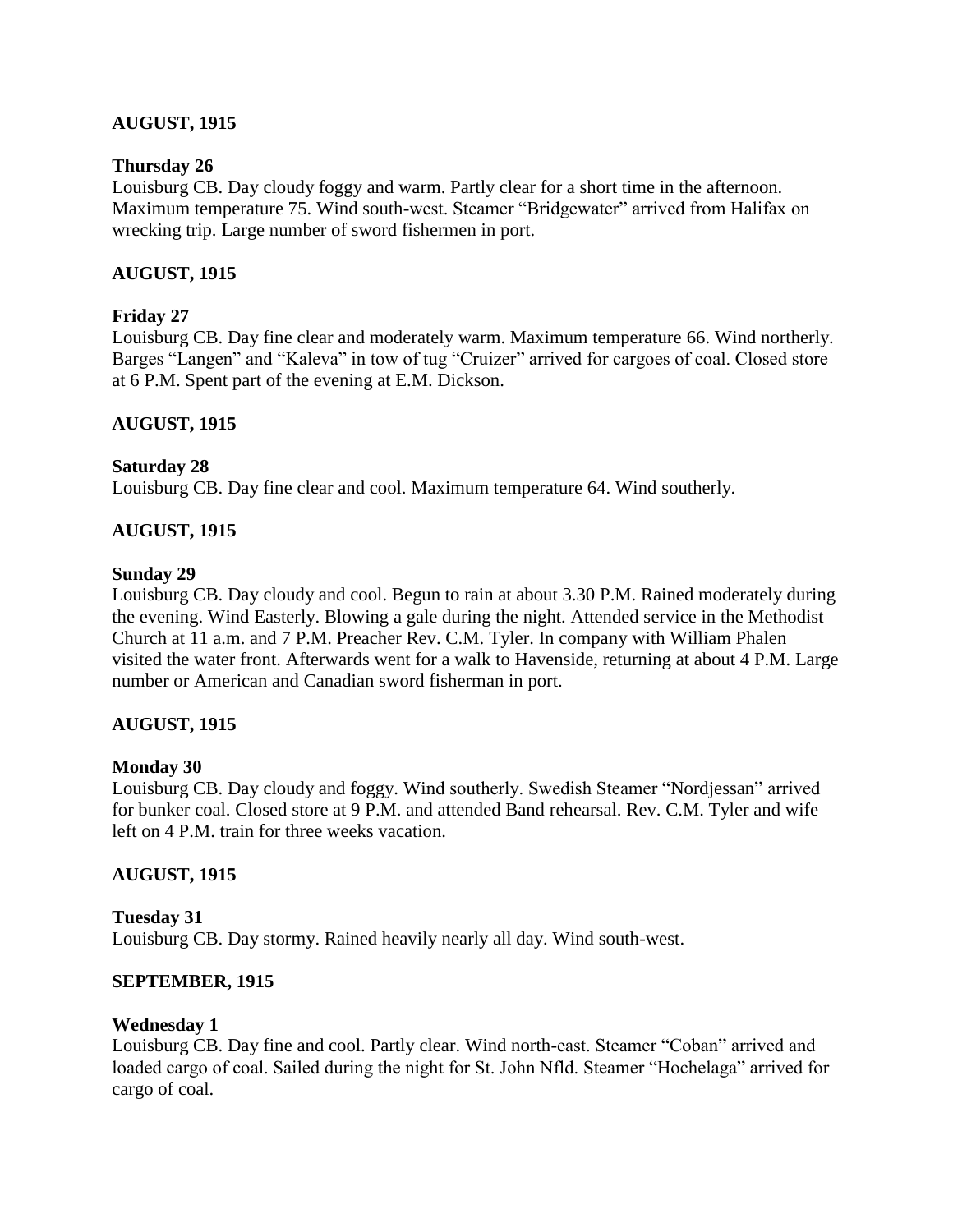**AUGUST, 1915**

**Thursday 26**
Louisburg CB. Day cloudy foggy and warm. Partly clear for a short time in the afternoon. Maximum temperature 75. Wind south-west. Steamer "Bridgewater" arrived from Halifax on wrecking trip. Large number of sword fishermen in port.

**AUGUST, 1915**

**Friday 27**
Louisburg CB. Day fine clear and moderately warm. Maximum temperature 66. Wind northerly. Barges "Langen" and "Kaleva" in tow of tug "Cruizer" arrived for cargoes of coal. Closed store at 6 P.M. Spent part of the evening at E.M. Dickson.

**AUGUST, 1915**

**Saturday 28**
Louisburg CB. Day fine clear and cool. Maximum temperature 64. Wind southerly.

**AUGUST, 1915**

**Sunday 29**
Louisburg CB. Day cloudy and cool. Begun to rain at about 3.30 P.M. Rained moderately during the evening. Wind Easterly. Blowing a gale during the night. Attended service in the Methodist Church at 11 a.m. and 7 P.M. Preacher Rev. C.M. Tyler. In company with William Phalen visited the water front. Afterwards went for a walk to Havenside, returning at about 4 P.M. Large number or American and Canadian sword fisherman in port.

**AUGUST, 1915**

**Monday 30**
Louisburg CB. Day cloudy and foggy. Wind southerly. Swedish Steamer "Nordjessan" arrived for bunker coal. Closed store at 9 P.M. and attended Band rehearsal. Rev. C.M. Tyler and wife left on 4 P.M. train for three weeks vacation.

**AUGUST, 1915**

**Tuesday 31**
Louisburg CB. Day stormy. Rained heavily nearly all day. Wind south-west.

**SEPTEMBER, 1915**

**Wednesday 1**
Louisburg CB. Day fine and cool. Partly clear. Wind north-east. Steamer "Coban" arrived and loaded cargo of coal. Sailed during the night for St. John Nfld. Steamer "Hochelaga" arrived for cargo of coal.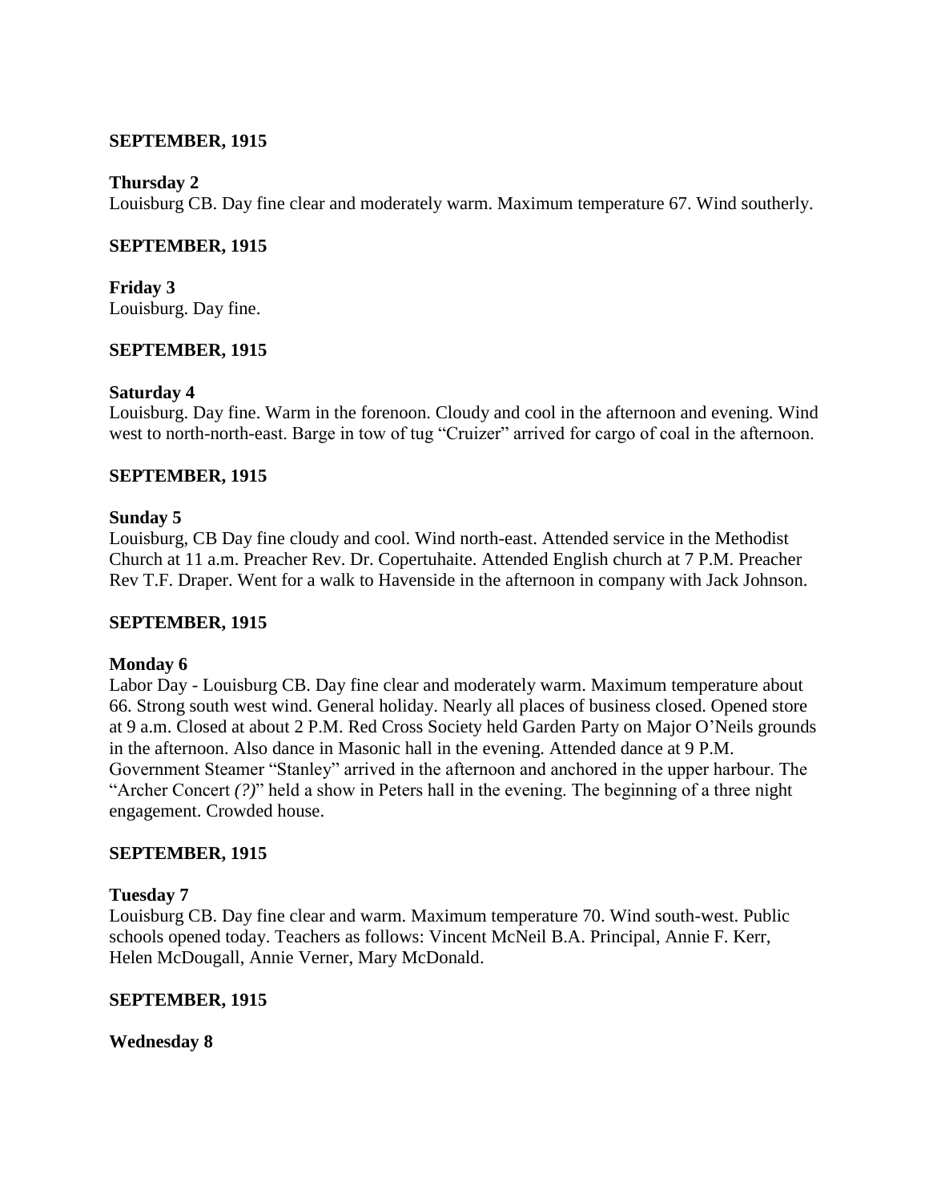**SEPTEMBER, 1915**

**Thursday 2**
Louisburg CB. Day fine clear and moderately warm. Maximum temperature 67. Wind southerly.

**SEPTEMBER, 1915**

**Friday 3**
Louisburg. Day fine.

**SEPTEMBER, 1915**

**Saturday 4**
Louisburg. Day fine. Warm in the forenoon. Cloudy and cool in the afternoon and evening. Wind west to north-north-east. Barge in tow of tug "Cruizer" arrived for cargo of coal in the afternoon.

**SEPTEMBER, 1915**

**Sunday 5**
Louisburg, CB Day fine cloudy and cool. Wind north-east. Attended service in the Methodist Church at 11 a.m. Preacher Rev. Dr. Copertuhaite. Attended English church at 7 P.M. Preacher Rev T.F. Draper. Went for a walk to Havenside in the afternoon in company with Jack Johnson.

**SEPTEMBER, 1915**

**Monday 6**
Labor Day - Louisburg CB. Day fine clear and moderately warm. Maximum temperature about 66. Strong south west wind. General holiday. Nearly all places of business closed. Opened store at 9 a.m. Closed at about 2 P.M. Red Cross Society held Garden Party on Major O'Neils grounds in the afternoon. Also dance in Masonic hall in the evening. Attended dance at 9 P.M. Government Steamer "Stanley" arrived in the afternoon and anchored in the upper harbour. The "Archer Concert *(?)*" held a show in Peters hall in the evening. The beginning of a three night engagement. Crowded house.

**SEPTEMBER, 1915**

**Tuesday 7**
Louisburg CB. Day fine clear and warm. Maximum temperature 70. Wind south-west. Public schools opened today. Teachers as follows: Vincent McNeil B.A. Principal, Annie F. Kerr, Helen McDougall, Annie Verner, Mary McDonald.

**SEPTEMBER, 1915**

**Wednesday 8**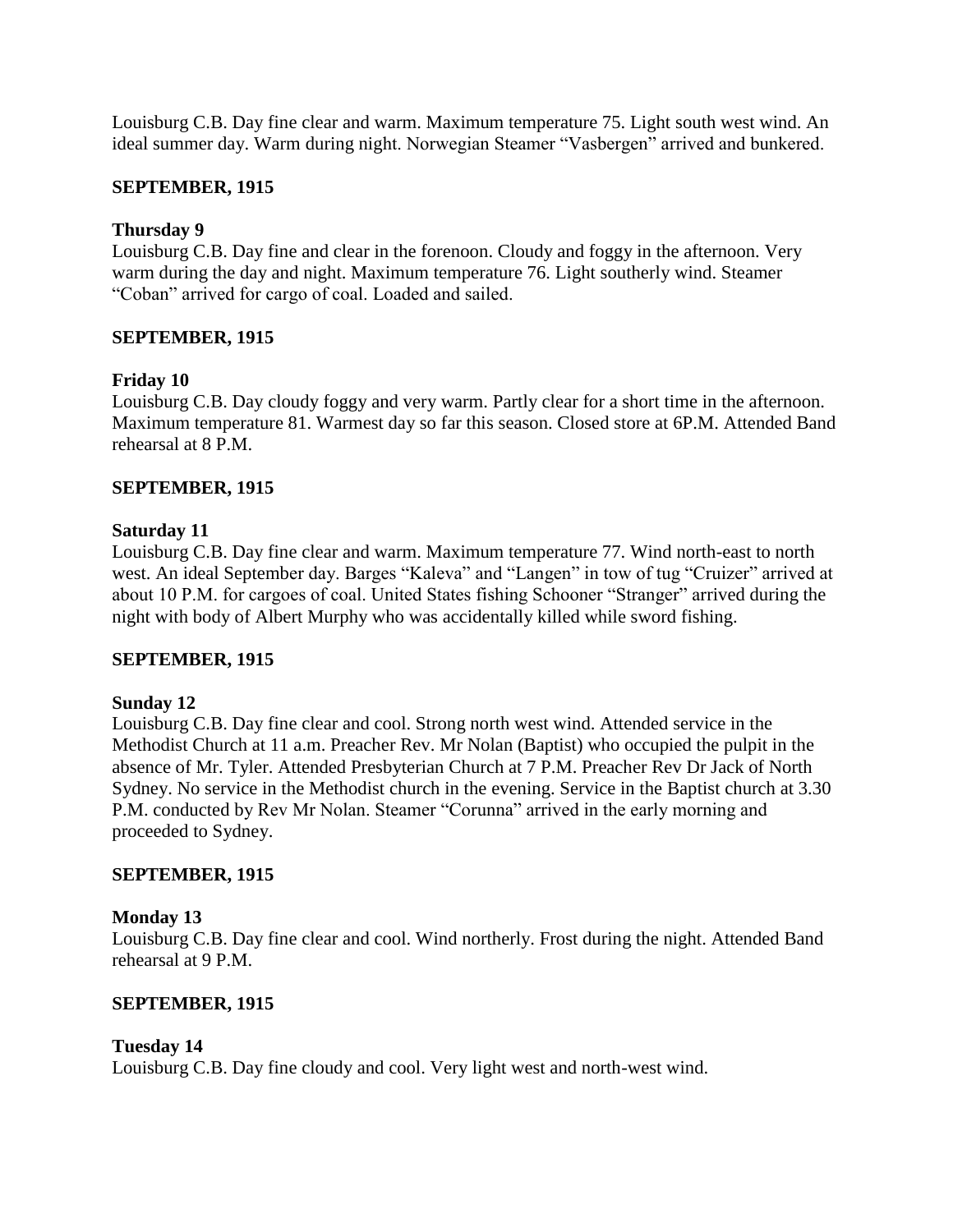Louisburg C.B. Day fine clear and warm. Maximum temperature 75. Light south west wind. An ideal summer day. Warm during night. Norwegian Steamer "Vasbergen" arrived and bunkered.

**SEPTEMBER, 1915**

**Thursday 9**
Louisburg C.B. Day fine and clear in the forenoon. Cloudy and foggy in the afternoon. Very warm during the day and night. Maximum temperature 76. Light southerly wind. Steamer "Coban" arrived for cargo of coal. Loaded and sailed.

**SEPTEMBER, 1915**

**Friday 10**
Louisburg C.B. Day cloudy foggy and very warm. Partly clear for a short time in the afternoon. Maximum temperature 81. Warmest day so far this season. Closed store at 6P.M. Attended Band rehearsal at 8 P.M.

**SEPTEMBER, 1915**

**Saturday 11**
Louisburg C.B. Day fine clear and warm. Maximum temperature 77. Wind north-east to north west. An ideal September day. Barges "Kaleva" and "Langen" in tow of tug "Cruizer" arrived at about 10 P.M. for cargoes of coal. United States fishing Schooner "Stranger" arrived during the night with body of Albert Murphy who was accidentally killed while sword fishing.

**SEPTEMBER, 1915**

**Sunday 12**
Louisburg C.B. Day fine clear and cool. Strong north west wind. Attended service in the Methodist Church at 11 a.m. Preacher Rev. Mr Nolan (Baptist) who occupied the pulpit in the absence of Mr. Tyler. Attended Presbyterian Church at 7 P.M. Preacher Rev Dr Jack of North Sydney. No service in the Methodist church in the evening. Service in the Baptist church at 3.30 P.M. conducted by Rev Mr Nolan. Steamer "Corunna" arrived in the early morning and proceeded to Sydney.

**SEPTEMBER, 1915**

**Monday 13**
Louisburg C.B. Day fine clear and cool. Wind northerly. Frost during the night. Attended Band rehearsal at 9 P.M.

**SEPTEMBER, 1915**

**Tuesday 14**
Louisburg C.B. Day fine cloudy and cool. Very light west and north-west wind.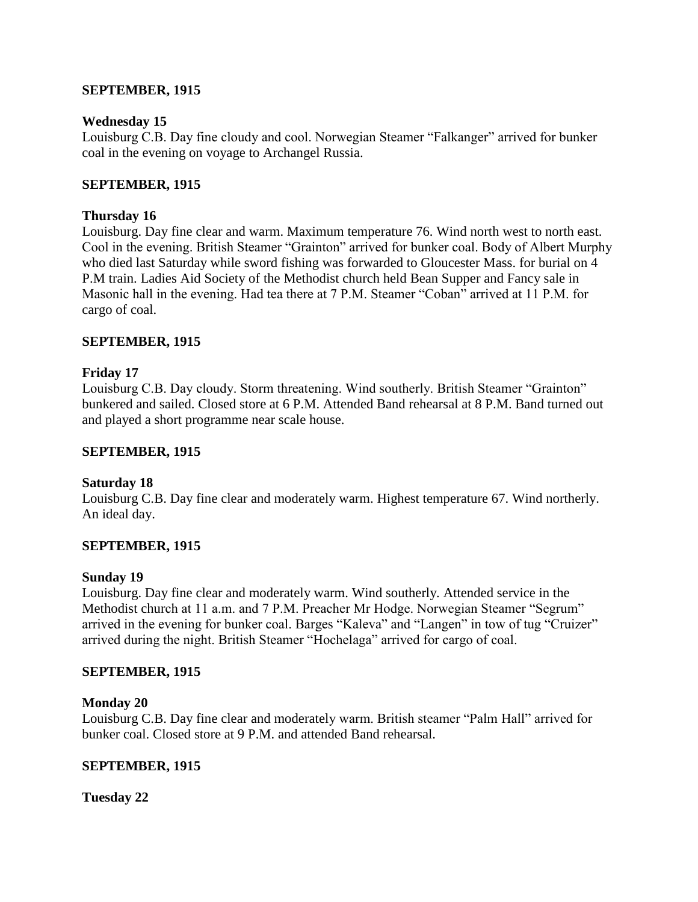**SEPTEMBER, 1915**

**Wednesday 15**

Louisburg C.B. Day fine cloudy and cool. Norwegian Steamer "Falkanger" arrived for bunker coal in the evening on voyage to Archangel Russia.

**SEPTEMBER, 1915**

**Thursday 16**

Louisburg. Day fine clear and warm. Maximum temperature 76. Wind north west to north east. Cool in the evening. British Steamer "Grainton" arrived for bunker coal. Body of Albert Murphy who died last Saturday while sword fishing was forwarded to Gloucester Mass. for burial on 4 P.M train. Ladies Aid Society of the Methodist church held Bean Supper and Fancy sale in Masonic hall in the evening. Had tea there at 7 P.M. Steamer "Coban" arrived at 11 P.M. for cargo of coal.

**SEPTEMBER, 1915**

**Friday 17**

Louisburg C.B. Day cloudy. Storm threatening. Wind southerly. British Steamer "Grainton" bunkered and sailed. Closed store at 6 P.M. Attended Band rehearsal at 8 P.M. Band turned out and played a short programme near scale house.

**SEPTEMBER, 1915**

**Saturday 18**

Louisburg C.B. Day fine clear and moderately warm. Highest temperature 67. Wind northerly. An ideal day.

**SEPTEMBER, 1915**

**Sunday 19**

Louisburg. Day fine clear and moderately warm. Wind southerly. Attended service in the Methodist church at 11 a.m. and 7 P.M. Preacher Mr Hodge. Norwegian Steamer "Segrum" arrived in the evening for bunker coal. Barges "Kaleva" and "Langen" in tow of tug "Cruizer" arrived during the night. British Steamer "Hochelaga" arrived for cargo of coal.

**SEPTEMBER, 1915**

**Monday 20**

Louisburg C.B. Day fine clear and moderately warm. British steamer "Palm Hall" arrived for bunker coal. Closed store at 9 P.M. and attended Band rehearsal.

**SEPTEMBER, 1915**

**Tuesday 22**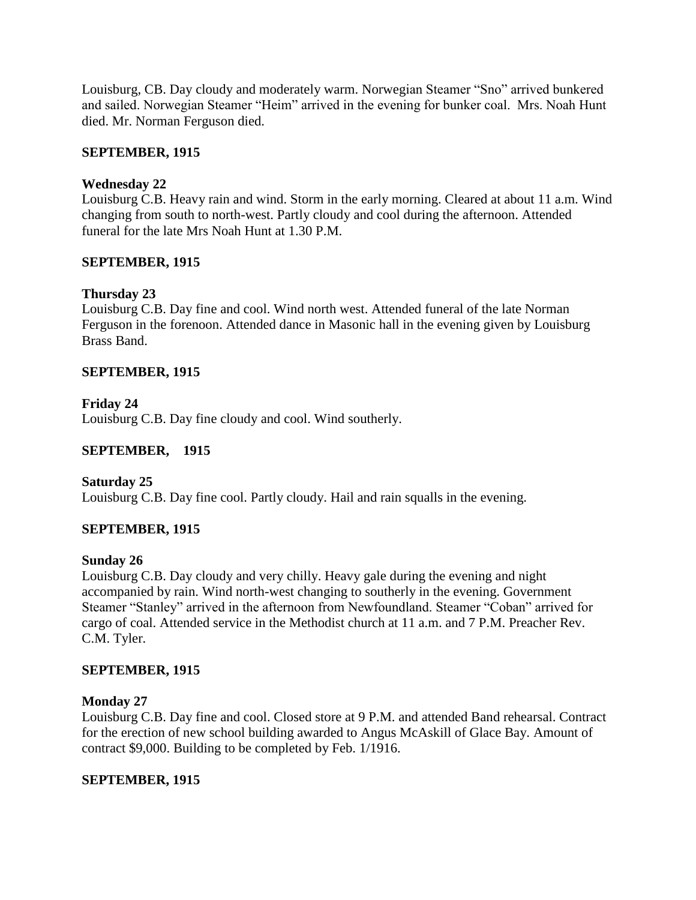Louisburg, CB. Day cloudy and moderately warm. Norwegian Steamer "Sno" arrived bunkered and sailed. Norwegian Steamer "Heim" arrived in the evening for bunker coal. Mrs. Noah Hunt died. Mr. Norman Ferguson died.

**SEPTEMBER, 1915**

**Wednesday 22**
Louisburg C.B. Heavy rain and wind. Storm in the early morning. Cleared at about 11 a.m. Wind changing from south to north-west. Partly cloudy and cool during the afternoon. Attended funeral for the late Mrs Noah Hunt at 1.30 P.M.

**SEPTEMBER, 1915**

**Thursday 23**
Louisburg C.B. Day fine and cool. Wind north west. Attended funeral of the late Norman Ferguson in the forenoon. Attended dance in Masonic hall in the evening given by Louisburg Brass Band.

**SEPTEMBER, 1915**

**Friday 24**
Louisburg C.B. Day fine cloudy and cool. Wind southerly.

**SEPTEMBER, 1915**

**Saturday 25**
Louisburg C.B. Day fine cool. Partly cloudy. Hail and rain squalls in the evening.

**SEPTEMBER, 1915**

**Sunday 26**
Louisburg C.B. Day cloudy and very chilly. Heavy gale during the evening and night accompanied by rain. Wind north-west changing to southerly in the evening. Government Steamer "Stanley" arrived in the afternoon from Newfoundland. Steamer "Coban" arrived for cargo of coal. Attended service in the Methodist church at 11 a.m. and 7 P.M. Preacher Rev. C.M. Tyler.

**SEPTEMBER, 1915**

**Monday 27**
Louisburg C.B. Day fine and cool. Closed store at 9 P.M. and attended Band rehearsal. Contract for the erection of new school building awarded to Angus McAskill of Glace Bay. Amount of contract $9,000. Building to be completed by Feb. 1/1916.

**SEPTEMBER, 1915**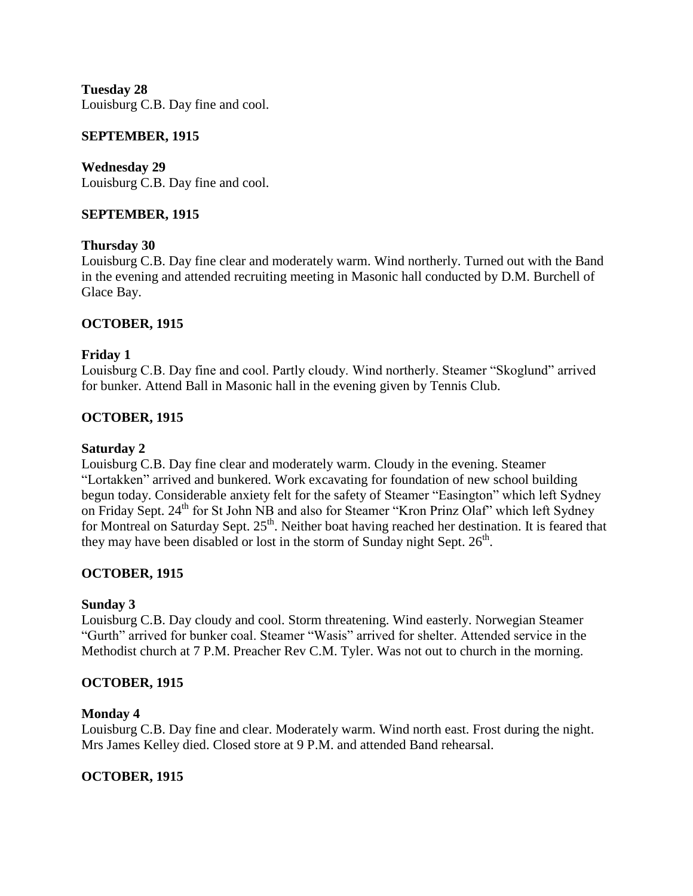**Tuesday 28**
Louisburg C.B. Day fine and cool.

**SEPTEMBER, 1915**

**Wednesday 29**
Louisburg C.B. Day fine and cool.

**SEPTEMBER, 1915**

**Thursday 30**
Louisburg C.B. Day fine clear and moderately warm. Wind northerly. Turned out with the Band in the evening and attended recruiting meeting in Masonic hall conducted by D.M. Burchell of Glace Bay.

**OCTOBER, 1915**

**Friday 1**
Louisburg C.B. Day fine and cool. Partly cloudy. Wind northerly. Steamer "Skoglund" arrived for bunker. Attend Ball in Masonic hall in the evening given by Tennis Club.

**OCTOBER, 1915**

**Saturday 2**
Louisburg C.B. Day fine clear and moderately warm. Cloudy in the evening. Steamer "Lortakken" arrived and bunkered. Work excavating for foundation of new school building begun today. Considerable anxiety felt for the safety of Steamer "Easington" which left Sydney on Friday Sept. 24th for St John NB and also for Steamer "Kron Prinz Olaf" which left Sydney for Montreal on Saturday Sept. 25th. Neither boat having reached her destination. It is feared that they may have been disabled or lost in the storm of Sunday night Sept. 26th.

**OCTOBER, 1915**

**Sunday 3**
Louisburg C.B. Day cloudy and cool. Storm threatening. Wind easterly. Norwegian Steamer "Gurth" arrived for bunker coal. Steamer "Wasis" arrived for shelter. Attended service in the Methodist church at 7 P.M. Preacher Rev C.M. Tyler. Was not out to church in the morning.

**OCTOBER, 1915**

**Monday 4**
Louisburg C.B. Day fine and clear. Moderately warm. Wind north east. Frost during the night. Mrs James Kelley died. Closed store at 9 P.M. and attended Band rehearsal.

**OCTOBER, 1915**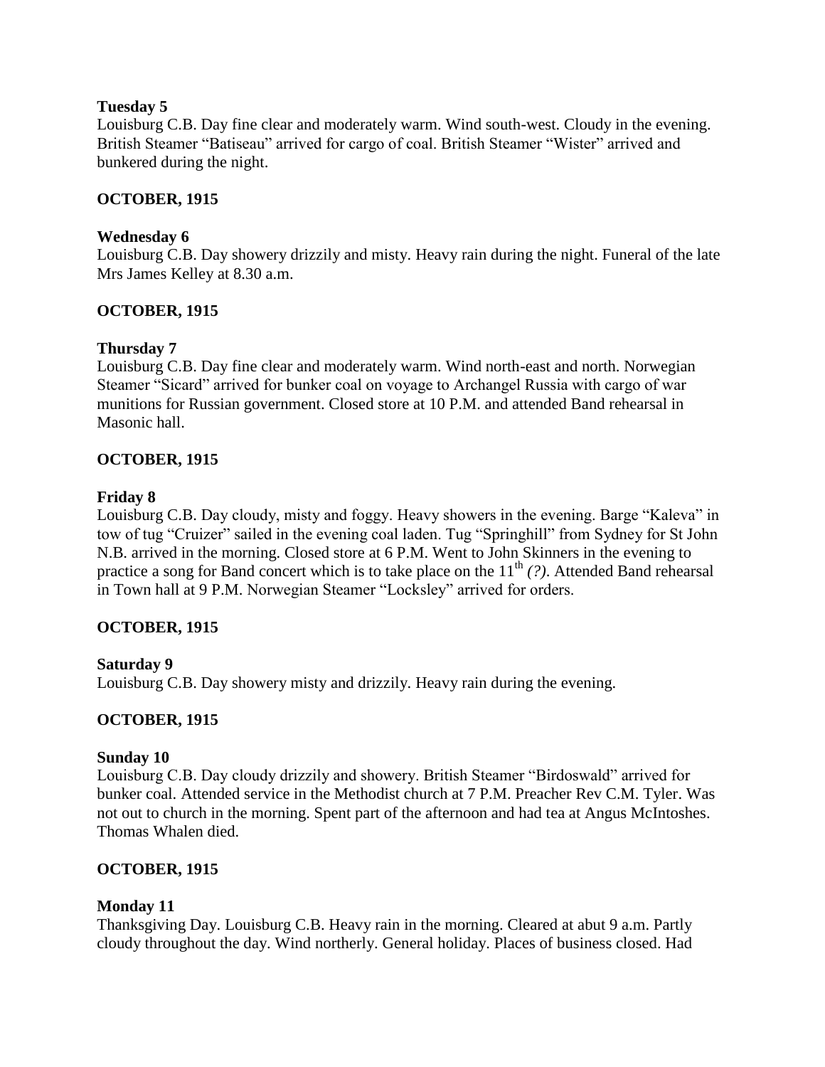**Tuesday 5**

Louisburg C.B. Day fine clear and moderately warm. Wind south-west. Cloudy in the evening. British Steamer "Batiseau" arrived for cargo of coal. British Steamer "Wister" arrived and bunkered during the night.

**OCTOBER, 1915**

**Wednesday 6**

Louisburg C.B. Day showery drizzily and misty. Heavy rain during the night. Funeral of the late Mrs James Kelley at 8.30 a.m.

**OCTOBER, 1915**

**Thursday 7**

Louisburg C.B. Day fine clear and moderately warm. Wind north-east and north. Norwegian Steamer "Sicard" arrived for bunker coal on voyage to Archangel Russia with cargo of war munitions for Russian government. Closed store at 10 P.M. and attended Band rehearsal in Masonic hall.

**OCTOBER, 1915**

**Friday 8**

Louisburg C.B. Day cloudy, misty and foggy. Heavy showers in the evening. Barge "Kaleva" in tow of tug "Cruizer" sailed in the evening coal laden. Tug "Springhill" from Sydney for St John N.B. arrived in the morning. Closed store at 6 P.M. Went to John Skinners in the evening to practice a song for Band concert which is to take place on the 11th *(?)*. Attended Band rehearsal in Town hall at 9 P.M. Norwegian Steamer "Locksley" arrived for orders.

**OCTOBER, 1915**

**Saturday 9**

Louisburg C.B. Day showery misty and drizzily. Heavy rain during the evening.

**OCTOBER, 1915**

**Sunday 10**

Louisburg C.B. Day cloudy drizzily and showery. British Steamer "Birdoswald" arrived for bunker coal. Attended service in the Methodist church at 7 P.M. Preacher Rev C.M. Tyler. Was not out to church in the morning. Spent part of the afternoon and had tea at Angus McIntoshes. Thomas Whalen died.

**OCTOBER, 1915**

**Monday 11**

Thanksgiving Day. Louisburg C.B. Heavy rain in the morning. Cleared at abut 9 a.m. Partly cloudy throughout the day. Wind northerly. General holiday. Places of business closed. Had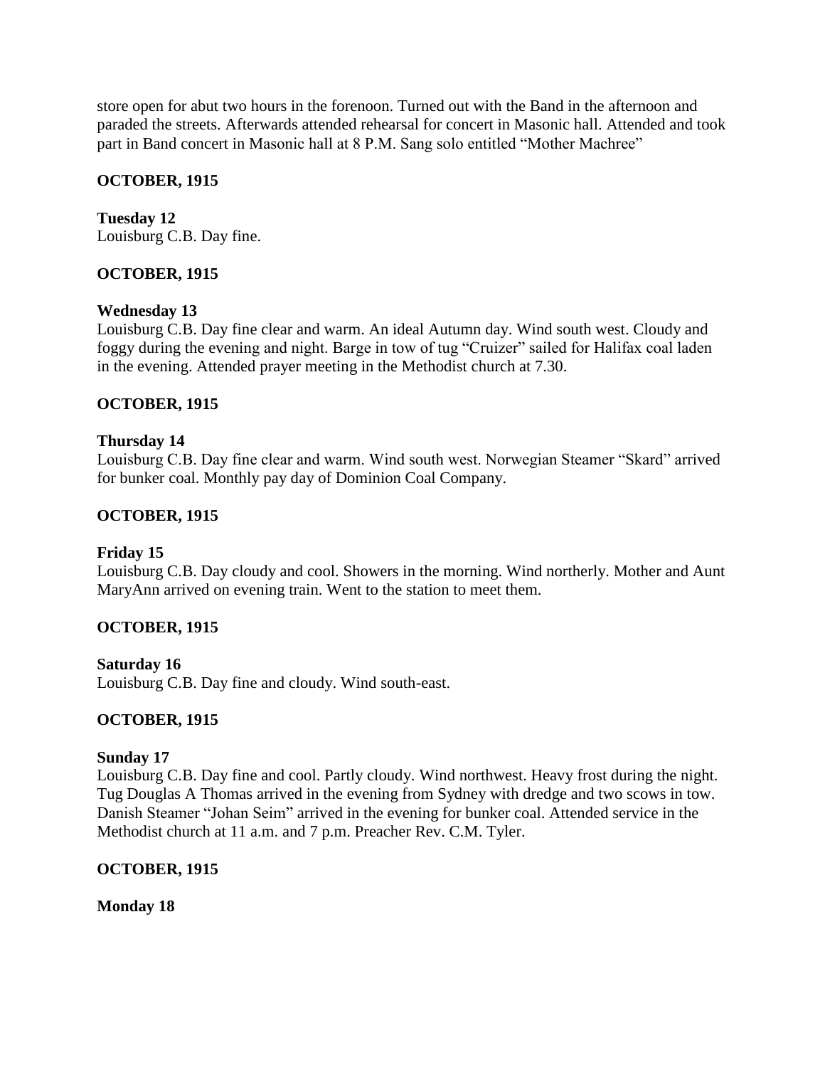store open for abut two hours in the forenoon. Turned out with the Band in the afternoon and paraded the streets. Afterwards attended rehearsal for concert in Masonic hall. Attended and took part in Band concert in Masonic hall at 8 P.M. Sang solo entitled "Mother Machree"

**OCTOBER, 1915**

**Tuesday 12**
Louisburg C.B. Day fine.

**OCTOBER, 1915**

**Wednesday 13**
Louisburg C.B. Day fine clear and warm. An ideal Autumn day. Wind south west. Cloudy and foggy during the evening and night. Barge in tow of tug "Cruizer" sailed for Halifax coal laden in the evening. Attended prayer meeting in the Methodist church at 7.30.

**OCTOBER, 1915**

**Thursday 14**
Louisburg C.B. Day fine clear and warm. Wind south west. Norwegian Steamer "Skard" arrived for bunker coal. Monthly pay day of Dominion Coal Company.

**OCTOBER, 1915**

**Friday 15**
Louisburg C.B. Day cloudy and cool. Showers in the morning. Wind northerly. Mother and Aunt MaryAnn arrived on evening train. Went to the station to meet them.

**OCTOBER, 1915**

**Saturday 16**
Louisburg C.B. Day fine and cloudy. Wind south-east.

**OCTOBER, 1915**

**Sunday 17**
Louisburg C.B. Day fine and cool. Partly cloudy. Wind northwest. Heavy frost during the night. Tug Douglas A Thomas arrived in the evening from Sydney with dredge and two scows in tow. Danish Steamer "Johan Seim" arrived in the evening for bunker coal. Attended service in the Methodist church at 11 a.m. and 7 p.m. Preacher Rev. C.M. Tyler.

**OCTOBER, 1915**

**Monday 18**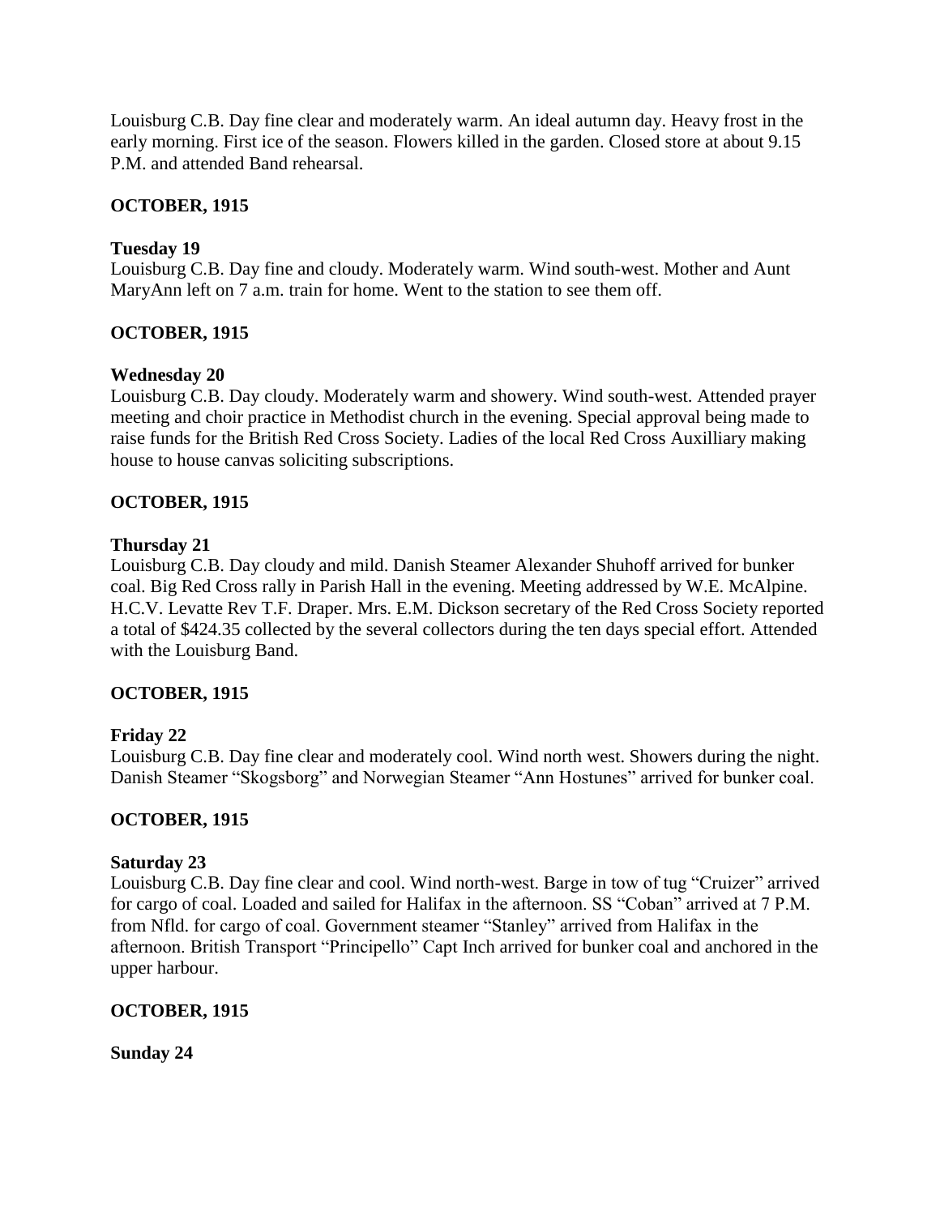Louisburg C.B. Day fine clear and moderately warm. An ideal autumn day. Heavy frost in the early morning. First ice of the season. Flowers killed in the garden. Closed store at about 9.15 P.M. and attended Band rehearsal.

**OCTOBER, 1915**

**Tuesday 19**
Louisburg C.B. Day fine and cloudy. Moderately warm. Wind south-west. Mother and Aunt MaryAnn left on 7 a.m. train for home. Went to the station to see them off.

**OCTOBER, 1915**

**Wednesday 20**
Louisburg C.B. Day cloudy. Moderately warm and showery. Wind south-west. Attended prayer meeting and choir practice in Methodist church in the evening. Special approval being made to raise funds for the British Red Cross Society. Ladies of the local Red Cross Auxilliary making house to house canvas soliciting subscriptions.

**OCTOBER, 1915**

**Thursday 21**
Louisburg C.B. Day cloudy and mild. Danish Steamer Alexander Shuhoff arrived for bunker coal. Big Red Cross rally in Parish Hall in the evening. Meeting addressed by W.E. McAlpine. H.C.V. Levatte Rev T.F. Draper. Mrs. E.M. Dickson secretary of the Red Cross Society reported a total of $424.35 collected by the several collectors during the ten days special effort. Attended with the Louisburg Band.

**OCTOBER, 1915**

**Friday 22**
Louisburg C.B. Day fine clear and moderately cool. Wind north west. Showers during the night. Danish Steamer "Skogsborg" and Norwegian Steamer "Ann Hostunes" arrived for bunker coal.

**OCTOBER, 1915**

**Saturday 23**
Louisburg C.B. Day fine clear and cool. Wind north-west. Barge in tow of tug "Cruizer" arrived for cargo of coal. Loaded and sailed for Halifax in the afternoon. SS "Coban" arrived at 7 P.M. from Nfld. for cargo of coal. Government steamer "Stanley" arrived from Halifax in the afternoon. British Transport "Principello" Capt Inch arrived for bunker coal and anchored in the upper harbour.

**OCTOBER, 1915**

**Sunday 24**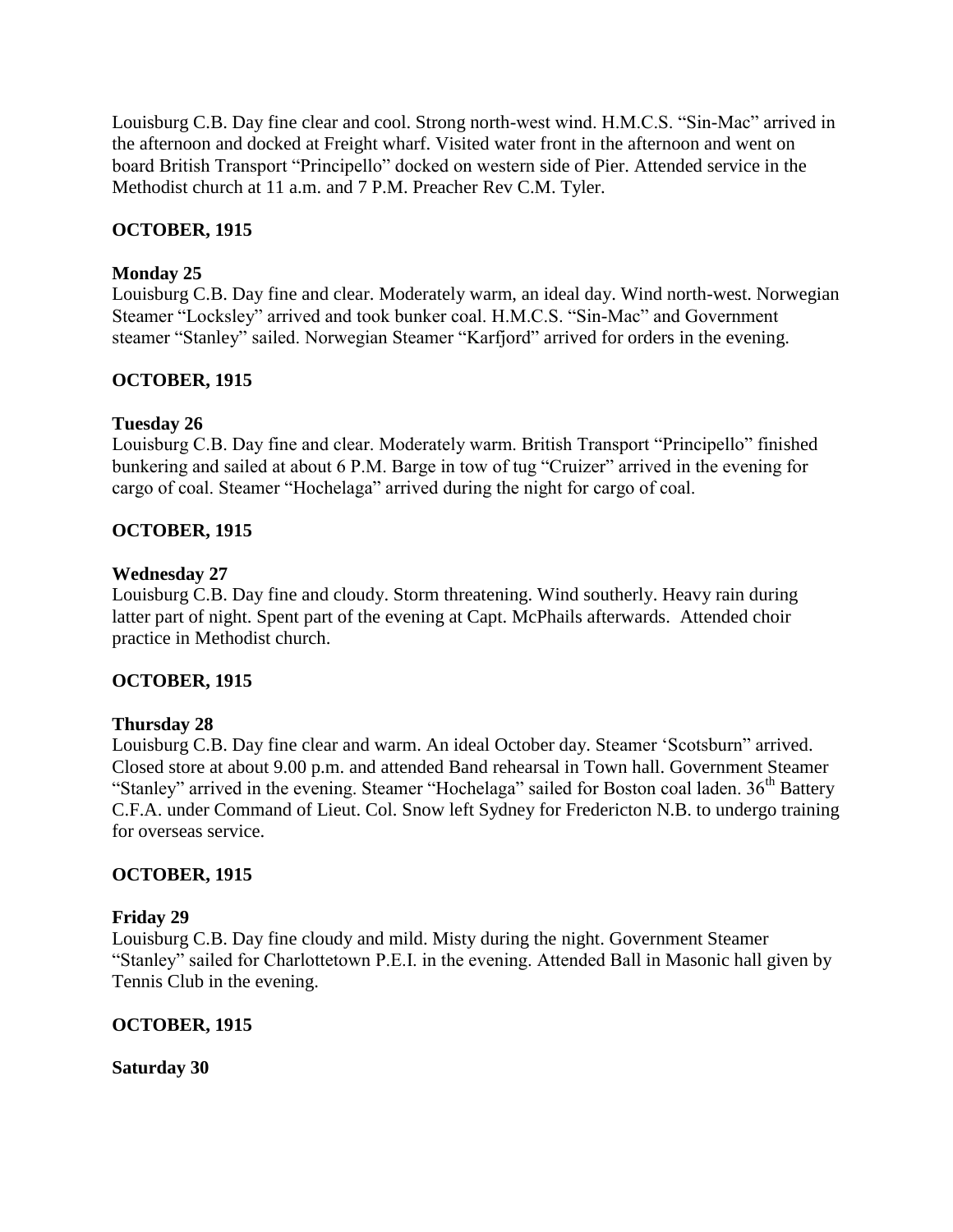Louisburg C.B. Day fine clear and cool. Strong north-west wind. H.M.C.S. "Sin-Mac" arrived in the afternoon and docked at Freight wharf. Visited water front in the afternoon and went on board British Transport "Principello" docked on western side of Pier. Attended service in the Methodist church at 11 a.m. and 7 P.M. Preacher Rev C.M. Tyler.

**OCTOBER, 1915**

**Monday 25**

Louisburg C.B. Day fine and clear. Moderately warm, an ideal day. Wind north-west. Norwegian Steamer "Locksley" arrived and took bunker coal. H.M.C.S. "Sin-Mac" and Government steamer "Stanley" sailed. Norwegian Steamer "Karfjord" arrived for orders in the evening.

**OCTOBER, 1915**

**Tuesday 26**

Louisburg C.B. Day fine and clear. Moderately warm. British Transport "Principello" finished bunkering and sailed at about 6 P.M. Barge in tow of tug "Cruizer" arrived in the evening for cargo of coal. Steamer "Hochelaga" arrived during the night for cargo of coal.

**OCTOBER, 1915**

**Wednesday 27**

Louisburg C.B. Day fine and cloudy. Storm threatening. Wind southerly. Heavy rain during latter part of night. Spent part of the evening at Capt. McPhails afterwards. Attended choir practice in Methodist church.

**OCTOBER, 1915**

**Thursday 28**

Louisburg C.B. Day fine clear and warm. An ideal October day. Steamer 'Scotsburn" arrived. Closed store at about 9.00 p.m. and attended Band rehearsal in Town hall. Government Steamer "Stanley" arrived in the evening. Steamer "Hochelaga" sailed for Boston coal laden. 36th Battery C.F.A. under Command of Lieut. Col. Snow left Sydney for Fredericton N.B. to undergo training for overseas service.

**OCTOBER, 1915**

**Friday 29**

Louisburg C.B. Day fine cloudy and mild. Misty during the night. Government Steamer "Stanley" sailed for Charlottetown P.E.I. in the evening. Attended Ball in Masonic hall given by Tennis Club in the evening.

**OCTOBER, 1915**

**Saturday 30**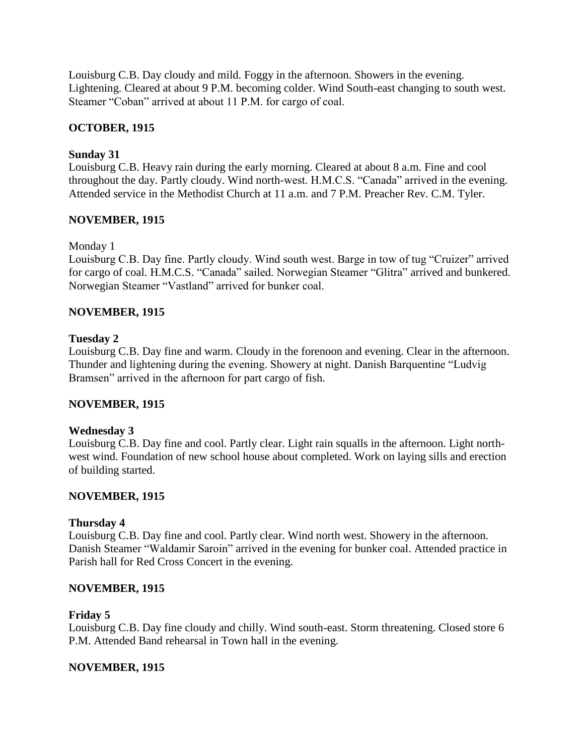Louisburg C.B. Day cloudy and mild. Foggy in the afternoon. Showers in the evening. Lightening. Cleared at about 9 P.M. becoming colder. Wind South-east changing to south west. Steamer "Coban" arrived at about 11 P.M. for cargo of coal.

**OCTOBER, 1915**

**Sunday 31**

Louisburg C.B. Heavy rain during the early morning. Cleared at about 8 a.m. Fine and cool throughout the day. Partly cloudy. Wind north-west. H.M.C.S. "Canada" arrived in the evening. Attended service in the Methodist Church at 11 a.m. and 7 P.M. Preacher Rev. C.M. Tyler.

**NOVEMBER, 1915**

Monday 1

Louisburg C.B. Day fine. Partly cloudy. Wind south west. Barge in tow of tug "Cruizer" arrived for cargo of coal. H.M.C.S. "Canada" sailed. Norwegian Steamer "Glitra" arrived and bunkered. Norwegian Steamer "Vastland" arrived for bunker coal.

**NOVEMBER, 1915**

**Tuesday 2**

Louisburg C.B. Day fine and warm. Cloudy in the forenoon and evening. Clear in the afternoon. Thunder and lightening during the evening. Showery at night. Danish Barquentine "Ludvig Bramsen" arrived in the afternoon for part cargo of fish.

**NOVEMBER, 1915**

**Wednesday 3**

Louisburg C.B. Day fine and cool. Partly clear. Light rain squalls in the afternoon. Light north-west wind. Foundation of new school house about completed. Work on laying sills and erection of building started.

**NOVEMBER, 1915**

**Thursday 4**

Louisburg C.B. Day fine and cool. Partly clear. Wind north west. Showery in the afternoon. Danish Steamer "Waldamir Saroin" arrived in the evening for bunker coal. Attended practice in Parish hall for Red Cross Concert in the evening.

**NOVEMBER, 1915**

**Friday 5**

Louisburg C.B. Day fine cloudy and chilly. Wind south-east. Storm threatening. Closed store 6 P.M. Attended Band rehearsal in Town hall in the evening.

**NOVEMBER, 1915**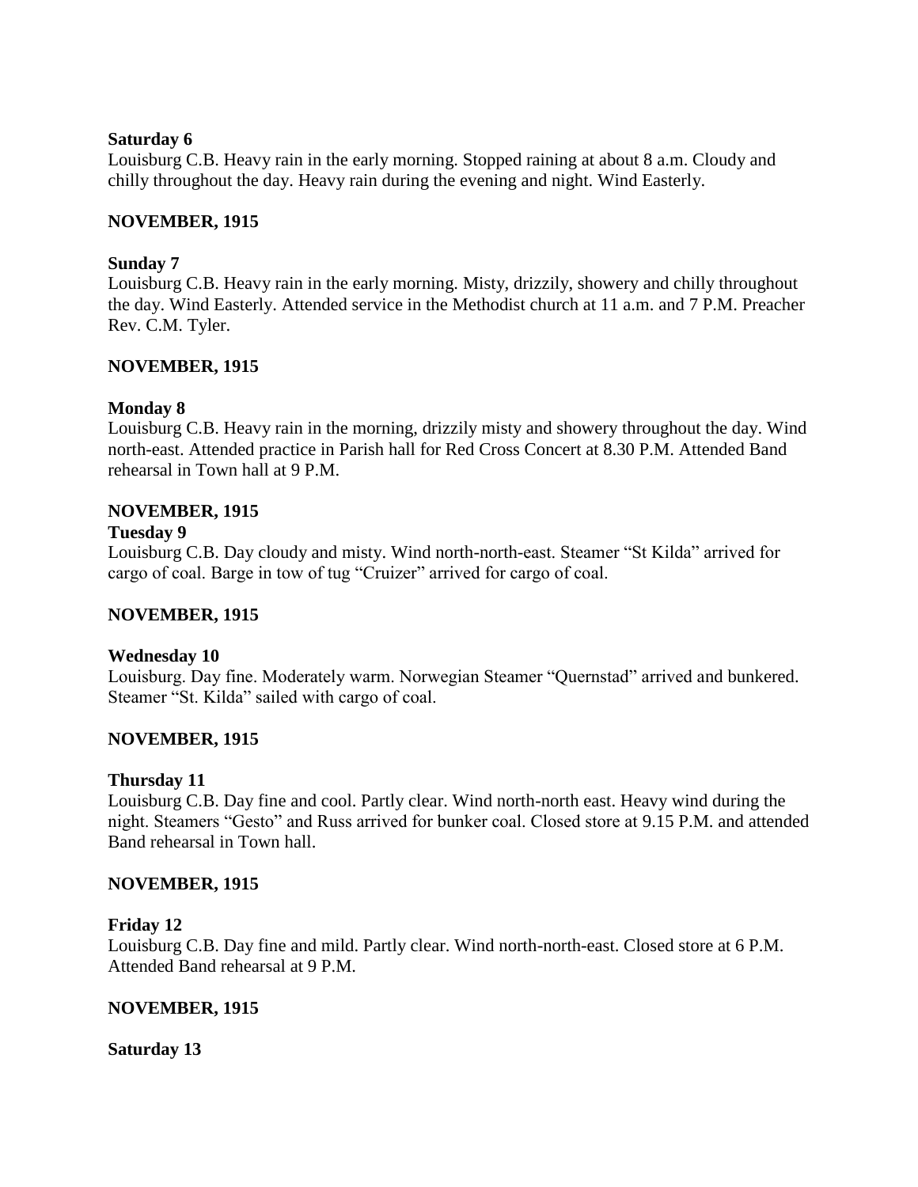**Saturday 6**

Louisburg C.B. Heavy rain in the early morning. Stopped raining at about 8 a.m. Cloudy and chilly throughout the day. Heavy rain during the evening and night. Wind Easterly.

**NOVEMBER, 1915**

**Sunday 7**

Louisburg C.B. Heavy rain in the early morning. Misty, drizzily, showery and chilly throughout the day. Wind Easterly. Attended service in the Methodist church at 11 a.m. and 7 P.M. Preacher Rev. C.M. Tyler.

**NOVEMBER, 1915**

**Monday 8**

Louisburg C.B. Heavy rain in the morning, drizzily misty and showery throughout the day. Wind north-east. Attended practice in Parish hall for Red Cross Concert at 8.30 P.M. Attended Band rehearsal in Town hall at 9 P.M.

**NOVEMBER, 1915**

**Tuesday 9**

Louisburg C.B. Day cloudy and misty. Wind north-north-east. Steamer "St Kilda" arrived for cargo of coal. Barge in tow of tug "Cruizer" arrived for cargo of coal.

**NOVEMBER, 1915**

**Wednesday 10**

Louisburg. Day fine. Moderately warm. Norwegian Steamer "Quernstad" arrived and bunkered. Steamer "St. Kilda" sailed with cargo of coal.

**NOVEMBER, 1915**

**Thursday 11**

Louisburg C.B. Day fine and cool. Partly clear. Wind north-north east. Heavy wind during the night. Steamers "Gesto" and Russ arrived for bunker coal. Closed store at 9.15 P.M. and attended Band rehearsal in Town hall.

**NOVEMBER, 1915**

**Friday 12**

Louisburg C.B. Day fine and mild. Partly clear. Wind north-north-east. Closed store at 6 P.M. Attended Band rehearsal at 9 P.M.

**NOVEMBER, 1915**

**Saturday 13**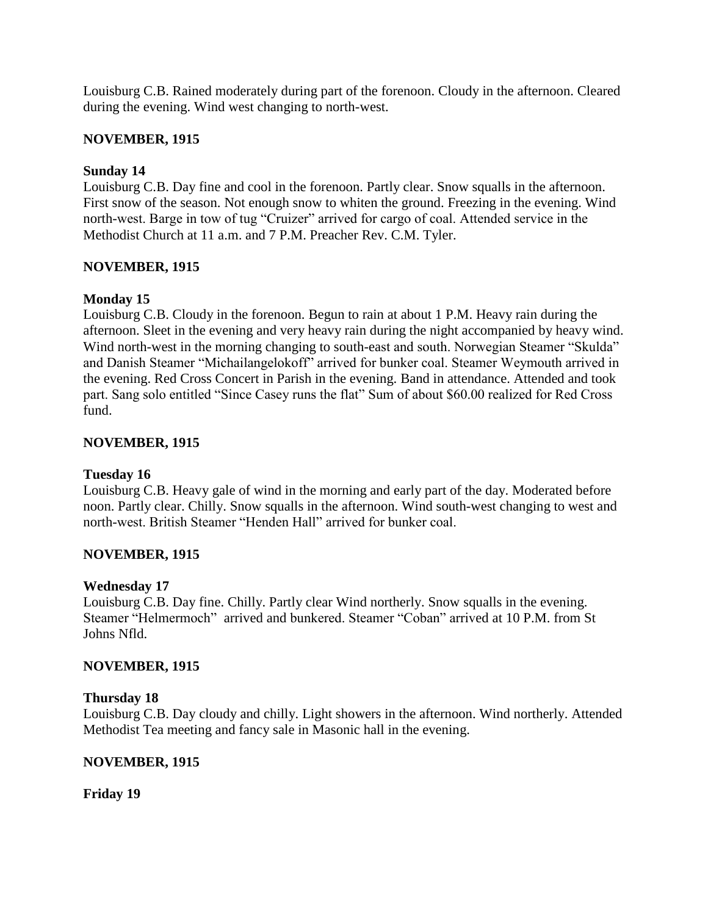Louisburg C.B. Rained moderately during part of the forenoon. Cloudy in the afternoon. Cleared during the evening. Wind west changing to north-west.

**NOVEMBER, 1915**

**Sunday 14**
Louisburg C.B. Day fine and cool in the forenoon. Partly clear. Snow squalls in the afternoon. First snow of the season. Not enough snow to whiten the ground. Freezing in the evening. Wind north-west. Barge in tow of tug "Cruizer" arrived for cargo of coal. Attended service in the Methodist Church at 11 a.m. and 7 P.M. Preacher Rev. C.M. Tyler.

**NOVEMBER, 1915**

**Monday 15**
Louisburg C.B. Cloudy in the forenoon. Begun to rain at about 1 P.M. Heavy rain during the afternoon. Sleet in the evening and very heavy rain during the night accompanied by heavy wind. Wind north-west in the morning changing to south-east and south. Norwegian Steamer "Skulda" and Danish Steamer "Michailangelokoff" arrived for bunker coal. Steamer Weymouth arrived in the evening. Red Cross Concert in Parish in the evening. Band in attendance. Attended and took part. Sang solo entitled "Since Casey runs the flat" Sum of about $60.00 realized for Red Cross fund.

**NOVEMBER, 1915**

**Tuesday 16**
Louisburg C.B. Heavy gale of wind in the morning and early part of the day. Moderated before noon. Partly clear. Chilly. Snow squalls in the afternoon. Wind south-west changing to west and north-west. British Steamer "Henden Hall" arrived for bunker coal.

**NOVEMBER, 1915**

**Wednesday 17**
Louisburg C.B. Day fine. Chilly. Partly clear Wind northerly. Snow squalls in the evening. Steamer "Helmermoch" arrived and bunkered. Steamer "Coban" arrived at 10 P.M. from St Johns Nfld.

**NOVEMBER, 1915**

**Thursday 18**
Louisburg C.B. Day cloudy and chilly. Light showers in the afternoon. Wind northerly. Attended Methodist Tea meeting and fancy sale in Masonic hall in the evening.

**NOVEMBER, 1915**

**Friday 19**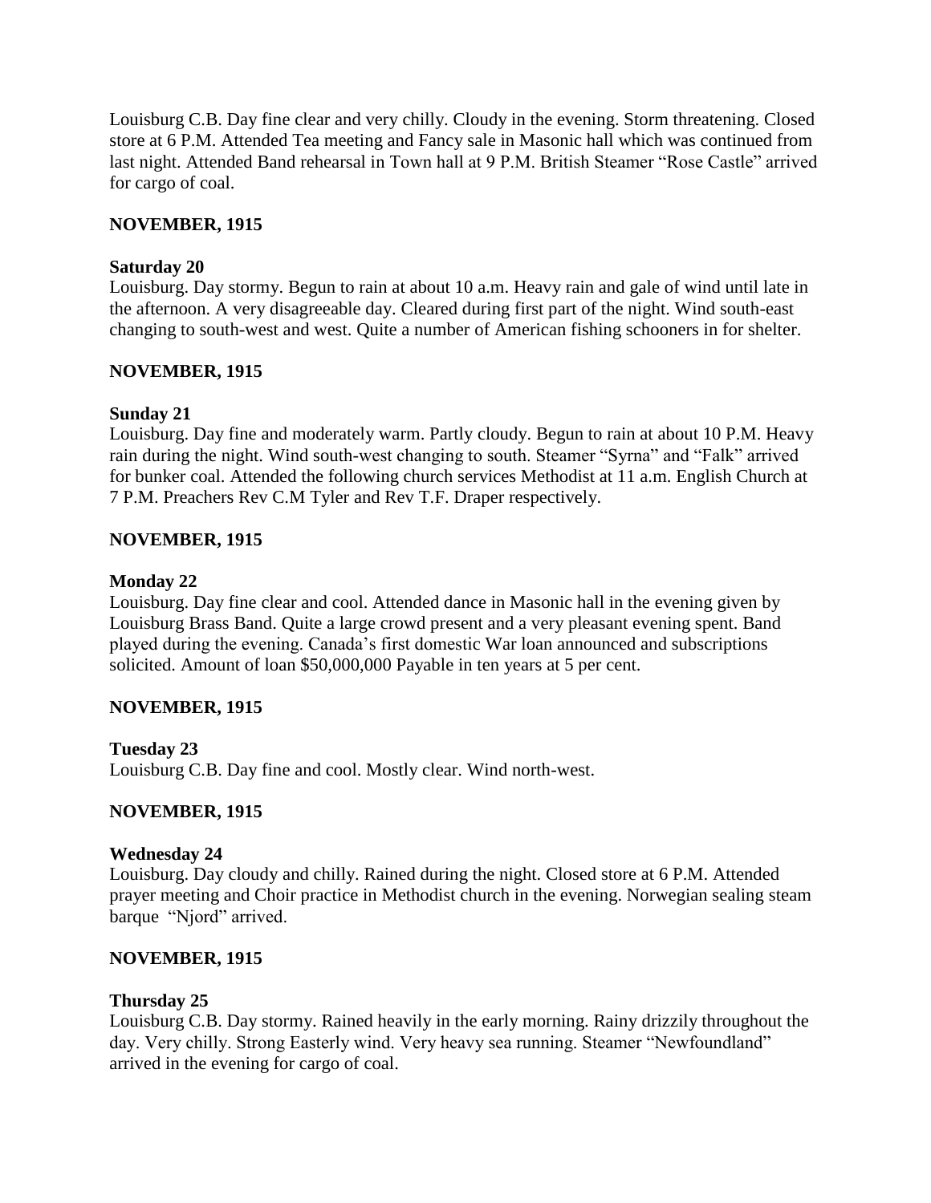Louisburg C.B. Day fine clear and very chilly. Cloudy in the evening. Storm threatening. Closed store at 6 P.M. Attended Tea meeting and Fancy sale in Masonic hall which was continued from last night. Attended Band rehearsal in Town hall at 9 P.M. British Steamer "Rose Castle" arrived for cargo of coal.

**NOVEMBER, 1915**

**Saturday 20**

Louisburg. Day stormy. Begun to rain at about 10 a.m. Heavy rain and gale of wind until late in the afternoon. A very disagreeable day. Cleared during first part of the night. Wind south-east changing to south-west and west. Quite a number of American fishing schooners in for shelter.

**NOVEMBER, 1915**

**Sunday 21**

Louisburg. Day fine and moderately warm. Partly cloudy. Begun to rain at about 10 P.M. Heavy rain during the night. Wind south-west changing to south. Steamer "Syrna" and "Falk" arrived for bunker coal. Attended the following church services Methodist at 11 a.m. English Church at 7 P.M. Preachers Rev C.M Tyler and Rev T.F. Draper respectively.

**NOVEMBER, 1915**

**Monday 22**

Louisburg. Day fine clear and cool. Attended dance in Masonic hall in the evening given by Louisburg Brass Band. Quite a large crowd present and a very pleasant evening spent. Band played during the evening. Canada's first domestic War loan announced and subscriptions solicited. Amount of loan $50,000,000 Payable in ten years at 5 per cent.

**NOVEMBER, 1915**

**Tuesday 23**

Louisburg C.B. Day fine and cool. Mostly clear. Wind north-west.

**NOVEMBER, 1915**

**Wednesday 24**

Louisburg. Day cloudy and chilly. Rained during the night. Closed store at 6 P.M. Attended prayer meeting and Choir practice in Methodist church in the evening. Norwegian sealing steam barque "Njord" arrived.

**NOVEMBER, 1915**

**Thursday 25**

Louisburg C.B. Day stormy. Rained heavily in the early morning. Rainy drizzily throughout the day. Very chilly. Strong Easterly wind. Very heavy sea running. Steamer "Newfoundland" arrived in the evening for cargo of coal.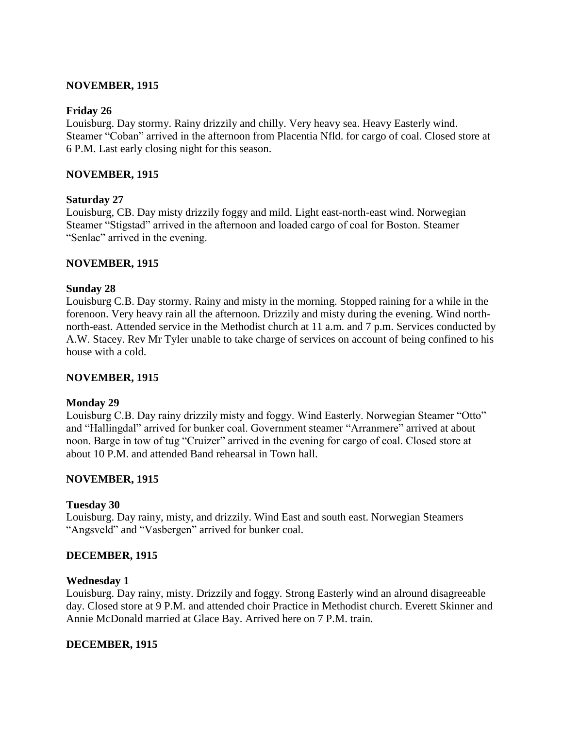**NOVEMBER, 1915**

**Friday 26**

Louisburg. Day stormy. Rainy drizzily and chilly. Very heavy sea. Heavy Easterly wind. Steamer "Coban" arrived in the afternoon from Placentia Nfld. for cargo of coal. Closed store at 6 P.M. Last early closing night for this season.

**NOVEMBER, 1915**

**Saturday 27**

Louisburg, CB. Day misty drizzily foggy and mild. Light east-north-east wind. Norwegian Steamer "Stigstad" arrived in the afternoon and loaded cargo of coal for Boston. Steamer "Senlac" arrived in the evening.

**NOVEMBER, 1915**

**Sunday 28**

Louisburg C.B. Day stormy. Rainy and misty in the morning. Stopped raining for a while in the forenoon. Very heavy rain all the afternoon. Drizzily and misty during the evening. Wind north-north-east. Attended service in the Methodist church at 11 a.m. and 7 p.m. Services conducted by A.W. Stacey. Rev Mr Tyler unable to take charge of services on account of being confined to his house with a cold.

**NOVEMBER, 1915**

**Monday 29**

Louisburg C.B. Day rainy drizzily misty and foggy. Wind Easterly. Norwegian Steamer "Otto" and "Hallingdal" arrived for bunker coal. Government steamer "Arranmere" arrived at about noon. Barge in tow of tug "Cruizer" arrived in the evening for cargo of coal. Closed store at about 10 P.M. and attended Band rehearsal in Town hall.

**NOVEMBER, 1915**

**Tuesday 30**

Louisburg. Day rainy, misty, and drizzily. Wind East and south east. Norwegian Steamers "Angsveld" and "Vasbergen" arrived for bunker coal.

**DECEMBER, 1915**

**Wednesday 1**

Louisburg. Day rainy, misty. Drizzily and foggy. Strong Easterly wind an alround disagreeable day. Closed store at 9 P.M. and attended choir Practice in Methodist church. Everett Skinner and Annie McDonald married at Glace Bay. Arrived here on 7 P.M. train.

**DECEMBER, 1915**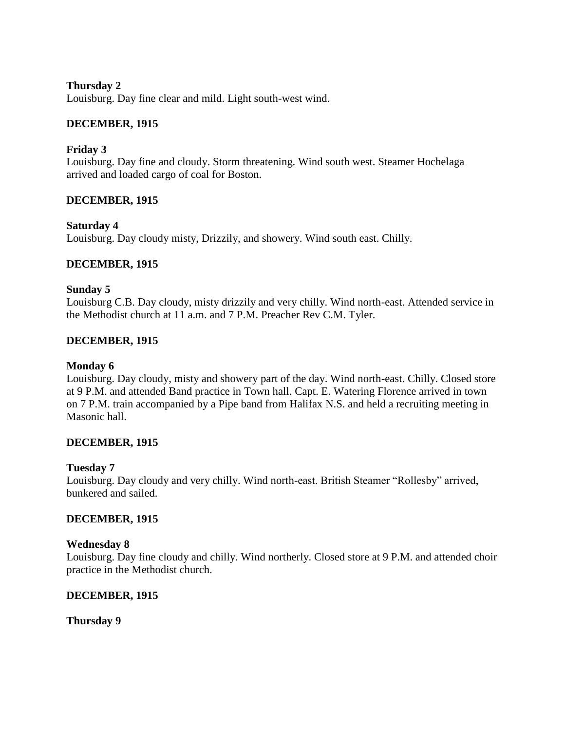**Thursday 2**
Louisburg. Day fine clear and mild. Light south-west wind.

**DECEMBER, 1915**

**Friday 3**
Louisburg. Day fine and cloudy. Storm threatening. Wind south west. Steamer Hochelaga arrived and loaded cargo of coal for Boston.

**DECEMBER, 1915**

**Saturday 4**
Louisburg. Day cloudy misty, Drizzily, and showery. Wind south east. Chilly.

**DECEMBER, 1915**

**Sunday 5**
Louisburg C.B. Day cloudy, misty drizzily and very chilly. Wind north-east. Attended service in the Methodist church at 11 a.m. and 7 P.M. Preacher Rev C.M. Tyler.

**DECEMBER, 1915**

**Monday 6**
Louisburg. Day cloudy, misty and showery part of the day. Wind north-east. Chilly. Closed store at 9 P.M. and attended Band practice in Town hall. Capt. E. Watering Florence arrived in town on 7 P.M. train accompanied by a Pipe band from Halifax N.S. and held a recruiting meeting in Masonic hall.

**DECEMBER, 1915**

**Tuesday 7**
Louisburg. Day cloudy and very chilly. Wind north-east. British Steamer "Rollesby" arrived, bunkered and sailed.

**DECEMBER, 1915**

**Wednesday 8**
Louisburg. Day fine cloudy and chilly. Wind northerly. Closed store at 9 P.M. and attended choir practice in the Methodist church.

**DECEMBER, 1915**

**Thursday 9**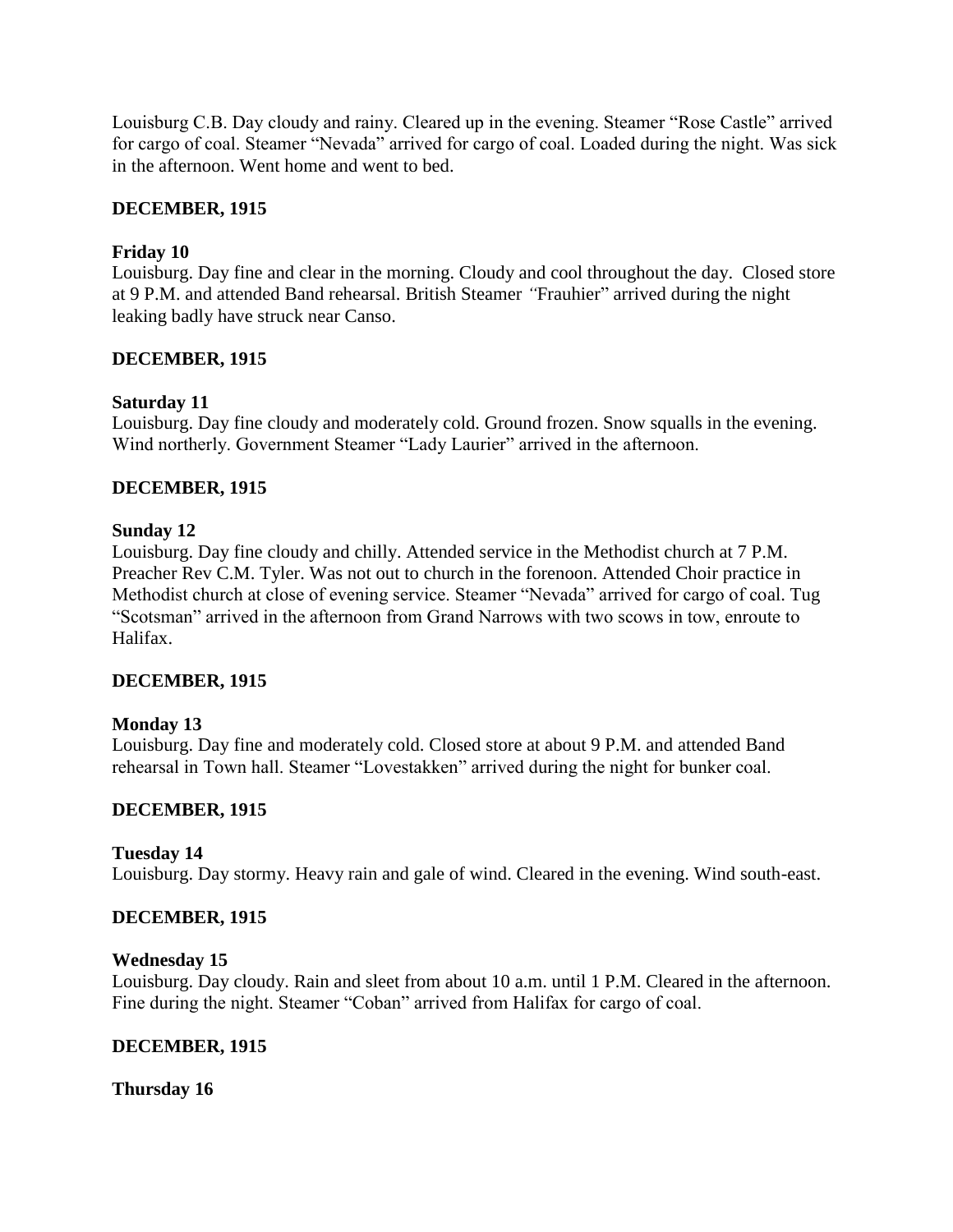Louisburg C.B. Day cloudy and rainy. Cleared up in the evening. Steamer "Rose Castle" arrived for cargo of coal. Steamer "Nevada" arrived for cargo of coal. Loaded during the night. Was sick in the afternoon. Went home and went to bed.

**DECEMBER, 1915**

**Friday 10**

Louisburg. Day fine and clear in the morning. Cloudy and cool throughout the day. Closed store at 9 P.M. and attended Band rehearsal. British Steamer "Frauhier" arrived during the night leaking badly have struck near Canso.

**DECEMBER, 1915**

**Saturday 11**

Louisburg. Day fine cloudy and moderately cold. Ground frozen. Snow squalls in the evening. Wind northerly. Government Steamer "Lady Laurier" arrived in the afternoon.

**DECEMBER, 1915**

**Sunday 12**

Louisburg. Day fine cloudy and chilly. Attended service in the Methodist church at 7 P.M. Preacher Rev C.M. Tyler. Was not out to church in the forenoon. Attended Choir practice in Methodist church at close of evening service. Steamer "Nevada" arrived for cargo of coal. Tug "Scotsman" arrived in the afternoon from Grand Narrows with two scows in tow, enroute to Halifax.

**DECEMBER, 1915**

**Monday 13**

Louisburg. Day fine and moderately cold. Closed store at about 9 P.M. and attended Band rehearsal in Town hall. Steamer "Lovestakken" arrived during the night for bunker coal.

**DECEMBER, 1915**

**Tuesday 14**

Louisburg. Day stormy. Heavy rain and gale of wind. Cleared in the evening. Wind south-east.

**DECEMBER, 1915**

**Wednesday 15**

Louisburg. Day cloudy. Rain and sleet from about 10 a.m. until 1 P.M. Cleared in the afternoon. Fine during the night. Steamer "Coban" arrived from Halifax for cargo of coal.

**DECEMBER, 1915**

**Thursday 16**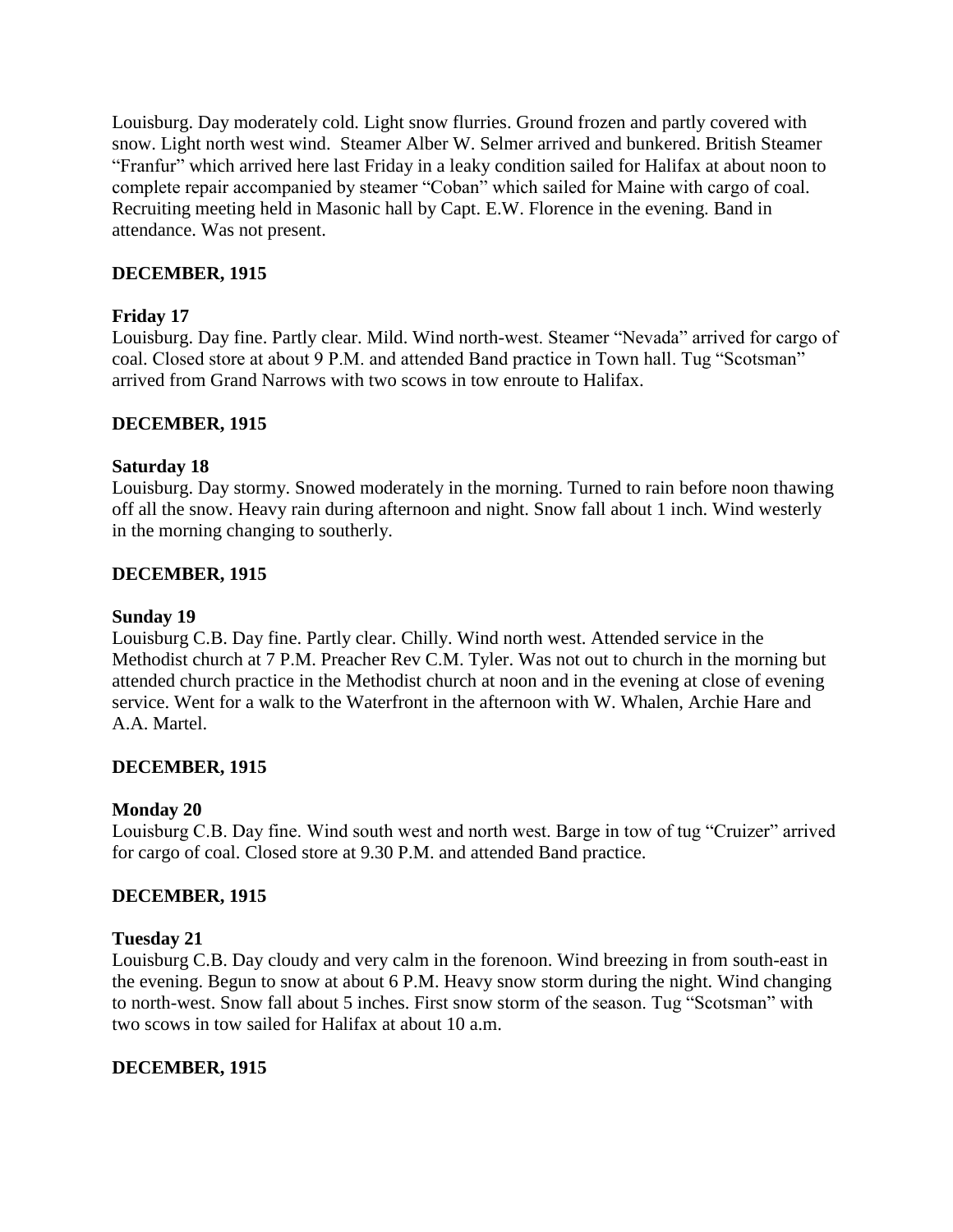Louisburg. Day moderately cold. Light snow flurries. Ground frozen and partly covered with snow. Light north west wind. Steamer Alber W. Selmer arrived and bunkered. British Steamer "Franfur" which arrived here last Friday in a leaky condition sailed for Halifax at about noon to complete repair accompanied by steamer "Coban" which sailed for Maine with cargo of coal. Recruiting meeting held in Masonic hall by Capt. E.W. Florence in the evening. Band in attendance. Was not present.

## DECEMBER, 1915

### Friday 17

Louisburg. Day fine. Partly clear. Mild. Wind north-west. Steamer "Nevada" arrived for cargo of coal. Closed store at about 9 P.M. and attended Band practice in Town hall. Tug "Scotsman" arrived from Grand Narrows with two scows in tow enroute to Halifax.

## DECEMBER, 1915

### Saturday 18

Louisburg. Day stormy. Snowed moderately in the morning. Turned to rain before noon thawing off all the snow. Heavy rain during afternoon and night. Snow fall about 1 inch. Wind westerly in the morning changing to southerly.

## DECEMBER, 1915

### Sunday 19

Louisburg C.B. Day fine. Partly clear. Chilly. Wind north west. Attended service in the Methodist church at 7 P.M. Preacher Rev C.M. Tyler. Was not out to church in the morning but attended church practice in the Methodist church at noon and in the evening at close of evening service. Went for a walk to the Waterfront in the afternoon with W. Whalen, Archie Hare and A.A. Martel.

## DECEMBER, 1915

### Monday 20

Louisburg C.B. Day fine. Wind south west and north west. Barge in tow of tug "Cruizer" arrived for cargo of coal. Closed store at 9.30 P.M. and attended Band practice.

## DECEMBER, 1915

### Tuesday 21

Louisburg C.B. Day cloudy and very calm in the forenoon. Wind breezing in from south-east in the evening. Begun to snow at about 6 P.M. Heavy snow storm during the night. Wind changing to north-west. Snow fall about 5 inches. First snow storm of the season. Tug "Scotsman" with two scows in tow sailed for Halifax at about 10 a.m.

## DECEMBER, 1915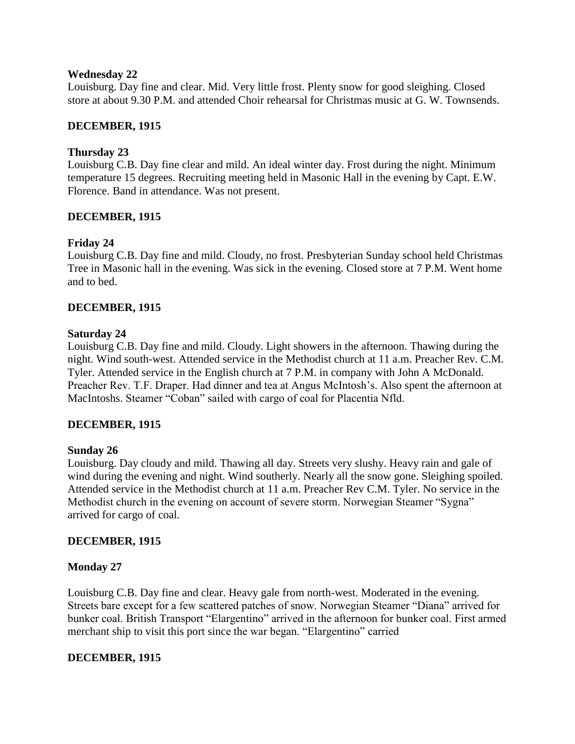**Wednesday 22**

Louisburg. Day fine and clear. Mid. Very little frost. Plenty snow for good sleighing. Closed store at about 9.30 P.M. and attended Choir rehearsal for Christmas music at G. W. Townsends.

**DECEMBER, 1915**

**Thursday 23**

Louisburg C.B. Day fine clear and mild. An ideal winter day. Frost during the night. Minimum temperature 15 degrees. Recruiting meeting held in Masonic Hall in the evening by Capt. E.W. Florence. Band in attendance. Was not present.

**DECEMBER, 1915**

**Friday 24**

Louisburg C.B. Day fine and mild. Cloudy, no frost. Presbyterian Sunday school held Christmas Tree in Masonic hall in the evening. Was sick in the evening. Closed store at 7 P.M. Went home and to bed.

**DECEMBER, 1915**

**Saturday 24**

Louisburg C.B. Day fine and mild. Cloudy. Light showers in the afternoon. Thawing during the night. Wind south-west. Attended service in the Methodist church at 11 a.m. Preacher Rev. C.M. Tyler. Attended service in the English church at 7 P.M. in company with John A McDonald. Preacher Rev. T.F. Draper. Had dinner and tea at Angus McIntosh's. Also spent the afternoon at MacIntoshs. Steamer "Coban" sailed with cargo of coal for Placentia Nfld.

**DECEMBER, 1915**

**Sunday 26**

Louisburg. Day cloudy and mild. Thawing all day. Streets very slushy. Heavy rain and gale of wind during the evening and night. Wind southerly. Nearly all the snow gone. Sleighing spoiled. Attended service in the Methodist church at 11 a.m. Preacher Rev C.M. Tyler. No service in the Methodist church in the evening on account of severe storm. Norwegian Steamer "Sygna" arrived for cargo of coal.

**DECEMBER, 1915**

**Monday 27**

Louisburg C.B. Day fine and clear. Heavy gale from north-west. Moderated in the evening. Streets bare except for a few scattered patches of snow. Norwegian Steamer "Diana" arrived for bunker coal. British Transport "Elargentino" arrived in the afternoon for bunker coal. First armed merchant ship to visit this port since the war began. "Elargentino" carried

**DECEMBER, 1915**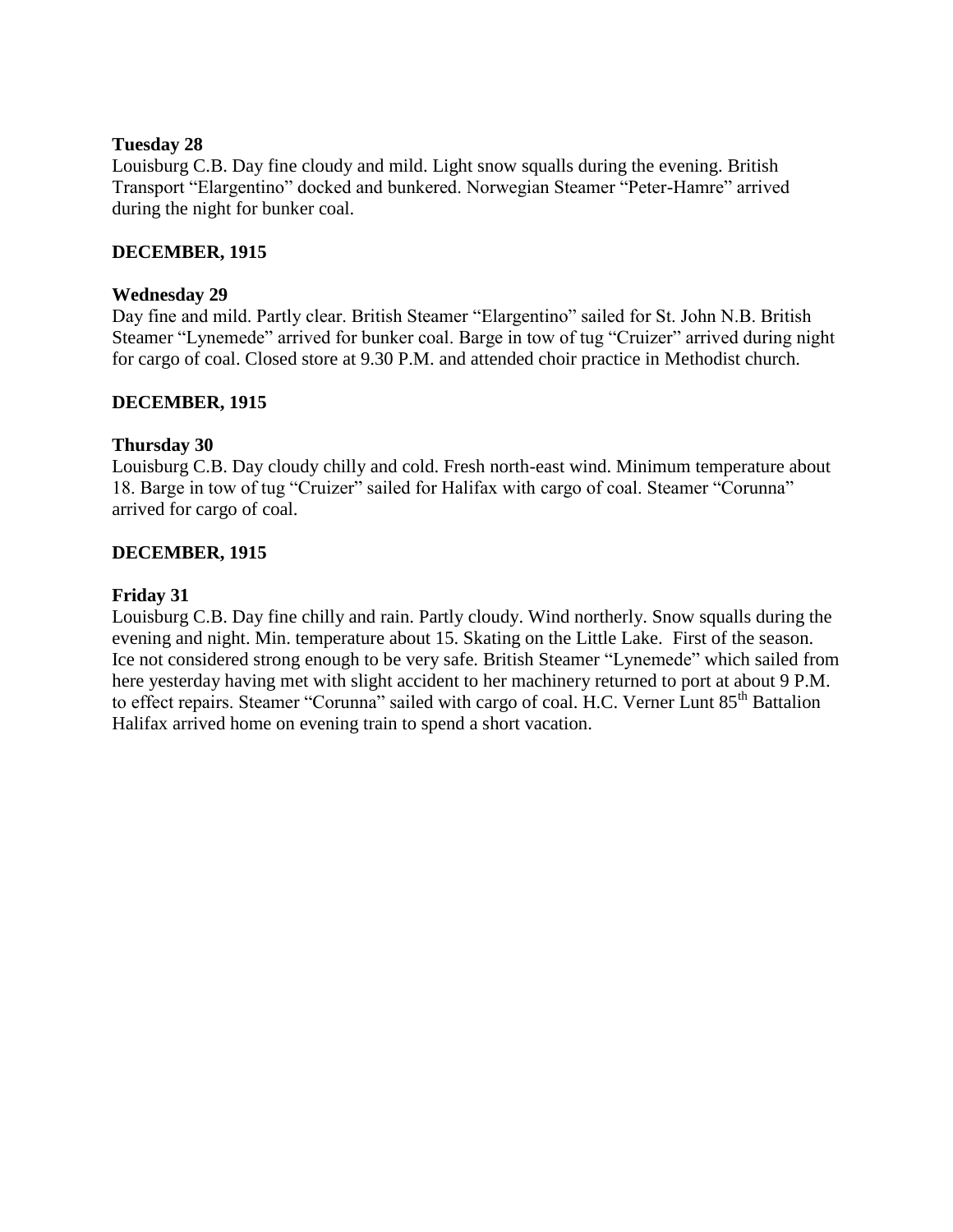**Tuesday 28**
Louisburg C.B. Day fine cloudy and mild. Light snow squalls during the evening. British Transport "Elargentino" docked and bunkered. Norwegian Steamer "Peter-Hamre" arrived during the night for bunker coal.

**DECEMBER, 1915**

**Wednesday 29**
Day fine and mild. Partly clear. British Steamer "Elargentino" sailed for St. John N.B. British Steamer "Lynemede" arrived for bunker coal. Barge in tow of tug "Cruizer" arrived during night for cargo of coal. Closed store at 9.30 P.M. and attended choir practice in Methodist church.

**DECEMBER, 1915**

**Thursday 30**
Louisburg C.B. Day cloudy chilly and cold. Fresh north-east wind. Minimum temperature about 18. Barge in tow of tug "Cruizer" sailed for Halifax with cargo of coal. Steamer "Corunna" arrived for cargo of coal.

**DECEMBER, 1915**

**Friday 31**
Louisburg C.B. Day fine chilly and rain. Partly cloudy. Wind northerly. Snow squalls during the evening and night. Min. temperature about 15. Skating on the Little Lake. First of the season. Ice not considered strong enough to be very safe. British Steamer "Lynemede" which sailed from here yesterday having met with slight accident to her machinery returned to port at about 9 P.M. to effect repairs. Steamer "Corunna" sailed with cargo of coal. H.C. Verner Lunt 85th Battalion Halifax arrived home on evening train to spend a short vacation.